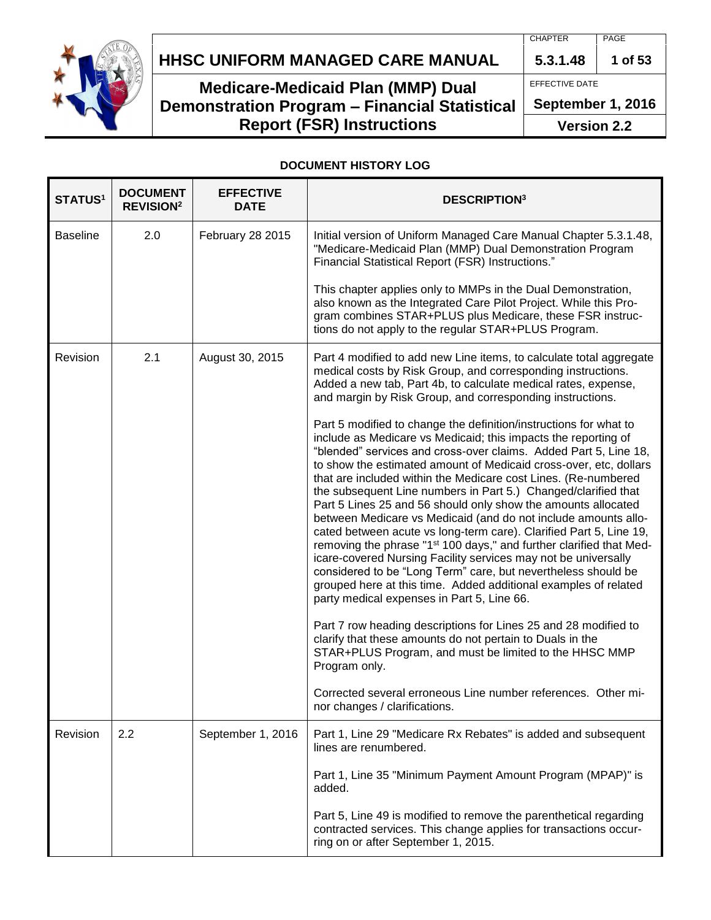# HHSC UNIFORM MANAGED CARE MANUAL

| CHAPTER | PAGE |
|---|---|
| 5.3.1.48 | 1 of 53 |

## Medicare-Medicaid Plan (MMP) Dual Demonstration Program – Financial Statistical Report (FSR) Instructions

EFFECTIVE DATE: **September 1, 2016**

**Version 2.2**

### DOCUMENT HISTORY LOG

| STATUS[1] | DOCUMENT REVISION[2] | EFFECTIVE DATE | DESCRIPTION[3] |
|---|---|---|---|
| Baseline | 2.0 | February 28 2015 | Initial version of Uniform Managed Care Manual Chapter 5.3.1.48, "Medicare-Medicaid Plan (MMP) Dual Demonstration Program Financial Statistical Report (FSR) Instructions."<br><br>This chapter applies only to MMPs in the Dual Demonstration, also known as the Integrated Care Pilot Project. While this Program combines STAR+PLUS plus Medicare, these FSR instructions do not apply to the regular STAR+PLUS Program. |
| Revision | 2.1 | August 30, 2015 | Part 4 modified to add new Line items, to calculate total aggregate medical costs by Risk Group, and corresponding instructions. Added a new tab, Part 4b, to calculate medical rates, expense, and margin by Risk Group, and corresponding instructions.<br><br>Part 5 modified to change the definition/instructions for what to include as Medicare vs Medicaid; this impacts the reporting of "blended" services and cross-over claims. Added Part 5, Line 18, to show the estimated amount of Medicaid cross-over, etc, dollars that are included within the Medicare cost Lines. (Re-numbered the subsequent Line numbers in Part 5.) Changed/clarified that Part 5 Lines 25 and 56 should only show the amounts allocated between Medicare vs Medicaid (and do not include amounts allocated between acute vs long-term care). Clarified Part 5, Line 19, removing the phrase "1st 100 days," and further clarified that Medicare-covered Nursing Facility services may not be universally considered to be "Long Term" care, but nevertheless should be grouped here at this time. Added additional examples of related party medical expenses in Part 5, Line 66.<br><br>Part 7 row heading descriptions for Lines 25 and 28 modified to clarify that these amounts do not pertain to Duals in the STAR+PLUS Program, and must be limited to the HHSC MMP Program only.<br><br>Corrected several erroneous Line number references. Other minor changes / clarifications. |
| Revision | 2.2 | September 1, 2016 | Part 1, Line 29 "Medicare Rx Rebates" is added and subsequent lines are renumbered.<br><br>Part 1, Line 35 "Minimum Payment Amount Program (MPAP)" is added.<br><br>Part 5, Line 49 is modified to remove the parenthetical regarding contracted services. This change applies for transactions occurring on or after September 1, 2015. |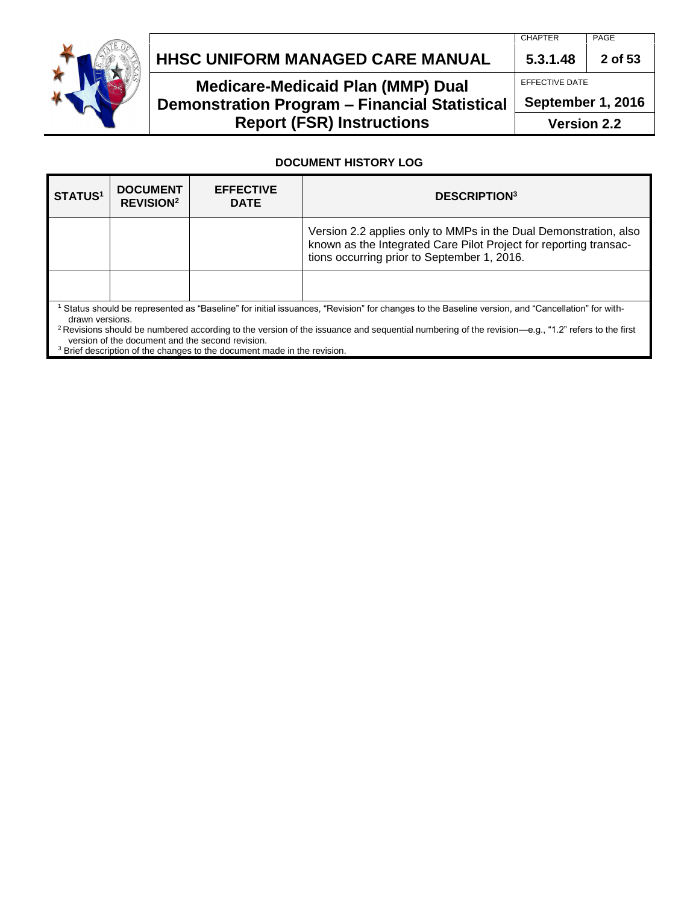**DOCUMENT HISTORY LOG**

| STATUS[1] | DOCUMENT REVISION[2] | EFFECTIVE DATE | DESCRIPTION[3] |
|---|---|---|---|
| | | | Version 2.2 applies only to MMPs in the Dual Demonstration, also known as the Integrated Care Pilot Project for reporting transactions occurring prior to September 1, 2016. |
| | | | |

[1] Status should be represented as "Baseline" for initial issuances, "Revision" for changes to the Baseline version, and "Cancellation" for withdrawn versions.

[2] Revisions should be numbered according to the version of the issuance and sequential numbering of the revision—e.g., "1.2" refers to the first version of the document and the second revision.

[3] Brief description of the changes to the document made in the revision.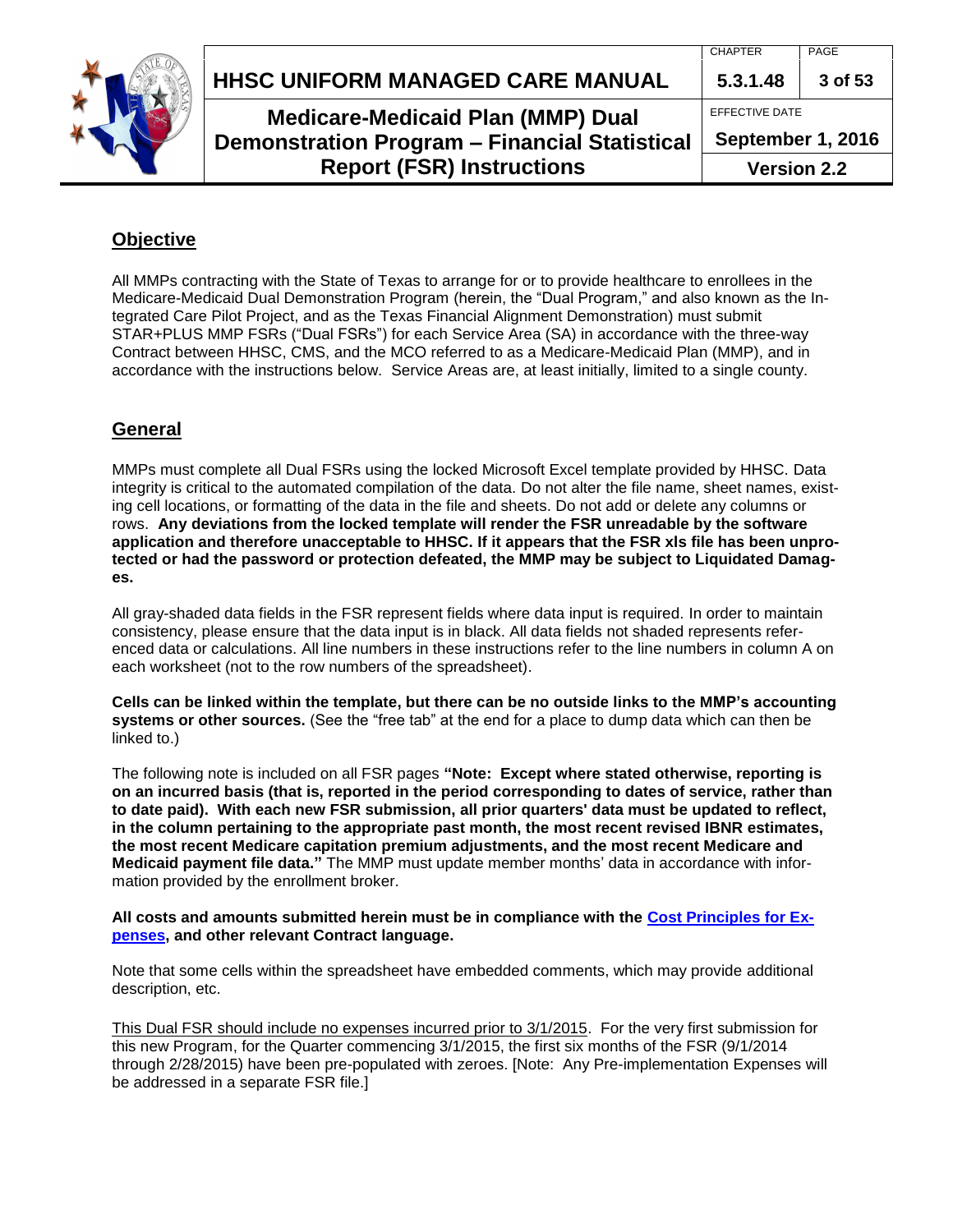## Objective

All MMPs contracting with the State of Texas to arrange for or to provide healthcare to enrollees in the Medicare-Medicaid Dual Demonstration Program (herein, the "Dual Program," and also known as the Integrated Care Pilot Project, and as the Texas Financial Alignment Demonstration) must submit STAR+PLUS MMP FSRs ("Dual FSRs") for each Service Area (SA) in accordance with the three-way Contract between HHSC, CMS, and the MCO referred to as a Medicare-Medicaid Plan (MMP), and in accordance with the instructions below. Service Areas are, at least initially, limited to a single county.

## General

MMPs must complete all Dual FSRs using the locked Microsoft Excel template provided by HHSC. Data integrity is critical to the automated compilation of the data. Do not alter the file name, sheet names, existing cell locations, or formatting of the data in the file and sheets. Do not add or delete any columns or rows. **Any deviations from the locked template will render the FSR unreadable by the software application and therefore unacceptable to HHSC. If it appears that the FSR xls file has been unprotected or had the password or protection defeated, the MMP may be subject to Liquidated Damages.**

All gray-shaded data fields in the FSR represent fields where data input is required. In order to maintain consistency, please ensure that the data input is in black. All data fields not shaded represents referenced data or calculations. All line numbers in these instructions refer to the line numbers in column A on each worksheet (not to the row numbers of the spreadsheet).

**Cells can be linked within the template, but there can be no outside links to the MMP's accounting systems or other sources.** (See the "free tab" at the end for a place to dump data which can then be linked to.)

The following note is included on all FSR pages **"Note: Except where stated otherwise, reporting is on an incurred basis (that is, reported in the period corresponding to dates of service, rather than to date paid). With each new FSR submission, all prior quarters' data must be updated to reflect, in the column pertaining to the appropriate past month, the most recent revised IBNR estimates, the most recent Medicare capitation premium adjustments, and the most recent Medicare and Medicaid payment file data."** The MMP must update member months' data in accordance with information provided by the enrollment broker.

**All costs and amounts submitted herein must be in compliance with the Cost Principles for Expenses, and other relevant Contract language.**

Note that some cells within the spreadsheet have embedded comments, which may provide additional description, etc.

<u>This Dual FSR should include no expenses incurred prior to 3/1/2015</u>. For the very first submission for this new Program, for the Quarter commencing 3/1/2015, the first six months of the FSR (9/1/2014 through 2/28/2015) have been pre-populated with zeroes. [Note: Any Pre-implementation Expenses will be addressed in a separate FSR file.]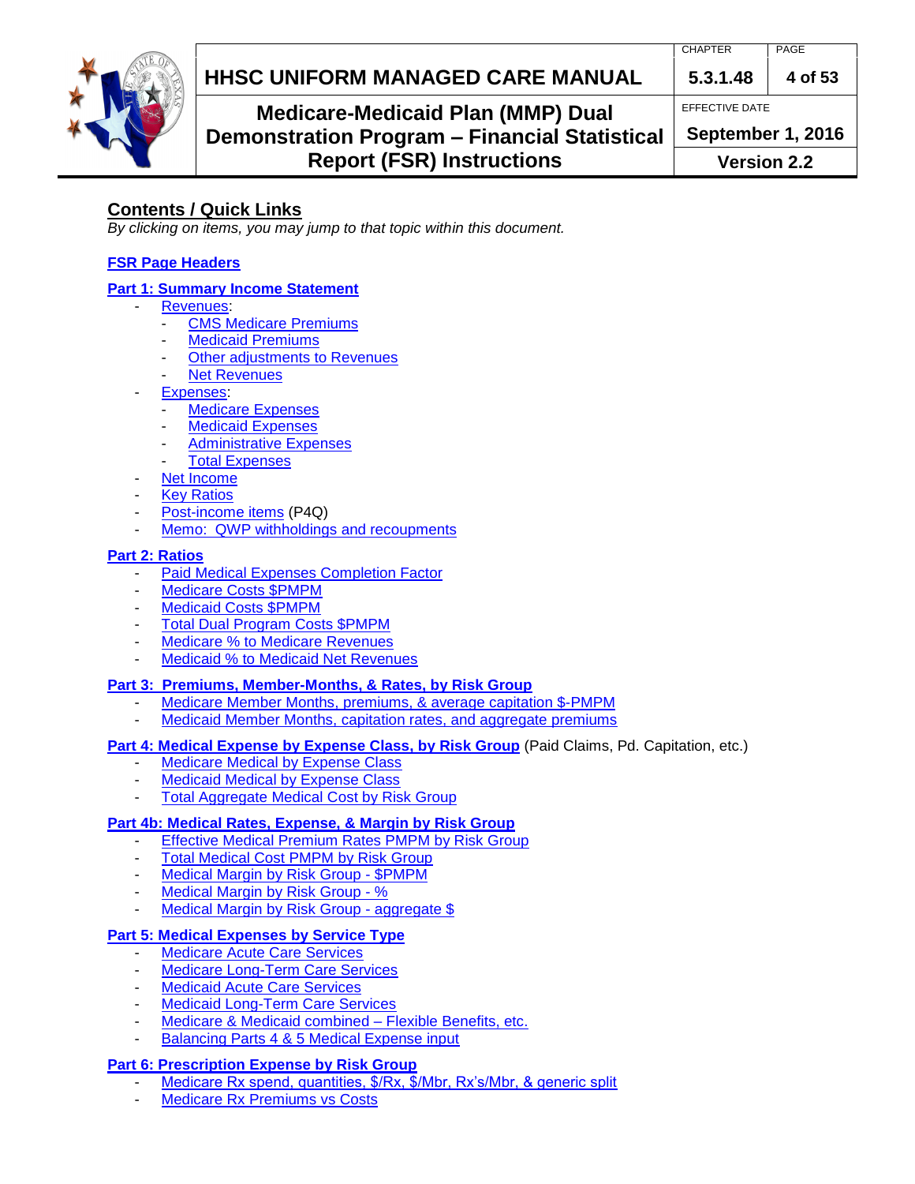## Contents / Quick Links

*By clicking on items, you may jump to that topic within this document.*

**FSR Page Headers**

**Part 1: Summary Income Statement**

- Revenues:
  - CMS Medicare Premiums
  - Medicaid Premiums
  - Other adjustments to Revenues
  - Net Revenues
- Expenses:
  - Medicare Expenses
  - Medicaid Expenses
  - Administrative Expenses
  - Total Expenses
- Net Income
- Key Ratios
- Post-income items (P4Q)
- Memo: QWP withholdings and recoupments

**Part 2: Ratios**

- Paid Medical Expenses Completion Factor
- Medicare Costs $PMPM
- Medicaid Costs $PMPM
- Total Dual Program Costs $PMPM
- Medicare % to Medicare Revenues
- Medicaid % to Medicaid Net Revenues

**Part 3: Premiums, Member-Months, & Rates, by Risk Group**

- Medicare Member Months, premiums, & average capitation $-PMPM
- Medicaid Member Months, capitation rates, and aggregate premiums

**Part 4: Medical Expense by Expense Class, by Risk Group** (Paid Claims, Pd. Capitation, etc.)

- Medicare Medical by Expense Class
- Medicaid Medical by Expense Class
- Total Aggregate Medical Cost by Risk Group

**Part 4b: Medical Rates, Expense, & Margin by Risk Group**

- Effective Medical Premium Rates PMPM by Risk Group
- Total Medical Cost PMPM by Risk Group
- Medical Margin by Risk Group - $PMPM
- Medical Margin by Risk Group - %
- Medical Margin by Risk Group - aggregate $

**Part 5: Medical Expenses by Service Type**

- Medicare Acute Care Services
- Medicare Long-Term Care Services
- Medicaid Acute Care Services
- Medicaid Long-Term Care Services
- Medicare & Medicaid combined – Flexible Benefits, etc.
- Balancing Parts 4 & 5 Medical Expense input

**Part 6: Prescription Expense by Risk Group**

- Medicare Rx spend, quantities, $/Rx, $/Mbr, Rx's/Mbr, & generic split
- Medicare Rx Premiums vs Costs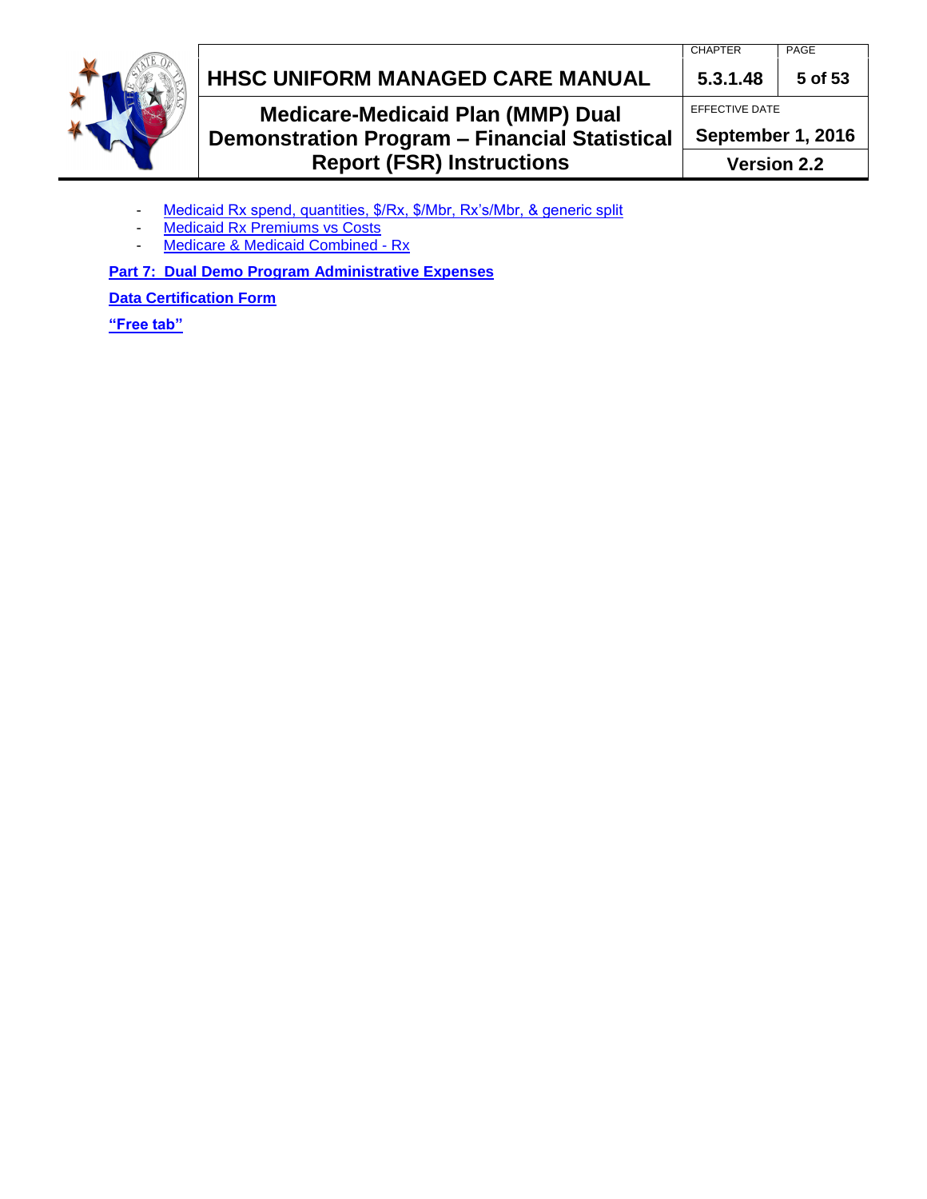- Medicaid Rx spend, quantities, $/Rx, $/Mbr, Rx's/Mbr, & generic split
- Medicaid Rx Premiums vs Costs
- Medicare & Medicaid Combined - Rx

**Part 7: Dual Demo Program Administrative Expenses**

**Data Certification Form**

**"Free tab"**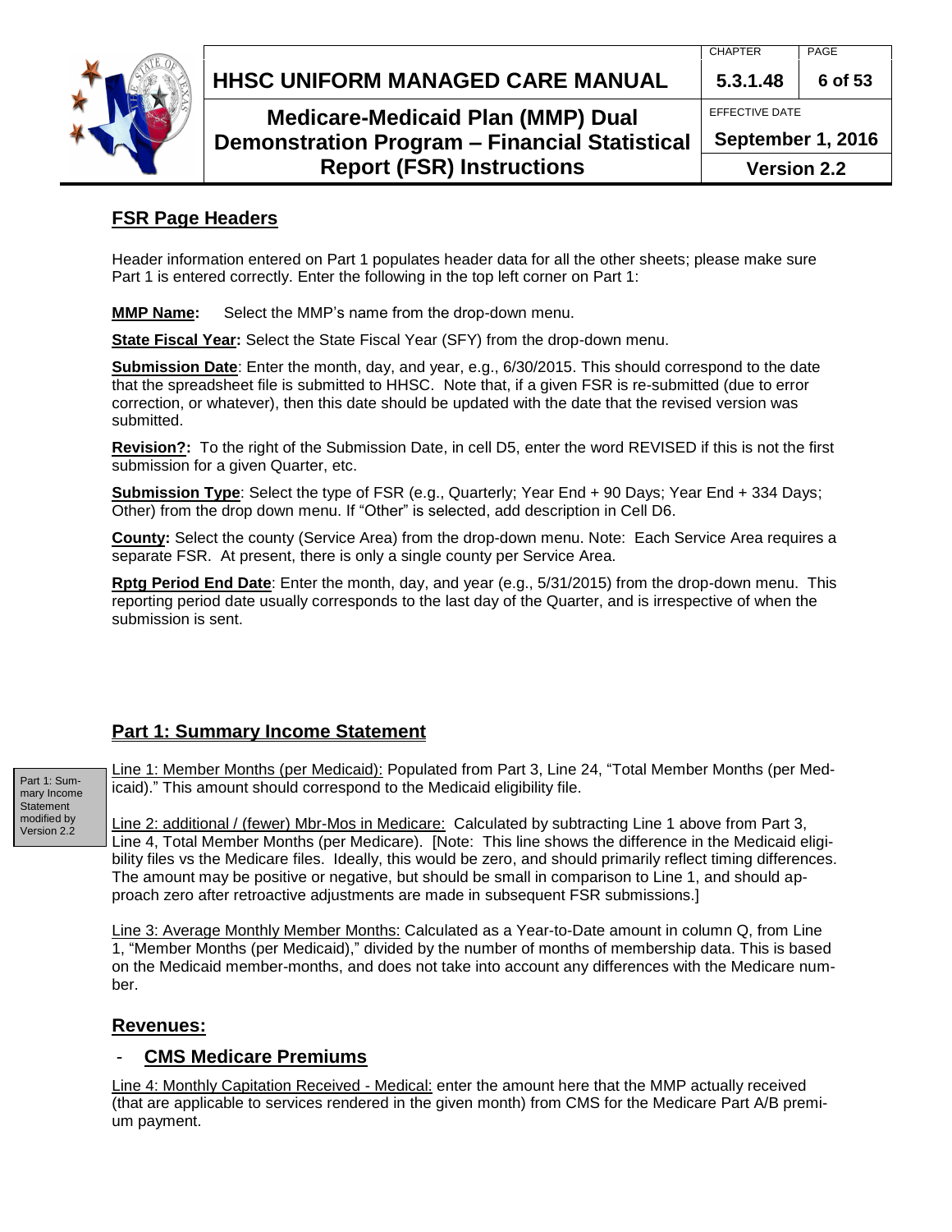## FSR Page Headers

Header information entered on Part 1 populates header data for all the other sheets; please make sure Part 1 is entered correctly. Enter the following in the top left corner on Part 1:

**MMP Name:** Select the MMP's name from the drop-down menu.

**State Fiscal Year:** Select the State Fiscal Year (SFY) from the drop-down menu.

**Submission Date**: Enter the month, day, and year, e.g., 6/30/2015. This should correspond to the date that the spreadsheet file is submitted to HHSC. Note that, if a given FSR is re-submitted (due to error correction, or whatever), then this date should be updated with the date that the revised version was submitted.

**Revision?:** To the right of the Submission Date, in cell D5, enter the word REVISED if this is not the first submission for a given Quarter, etc.

**Submission Type**: Select the type of FSR (e.g., Quarterly; Year End + 90 Days; Year End + 334 Days; Other) from the drop down menu. If "Other" is selected, add description in Cell D6.

**County:** Select the county (Service Area) from the drop-down menu. Note: Each Service Area requires a separate FSR. At present, there is only a single county per Service Area.

**Rptg Period End Date**: Enter the month, day, and year (e.g., 5/31/2015) from the drop-down menu. This reporting period date usually corresponds to the last day of the Quarter, and is irrespective of when the submission is sent.

## Part 1: Summary Income Statement

Part 1: Summary Income Statement modified by Version 2.2

Line 1: Member Months (per Medicaid): Populated from Part 3, Line 24, "Total Member Months (per Medicaid)." This amount should correspond to the Medicaid eligibility file.

Line 2: additional / (fewer) Mbr-Mos in Medicare: Calculated by subtracting Line 1 above from Part 3, Line 4, Total Member Months (per Medicare). [Note: This line shows the difference in the Medicaid eligibility files vs the Medicare files. Ideally, this would be zero, and should primarily reflect timing differences. The amount may be positive or negative, but should be small in comparison to Line 1, and should approach zero after retroactive adjustments are made in subsequent FSR submissions.]

Line 3: Average Monthly Member Months: Calculated as a Year-to-Date amount in column Q, from Line 1, "Member Months (per Medicaid)," divided by the number of months of membership data. This is based on the Medicaid member-months, and does not take into account any differences with the Medicare number.

## Revenues:

### - CMS Medicare Premiums

Line 4: Monthly Capitation Received - Medical: enter the amount here that the MMP actually received (that are applicable to services rendered in the given month) from CMS for the Medicare Part A/B premium payment.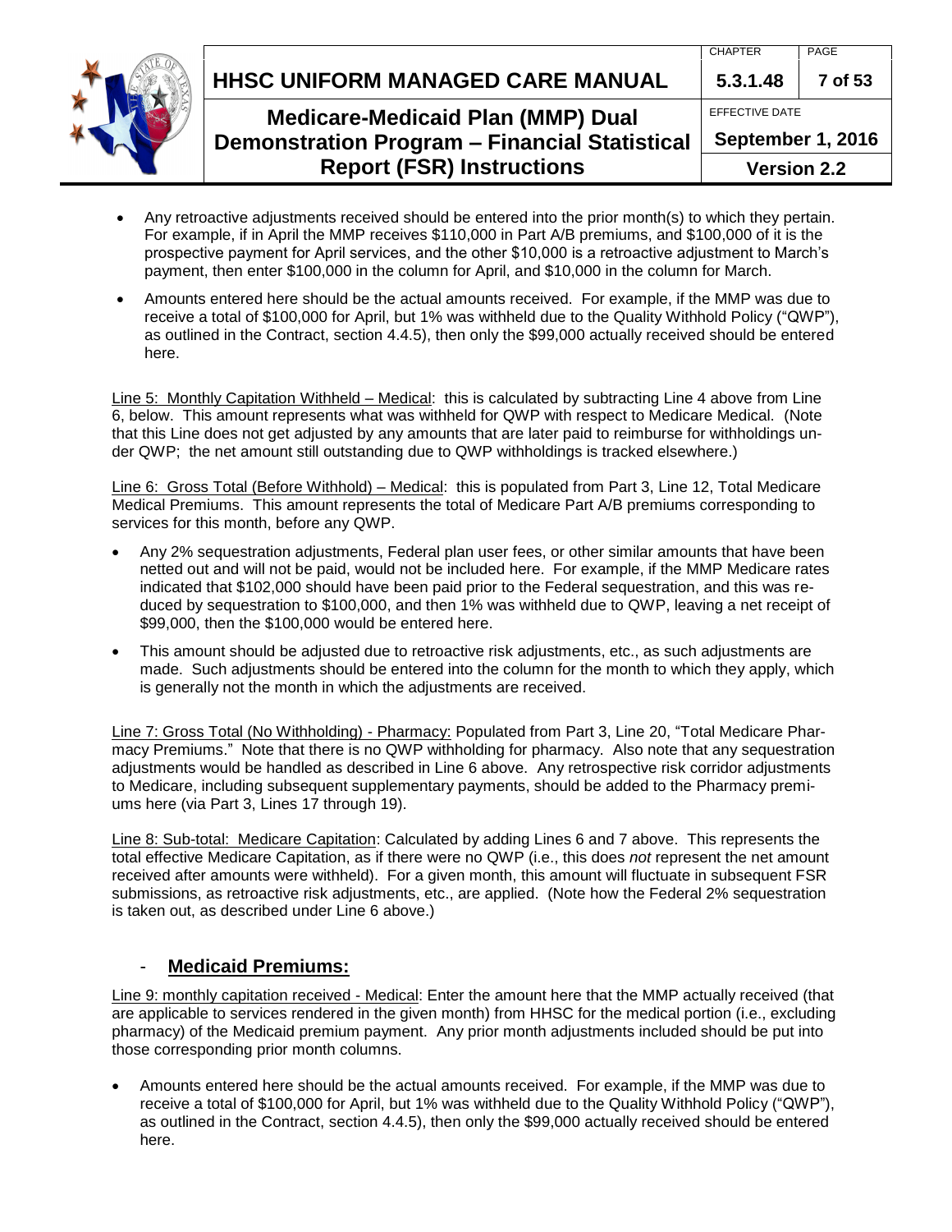- Any retroactive adjustments received should be entered into the prior month(s) to which they pertain. For example, if in April the MMP receives $110,000 in Part A/B premiums, and $100,000 of it is the prospective payment for April services, and the other $10,000 is a retroactive adjustment to March's payment, then enter $100,000 in the column for April, and $10,000 in the column for March.
- Amounts entered here should be the actual amounts received. For example, if the MMP was due to receive a total of $100,000 for April, but 1% was withheld due to the Quality Withhold Policy ("QWP"), as outlined in the Contract, section 4.4.5), then only the $99,000 actually received should be entered here.

Line 5: Monthly Capitation Withheld – Medical: this is calculated by subtracting Line 4 above from Line 6, below. This amount represents what was withheld for QWP with respect to Medicare Medical. (Note that this Line does not get adjusted by any amounts that are later paid to reimburse for withholdings under QWP; the net amount still outstanding due to QWP withholdings is tracked elsewhere.)

Line 6: Gross Total (Before Withhold) – Medical: this is populated from Part 3, Line 12, Total Medicare Medical Premiums. This amount represents the total of Medicare Part A/B premiums corresponding to services for this month, before any QWP.

- Any 2% sequestration adjustments, Federal plan user fees, or other similar amounts that have been netted out and will not be paid, would not be included here. For example, if the MMP Medicare rates indicated that $102,000 should have been paid prior to the Federal sequestration, and this was reduced by sequestration to $100,000, and then 1% was withheld due to QWP, leaving a net receipt of $99,000, then the $100,000 would be entered here.
- This amount should be adjusted due to retroactive risk adjustments, etc., as such adjustments are made. Such adjustments should be entered into the column for the month to which they apply, which is generally not the month in which the adjustments are received.

Line 7: Gross Total (No Withholding) - Pharmacy: Populated from Part 3, Line 20, "Total Medicare Pharmacy Premiums." Note that there is no QWP withholding for pharmacy. Also note that any sequestration adjustments would be handled as described in Line 6 above. Any retrospective risk corridor adjustments to Medicare, including subsequent supplementary payments, should be added to the Pharmacy premiums here (via Part 3, Lines 17 through 19).

Line 8: Sub-total: Medicare Capitation: Calculated by adding Lines 6 and 7 above. This represents the total effective Medicare Capitation, as if there were no QWP (i.e., this does *not* represent the net amount received after amounts were withheld). For a given month, this amount will fluctuate in subsequent FSR submissions, as retroactive risk adjustments, etc., are applied. (Note how the Federal 2% sequestration is taken out, as described under Line 6 above.)

## - **Medicaid Premiums:**

Line 9: monthly capitation received - Medical: Enter the amount here that the MMP actually received (that are applicable to services rendered in the given month) from HHSC for the medical portion (i.e., excluding pharmacy) of the Medicaid premium payment. Any prior month adjustments included should be put into those corresponding prior month columns.

- Amounts entered here should be the actual amounts received. For example, if the MMP was due to receive a total of $100,000 for April, but 1% was withheld due to the Quality Withhold Policy ("QWP"), as outlined in the Contract, section 4.4.5), then only the $99,000 actually received should be entered here.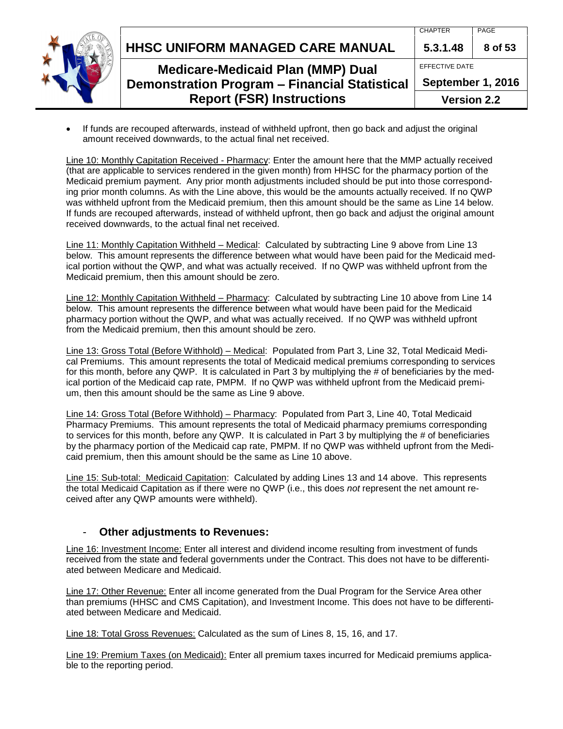- If funds are recouped afterwards, instead of withheld upfront, then go back and adjust the original amount received downwards, to the actual final net received.

Line 10: Monthly Capitation Received - Pharmacy: Enter the amount here that the MMP actually received (that are applicable to services rendered in the given month) from HHSC for the pharmacy portion of the Medicaid premium payment. Any prior month adjustments included should be put into those corresponding prior month columns. As with the Line above, this would be the amounts actually received. If no QWP was withheld upfront from the Medicaid premium, then this amount should be the same as Line 14 below. If funds are recouped afterwards, instead of withheld upfront, then go back and adjust the original amount received downwards, to the actual final net received.

Line 11: Monthly Capitation Withheld – Medical: Calculated by subtracting Line 9 above from Line 13 below. This amount represents the difference between what would have been paid for the Medicaid medical portion without the QWP, and what was actually received. If no QWP was withheld upfront from the Medicaid premium, then this amount should be zero.

Line 12: Monthly Capitation Withheld – Pharmacy: Calculated by subtracting Line 10 above from Line 14 below. This amount represents the difference between what would have been paid for the Medicaid pharmacy portion without the QWP, and what was actually received. If no QWP was withheld upfront from the Medicaid premium, then this amount should be zero.

Line 13: Gross Total (Before Withhold) – Medical: Populated from Part 3, Line 32, Total Medicaid Medical Premiums. This amount represents the total of Medicaid medical premiums corresponding to services for this month, before any QWP. It is calculated in Part 3 by multiplying the # of beneficiaries by the medical portion of the Medicaid cap rate, PMPM. If no QWP was withheld upfront from the Medicaid premium, then this amount should be the same as Line 9 above.

Line 14: Gross Total (Before Withhold) – Pharmacy: Populated from Part 3, Line 40, Total Medicaid Pharmacy Premiums. This amount represents the total of Medicaid pharmacy premiums corresponding to services for this month, before any QWP. It is calculated in Part 3 by multiplying the # of beneficiaries by the pharmacy portion of the Medicaid cap rate, PMPM. If no QWP was withheld upfront from the Medicaid premium, then this amount should be the same as Line 10 above.

Line 15: Sub-total: Medicaid Capitation: Calculated by adding Lines 13 and 14 above. This represents the total Medicaid Capitation as if there were no QWP (i.e., this does *not* represent the net amount received after any QWP amounts were withheld).

## - Other adjustments to Revenues:

Line 16: Investment Income: Enter all interest and dividend income resulting from investment of funds received from the state and federal governments under the Contract. This does not have to be differentiated between Medicare and Medicaid.

Line 17: Other Revenue: Enter all income generated from the Dual Program for the Service Area other than premiums (HHSC and CMS Capitation), and Investment Income. This does not have to be differentiated between Medicare and Medicaid.

Line 18: Total Gross Revenues: Calculated as the sum of Lines 8, 15, 16, and 17.

Line 19: Premium Taxes (on Medicaid): Enter all premium taxes incurred for Medicaid premiums applicable to the reporting period.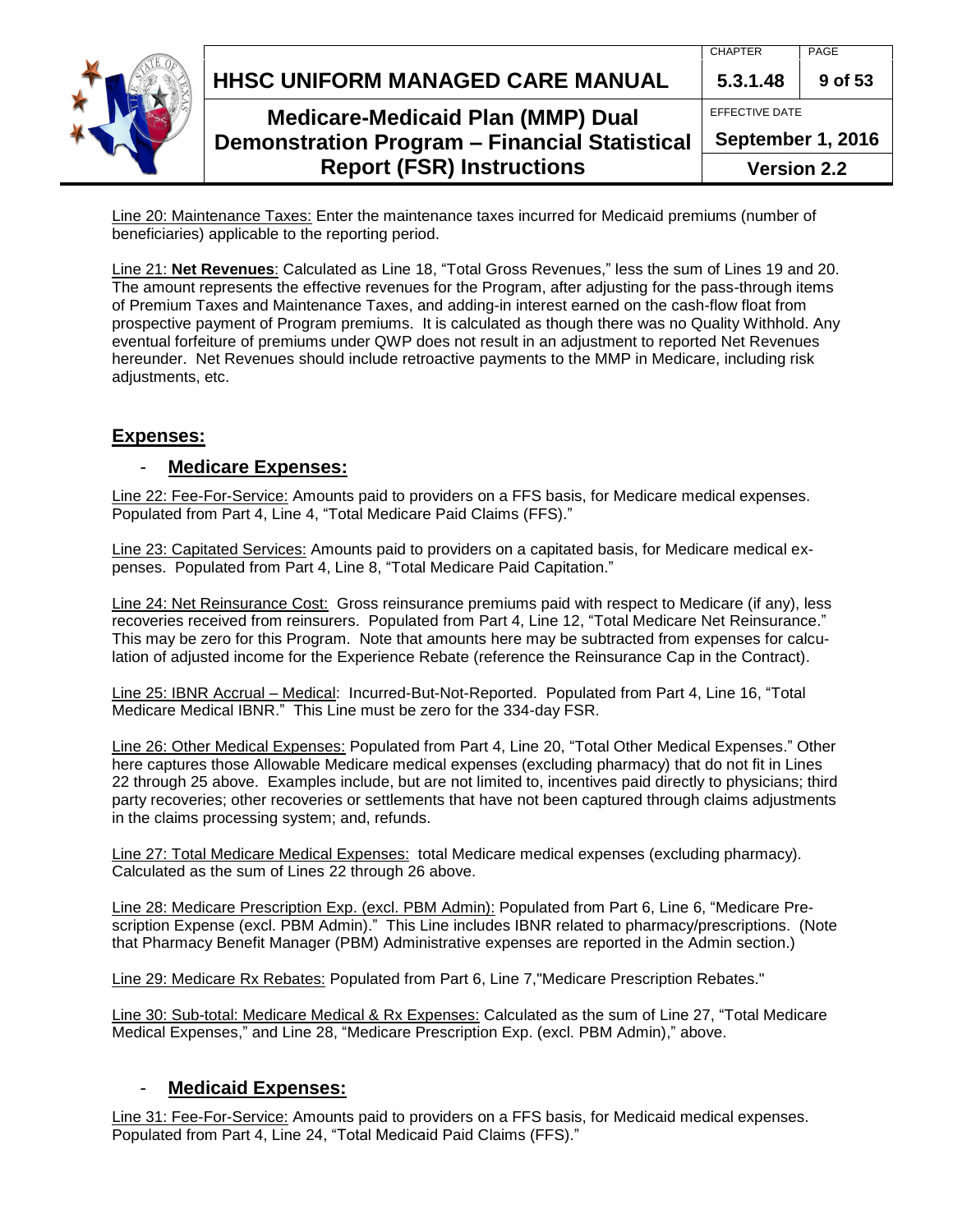Line 20: Maintenance Taxes: Enter the maintenance taxes incurred for Medicaid premiums (number of beneficiaries) applicable to the reporting period.

Line 21: **Net Revenues**: Calculated as Line 18, "Total Gross Revenues," less the sum of Lines 19 and 20. The amount represents the effective revenues for the Program, after adjusting for the pass-through items of Premium Taxes and Maintenance Taxes, and adding-in interest earned on the cash-flow float from prospective payment of Program premiums. It is calculated as though there was no Quality Withhold. Any eventual forfeiture of premiums under QWP does not result in an adjustment to reported Net Revenues hereunder. Net Revenues should include retroactive payments to the MMP in Medicare, including risk adjustments, etc.

## Expenses:

### - Medicare Expenses:

Line 22: Fee-For-Service: Amounts paid to providers on a FFS basis, for Medicare medical expenses. Populated from Part 4, Line 4, "Total Medicare Paid Claims (FFS)."

Line 23: Capitated Services: Amounts paid to providers on a capitated basis, for Medicare medical expenses. Populated from Part 4, Line 8, "Total Medicare Paid Capitation."

Line 24: Net Reinsurance Cost: Gross reinsurance premiums paid with respect to Medicare (if any), less recoveries received from reinsurers. Populated from Part 4, Line 12, "Total Medicare Net Reinsurance." This may be zero for this Program. Note that amounts here may be subtracted from expenses for calculation of adjusted income for the Experience Rebate (reference the Reinsurance Cap in the Contract).

Line 25: IBNR Accrual – Medical: Incurred-But-Not-Reported. Populated from Part 4, Line 16, "Total Medicare Medical IBNR." This Line must be zero for the 334-day FSR.

Line 26: Other Medical Expenses: Populated from Part 4, Line 20, "Total Other Medical Expenses." Other here captures those Allowable Medicare medical expenses (excluding pharmacy) that do not fit in Lines 22 through 25 above. Examples include, but are not limited to, incentives paid directly to physicians; third party recoveries; other recoveries or settlements that have not been captured through claims adjustments in the claims processing system; and, refunds.

Line 27: Total Medicare Medical Expenses: total Medicare medical expenses (excluding pharmacy). Calculated as the sum of Lines 22 through 26 above.

Line 28: Medicare Prescription Exp. (excl. PBM Admin): Populated from Part 6, Line 6, "Medicare Prescription Expense (excl. PBM Admin)." This Line includes IBNR related to pharmacy/prescriptions. (Note that Pharmacy Benefit Manager (PBM) Administrative expenses are reported in the Admin section.)

Line 29: Medicare Rx Rebates: Populated from Part 6, Line 7,"Medicare Prescription Rebates."

Line 30: Sub-total: Medicare Medical & Rx Expenses: Calculated as the sum of Line 27, "Total Medicare Medical Expenses," and Line 28, "Medicare Prescription Exp. (excl. PBM Admin)," above.

### - Medicaid Expenses:

Line 31: Fee-For-Service: Amounts paid to providers on a FFS basis, for Medicaid medical expenses. Populated from Part 4, Line 24, "Total Medicaid Paid Claims (FFS)."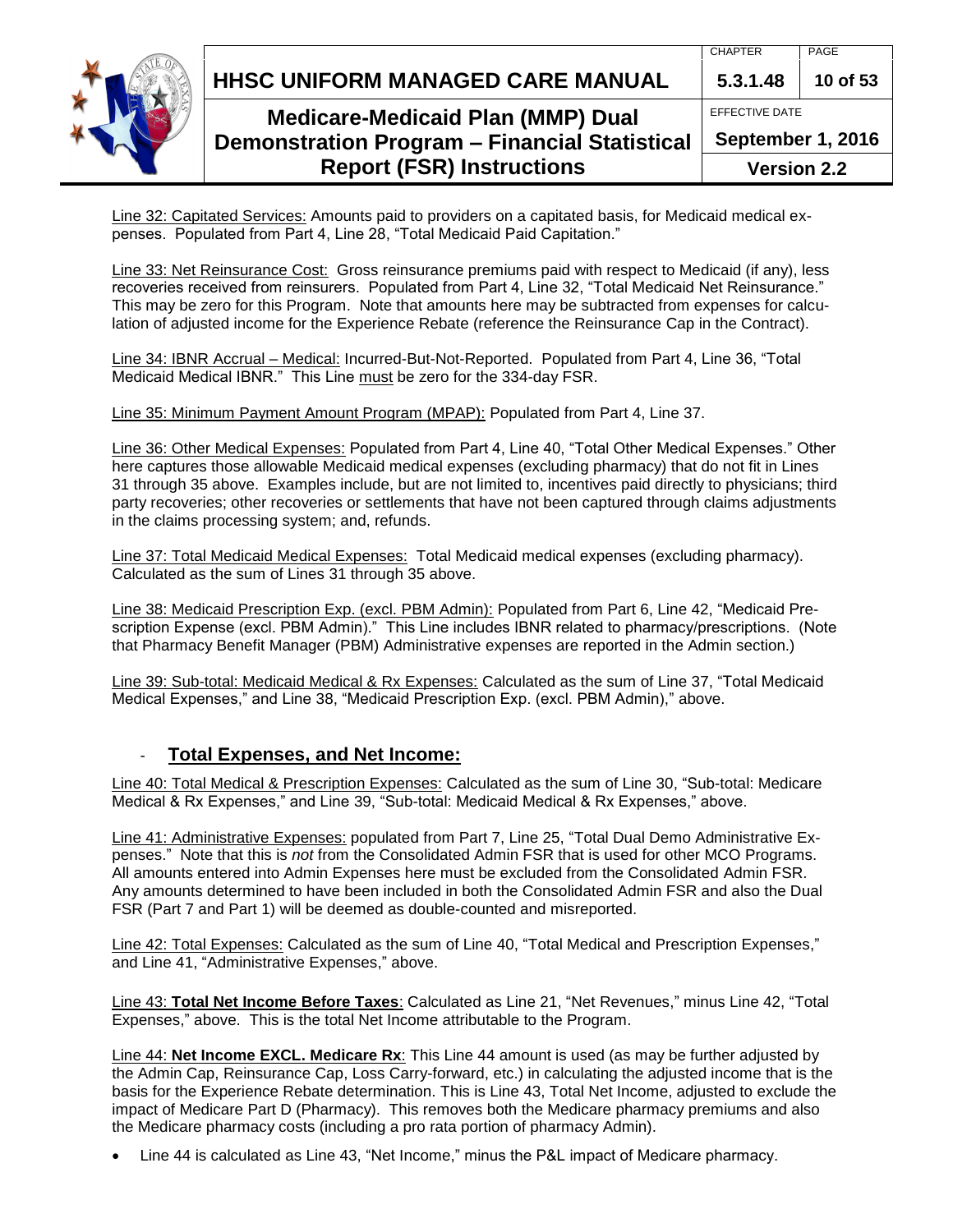Line 32: Capitated Services: Amounts paid to providers on a capitated basis, for Medicaid medical expenses. Populated from Part 4, Line 28, "Total Medicaid Paid Capitation."

Line 33: Net Reinsurance Cost: Gross reinsurance premiums paid with respect to Medicaid (if any), less recoveries received from reinsurers. Populated from Part 4, Line 32, "Total Medicaid Net Reinsurance." This may be zero for this Program. Note that amounts here may be subtracted from expenses for calculation of adjusted income for the Experience Rebate (reference the Reinsurance Cap in the Contract).

Line 34: IBNR Accrual – Medical: Incurred-But-Not-Reported. Populated from Part 4, Line 36, "Total Medicaid Medical IBNR." This Line must be zero for the 334-day FSR.

Line 35: Minimum Payment Amount Program (MPAP): Populated from Part 4, Line 37.

Line 36: Other Medical Expenses: Populated from Part 4, Line 40, "Total Other Medical Expenses." Other here captures those allowable Medicaid medical expenses (excluding pharmacy) that do not fit in Lines 31 through 35 above. Examples include, but are not limited to, incentives paid directly to physicians; third party recoveries; other recoveries or settlements that have not been captured through claims adjustments in the claims processing system; and, refunds.

Line 37: Total Medicaid Medical Expenses: Total Medicaid medical expenses (excluding pharmacy). Calculated as the sum of Lines 31 through 35 above.

Line 38: Medicaid Prescription Exp. (excl. PBM Admin): Populated from Part 6, Line 42, "Medicaid Prescription Expense (excl. PBM Admin)." This Line includes IBNR related to pharmacy/prescriptions. (Note that Pharmacy Benefit Manager (PBM) Administrative expenses are reported in the Admin section.)

Line 39: Sub-total: Medicaid Medical & Rx Expenses: Calculated as the sum of Line 37, "Total Medicaid Medical Expenses," and Line 38, "Medicaid Prescription Exp. (excl. PBM Admin)," above.

## - **Total Expenses, and Net Income:**

Line 40: Total Medical & Prescription Expenses: Calculated as the sum of Line 30, "Sub-total: Medicare Medical & Rx Expenses," and Line 39, "Sub-total: Medicaid Medical & Rx Expenses," above.

Line 41: Administrative Expenses: populated from Part 7, Line 25, "Total Dual Demo Administrative Expenses." Note that this is *not* from the Consolidated Admin FSR that is used for other MCO Programs. All amounts entered into Admin Expenses here must be excluded from the Consolidated Admin FSR. Any amounts determined to have been included in both the Consolidated Admin FSR and also the Dual FSR (Part 7 and Part 1) will be deemed as double-counted and misreported.

Line 42: Total Expenses: Calculated as the sum of Line 40, "Total Medical and Prescription Expenses," and Line 41, "Administrative Expenses," above.

Line 43: **Total Net Income Before Taxes**: Calculated as Line 21, "Net Revenues," minus Line 42, "Total Expenses," above. This is the total Net Income attributable to the Program.

Line 44: **Net Income EXCL. Medicare Rx**: This Line 44 amount is used (as may be further adjusted by the Admin Cap, Reinsurance Cap, Loss Carry-forward, etc.) in calculating the adjusted income that is the basis for the Experience Rebate determination. This is Line 43, Total Net Income, adjusted to exclude the impact of Medicare Part D (Pharmacy). This removes both the Medicare pharmacy premiums and also the Medicare pharmacy costs (including a pro rata portion of pharmacy Admin).

- Line 44 is calculated as Line 43, "Net Income," minus the P&L impact of Medicare pharmacy.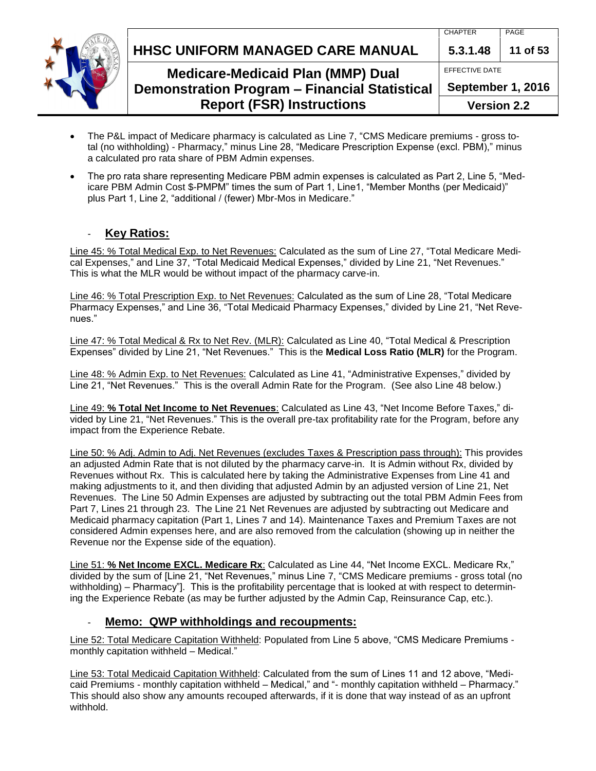- The P&L impact of Medicare pharmacy is calculated as Line 7, "CMS Medicare premiums - gross total (no withholding) - Pharmacy," minus Line 28, "Medicare Prescription Expense (excl. PBM)," minus a calculated pro rata share of PBM Admin expenses.
- The pro rata share representing Medicare PBM admin expenses is calculated as Part 2, Line 5, "Medicare PBM Admin Cost $-PMPM" times the sum of Part 1, Line1, "Member Months (per Medicaid)" plus Part 1, Line 2, "additional / (fewer) Mbr-Mos in Medicare."

## - <u>**Key Ratios:**</u>

<u>Line 45: % Total Medical Exp. to Net Revenues:</u> Calculated as the sum of Line 27, "Total Medicare Medical Expenses," and Line 37, "Total Medicaid Medical Expenses," divided by Line 21, "Net Revenues." This is what the MLR would be without impact of the pharmacy carve-in.

<u>Line 46: % Total Prescription Exp. to Net Revenues:</u> Calculated as the sum of Line 28, "Total Medicare Pharmacy Expenses," and Line 36, "Total Medicaid Pharmacy Expenses," divided by Line 21, "Net Revenues."

<u>Line 47: % Total Medical & Rx to Net Rev. (MLR):</u> Calculated as Line 40, "Total Medical & Prescription Expenses" divided by Line 21, "Net Revenues." This is the **Medical Loss Ratio (MLR)** for the Program.

<u>Line 48: % Admin Exp. to Net Revenues:</u> Calculated as Line 41, "Administrative Expenses," divided by Line 21, "Net Revenues." This is the overall Admin Rate for the Program. (See also Line 48 below.)

<u>Line 49: **% Total Net Income to Net Revenues**</u>: Calculated as Line 43, "Net Income Before Taxes," divided by Line 21, "Net Revenues." This is the overall pre-tax profitability rate for the Program, before any impact from the Experience Rebate.

<u>Line 50: % Adj. Admin to Adj. Net Revenues (excludes Taxes & Prescription pass through):</u> This provides an adjusted Admin Rate that is not diluted by the pharmacy carve-in. It is Admin without Rx, divided by Revenues without Rx. This is calculated here by taking the Administrative Expenses from Line 41 and making adjustments to it, and then dividing that adjusted Admin by an adjusted version of Line 21, Net Revenues. The Line 50 Admin Expenses are adjusted by subtracting out the total PBM Admin Fees from Part 7, Lines 21 through 23. The Line 21 Net Revenues are adjusted by subtracting out Medicare and Medicaid pharmacy capitation (Part 1, Lines 7 and 14). Maintenance Taxes and Premium Taxes are not considered Admin expenses here, and are also removed from the calculation (showing up in neither the Revenue nor the Expense side of the equation).

<u>Line 51: **% Net Income EXCL. Medicare Rx**</u>: Calculated as Line 44, "Net Income EXCL. Medicare Rx," divided by the sum of [Line 21, "Net Revenues," minus Line 7, "CMS Medicare premiums - gross total (no withholding) – Pharmacy"]. This is the profitability percentage that is looked at with respect to determining the Experience Rebate (as may be further adjusted by the Admin Cap, Reinsurance Cap, etc.).

## - <u>**Memo: QWP withholdings and recoupments:**</u>

<u>Line 52: Total Medicare Capitation Withheld</u>: Populated from Line 5 above, "CMS Medicare Premiums - monthly capitation withheld – Medical."

<u>Line 53: Total Medicaid Capitation Withheld</u>: Calculated from the sum of Lines 11 and 12 above, "Medicaid Premiums - monthly capitation withheld – Medical," and "- monthly capitation withheld – Pharmacy." This should also show any amounts recouped afterwards, if it is done that way instead of as an upfront withhold.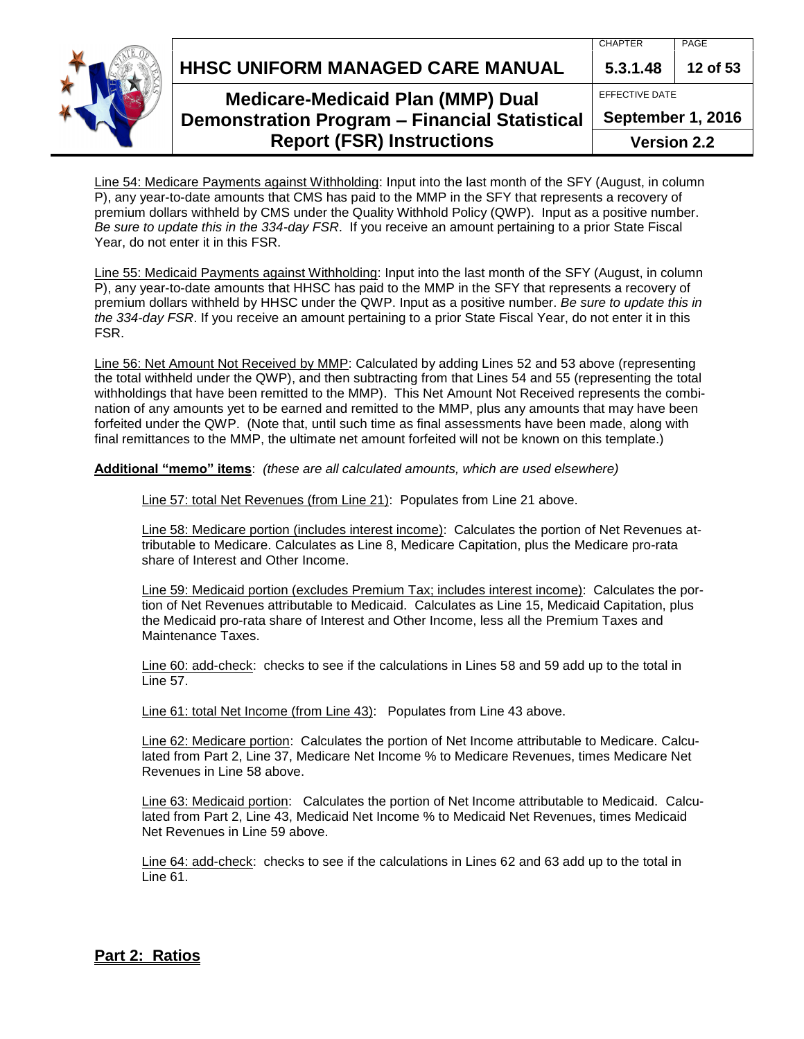<u>Line 54: Medicare Payments against Withholding</u>: Input into the last month of the SFY (August, in column P), any year-to-date amounts that CMS has paid to the MMP in the SFY that represents a recovery of premium dollars withheld by CMS under the Quality Withhold Policy (QWP). Input as a positive number. *Be sure to update this in the 334-day FSR*. If you receive an amount pertaining to a prior State Fiscal Year, do not enter it in this FSR.

<u>Line 55: Medicaid Payments against Withholding</u>: Input into the last month of the SFY (August, in column P), any year-to-date amounts that HHSC has paid to the MMP in the SFY that represents a recovery of premium dollars withheld by HHSC under the QWP. Input as a positive number. *Be sure to update this in the 334-day FSR*. If you receive an amount pertaining to a prior State Fiscal Year, do not enter it in this FSR.

<u>Line 56: Net Amount Not Received by MMP</u>: Calculated by adding Lines 52 and 53 above (representing the total withheld under the QWP), and then subtracting from that Lines 54 and 55 (representing the total withholdings that have been remitted to the MMP). This Net Amount Not Received represents the combination of any amounts yet to be earned and remitted to the MMP, plus any amounts that may have been forfeited under the QWP. (Note that, until such time as final assessments have been made, along with final remittances to the MMP, the ultimate net amount forfeited will not be known on this template.)

**<u>Additional "memo" items</u>**: *(these are all calculated amounts, which are used elsewhere)*

> <u>Line 57: total Net Revenues (from Line 21)</u>: Populates from Line 21 above.
>
> <u>Line 58: Medicare portion (includes interest income)</u>: Calculates the portion of Net Revenues attributable to Medicare. Calculates as Line 8, Medicare Capitation, plus the Medicare pro-rata share of Interest and Other Income.
>
> <u>Line 59: Medicaid portion (excludes Premium Tax; includes interest income)</u>: Calculates the portion of Net Revenues attributable to Medicaid. Calculates as Line 15, Medicaid Capitation, plus the Medicaid pro-rata share of Interest and Other Income, less all the Premium Taxes and Maintenance Taxes.
>
> <u>Line 60: add-check</u>: checks to see if the calculations in Lines 58 and 59 add up to the total in Line 57.
>
> <u>Line 61: total Net Income (from Line 43)</u>: Populates from Line 43 above.
>
> <u>Line 62: Medicare portion</u>: Calculates the portion of Net Income attributable to Medicare. Calculated from Part 2, Line 37, Medicare Net Income % to Medicare Revenues, times Medicare Net Revenues in Line 58 above.
>
> <u>Line 63: Medicaid portion</u>: Calculates the portion of Net Income attributable to Medicaid. Calculated from Part 2, Line 43, Medicaid Net Income % to Medicaid Net Revenues, times Medicaid Net Revenues in Line 59 above.
>
> <u>Line 64: add-check</u>: checks to see if the calculations in Lines 62 and 63 add up to the total in Line 61.

## <u>Part 2: Ratios</u>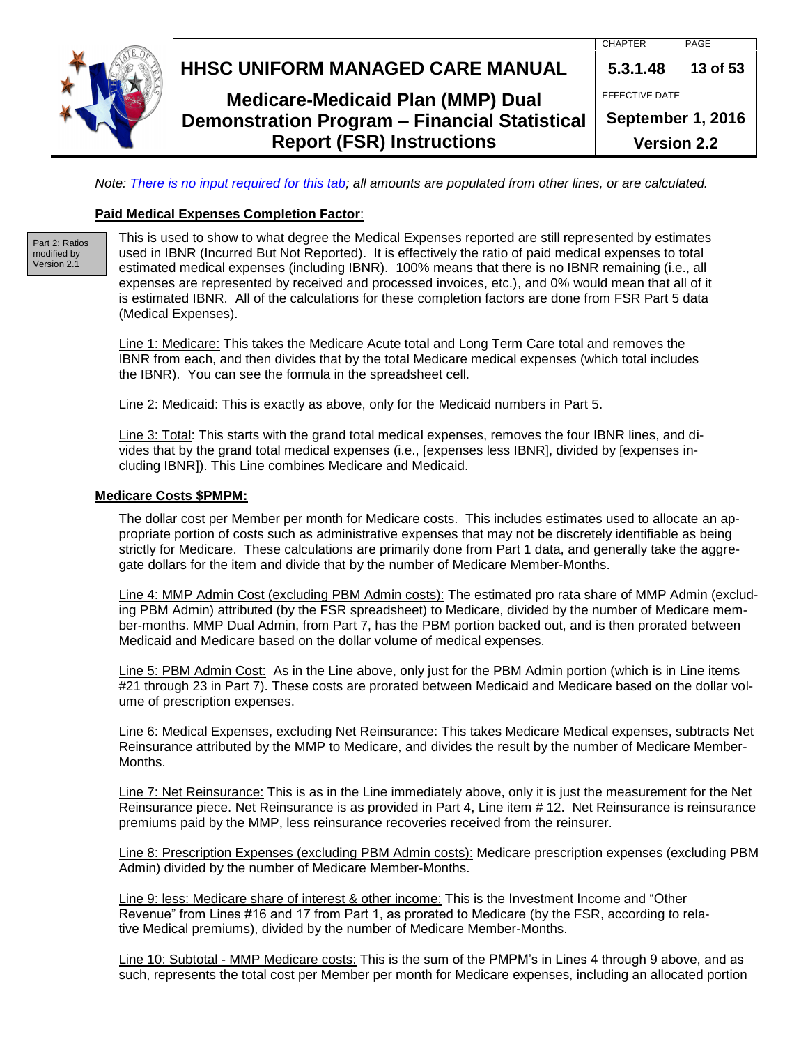*Note: There is no input required for this tab; all amounts are populated from other lines, or are calculated.*

**Paid Medical Expenses Completion Factor**:

Part 2: Ratios modified by Version 2.1

This is used to show to what degree the Medical Expenses reported are still represented by estimates used in IBNR (Incurred But Not Reported). It is effectively the ratio of paid medical expenses to total estimated medical expenses (including IBNR). 100% means that there is no IBNR remaining (i.e., all expenses are represented by received and processed invoices, etc.), and 0% would mean that all of it is estimated IBNR. All of the calculations for these completion factors are done from FSR Part 5 data (Medical Expenses).

Line 1: Medicare: This takes the Medicare Acute total and Long Term Care total and removes the IBNR from each, and then divides that by the total Medicare medical expenses (which total includes the IBNR). You can see the formula in the spreadsheet cell.

Line 2: Medicaid: This is exactly as above, only for the Medicaid numbers in Part 5.

Line 3: Total: This starts with the grand total medical expenses, removes the four IBNR lines, and divides that by the grand total medical expenses (i.e., [expenses less IBNR], divided by [expenses including IBNR]). This Line combines Medicare and Medicaid.

**Medicare Costs $PMPM:**

The dollar cost per Member per month for Medicare costs. This includes estimates used to allocate an appropriate portion of costs such as administrative expenses that may not be discretely identifiable as being strictly for Medicare. These calculations are primarily done from Part 1 data, and generally take the aggregate dollars for the item and divide that by the number of Medicare Member-Months.

Line 4: MMP Admin Cost (excluding PBM Admin costs): The estimated pro rata share of MMP Admin (excluding PBM Admin) attributed (by the FSR spreadsheet) to Medicare, divided by the number of Medicare member-months. MMP Dual Admin, from Part 7, has the PBM portion backed out, and is then prorated between Medicaid and Medicare based on the dollar volume of medical expenses.

Line 5: PBM Admin Cost: As in the Line above, only just for the PBM Admin portion (which is in Line items #21 through 23 in Part 7). These costs are prorated between Medicaid and Medicare based on the dollar volume of prescription expenses.

Line 6: Medical Expenses, excluding Net Reinsurance: This takes Medicare Medical expenses, subtracts Net Reinsurance attributed by the MMP to Medicare, and divides the result by the number of Medicare Member-Months.

Line 7: Net Reinsurance: This is as in the Line immediately above, only it is just the measurement for the Net Reinsurance piece. Net Reinsurance is as provided in Part 4, Line item # 12. Net Reinsurance is reinsurance premiums paid by the MMP, less reinsurance recoveries received from the reinsurer.

Line 8: Prescription Expenses (excluding PBM Admin costs): Medicare prescription expenses (excluding PBM Admin) divided by the number of Medicare Member-Months.

Line 9: less: Medicare share of interest & other income: This is the Investment Income and "Other Revenue" from Lines #16 and 17 from Part 1, as prorated to Medicare (by the FSR, according to relative Medical premiums), divided by the number of Medicare Member-Months.

Line 10: Subtotal - MMP Medicare costs: This is the sum of the PMPM's in Lines 4 through 9 above, and as such, represents the total cost per Member per month for Medicare expenses, including an allocated portion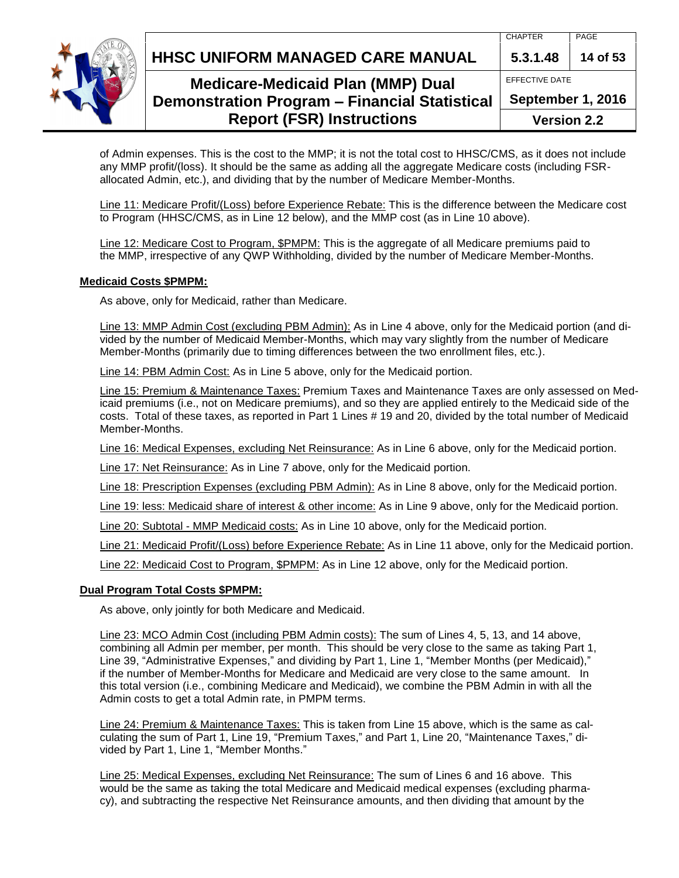of Admin expenses. This is the cost to the MMP; it is not the total cost to HHSC/CMS, as it does not include any MMP profit/(loss). It should be the same as adding all the aggregate Medicare costs (including FSR-allocated Admin, etc.), and dividing that by the number of Medicare Member-Months.

Line 11: Medicare Profit/(Loss) before Experience Rebate: This is the difference between the Medicare cost to Program (HHSC/CMS, as in Line 12 below), and the MMP cost (as in Line 10 above).

Line 12: Medicare Cost to Program, $PMPM: This is the aggregate of all Medicare premiums paid to the MMP, irrespective of any QWP Withholding, divided by the number of Medicare Member-Months.

**Medicaid Costs $PMPM:**

As above, only for Medicaid, rather than Medicare.

Line 13: MMP Admin Cost (excluding PBM Admin): As in Line 4 above, only for the Medicaid portion (and divided by the number of Medicaid Member-Months, which may vary slightly from the number of Medicare Member-Months (primarily due to timing differences between the two enrollment files, etc.).

Line 14: PBM Admin Cost: As in Line 5 above, only for the Medicaid portion.

Line 15: Premium & Maintenance Taxes: Premium Taxes and Maintenance Taxes are only assessed on Medicaid premiums (i.e., not on Medicare premiums), and so they are applied entirely to the Medicaid side of the costs. Total of these taxes, as reported in Part 1 Lines # 19 and 20, divided by the total number of Medicaid Member-Months.

Line 16: Medical Expenses, excluding Net Reinsurance: As in Line 6 above, only for the Medicaid portion.

Line 17: Net Reinsurance: As in Line 7 above, only for the Medicaid portion.

Line 18: Prescription Expenses (excluding PBM Admin): As in Line 8 above, only for the Medicaid portion.

Line 19: less: Medicaid share of interest & other income: As in Line 9 above, only for the Medicaid portion.

Line 20: Subtotal - MMP Medicaid costs: As in Line 10 above, only for the Medicaid portion.

Line 21: Medicaid Profit/(Loss) before Experience Rebate: As in Line 11 above, only for the Medicaid portion.

Line 22: Medicaid Cost to Program, $PMPM: As in Line 12 above, only for the Medicaid portion.

**Dual Program Total Costs $PMPM:**

As above, only jointly for both Medicare and Medicaid.

Line 23: MCO Admin Cost (including PBM Admin costs): The sum of Lines 4, 5, 13, and 14 above, combining all Admin per member, per month. This should be very close to the same as taking Part 1, Line 39, "Administrative Expenses," and dividing by Part 1, Line 1, "Member Months (per Medicaid)," if the number of Member-Months for Medicare and Medicaid are very close to the same amount. In this total version (i.e., combining Medicare and Medicaid), we combine the PBM Admin in with all the Admin costs to get a total Admin rate, in PMPM terms.

Line 24: Premium & Maintenance Taxes: This is taken from Line 15 above, which is the same as calculating the sum of Part 1, Line 19, "Premium Taxes," and Part 1, Line 20, "Maintenance Taxes," divided by Part 1, Line 1, "Member Months."

Line 25: Medical Expenses, excluding Net Reinsurance: The sum of Lines 6 and 16 above. This would be the same as taking the total Medicare and Medicaid medical expenses (excluding pharmacy), and subtracting the respective Net Reinsurance amounts, and then dividing that amount by the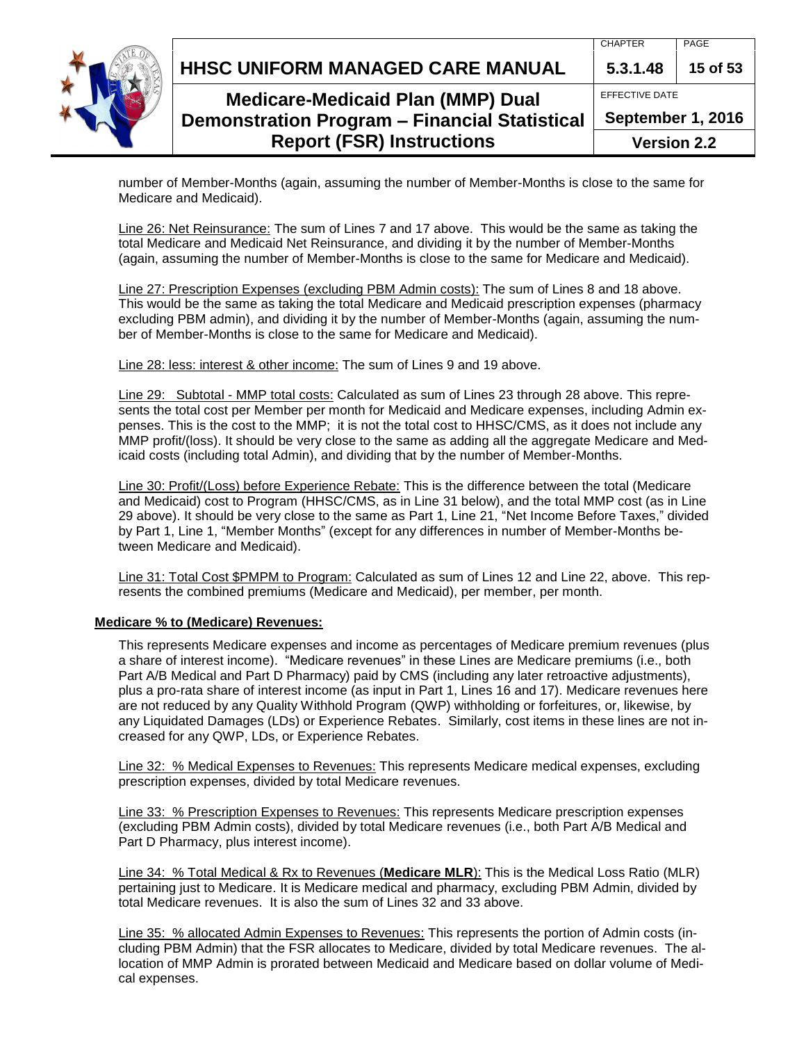number of Member-Months (again, assuming the number of Member-Months is close to the same for Medicare and Medicaid).

Line 26: Net Reinsurance: The sum of Lines 7 and 17 above. This would be the same as taking the total Medicare and Medicaid Net Reinsurance, and dividing it by the number of Member-Months (again, assuming the number of Member-Months is close to the same for Medicare and Medicaid).

Line 27: Prescription Expenses (excluding PBM Admin costs): The sum of Lines 8 and 18 above. This would be the same as taking the total Medicare and Medicaid prescription expenses (pharmacy excluding PBM admin), and dividing it by the number of Member-Months (again, assuming the number of Member-Months is close to the same for Medicare and Medicaid).

Line 28: less: interest & other income: The sum of Lines 9 and 19 above.

Line 29: Subtotal - MMP total costs: Calculated as sum of Lines 23 through 28 above. This represents the total cost per Member per month for Medicaid and Medicare expenses, including Admin expenses. This is the cost to the MMP; it is not the total cost to HHSC/CMS, as it does not include any MMP profit/(loss). It should be very close to the same as adding all the aggregate Medicare and Medicaid costs (including total Admin), and dividing that by the number of Member-Months.

Line 30: Profit/(Loss) before Experience Rebate: This is the difference between the total (Medicare and Medicaid) cost to Program (HHSC/CMS, as in Line 31 below), and the total MMP cost (as in Line 29 above). It should be very close to the same as Part 1, Line 21, "Net Income Before Taxes," divided by Part 1, Line 1, "Member Months" (except for any differences in number of Member-Months between Medicare and Medicaid).

Line 31: Total Cost $PMPM to Program: Calculated as sum of Lines 12 and Line 22, above. This represents the combined premiums (Medicare and Medicaid), per member, per month.

**Medicare % to (Medicare) Revenues:**

This represents Medicare expenses and income as percentages of Medicare premium revenues (plus a share of interest income). "Medicare revenues" in these Lines are Medicare premiums (i.e., both Part A/B Medical and Part D Pharmacy) paid by CMS (including any later retroactive adjustments), plus a pro-rata share of interest income (as input in Part 1, Lines 16 and 17). Medicare revenues here are not reduced by any Quality Withhold Program (QWP) withholding or forfeitures, or, likewise, by any Liquidated Damages (LDs) or Experience Rebates. Similarly, cost items in these lines are not increased for any QWP, LDs, or Experience Rebates.

Line 32: % Medical Expenses to Revenues: This represents Medicare medical expenses, excluding prescription expenses, divided by total Medicare revenues.

Line 33: % Prescription Expenses to Revenues: This represents Medicare prescription expenses (excluding PBM Admin costs), divided by total Medicare revenues (i.e., both Part A/B Medical and Part D Pharmacy, plus interest income).

Line 34: % Total Medical & Rx to Revenues (**Medicare MLR**): This is the Medical Loss Ratio (MLR) pertaining just to Medicare. It is Medicare medical and pharmacy, excluding PBM Admin, divided by total Medicare revenues. It is also the sum of Lines 32 and 33 above.

Line 35: % allocated Admin Expenses to Revenues: This represents the portion of Admin costs (including PBM Admin) that the FSR allocates to Medicare, divided by total Medicare revenues. The allocation of MMP Admin is prorated between Medicaid and Medicare based on dollar volume of Medical expenses.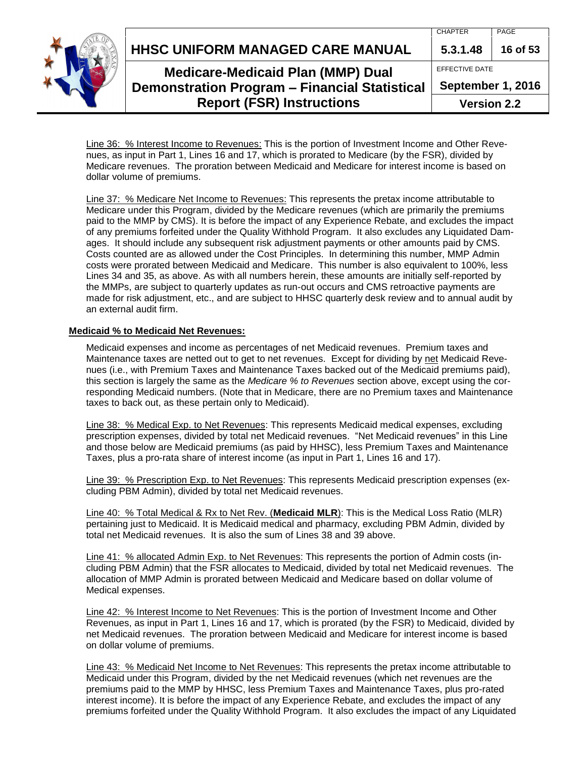Line 36: % Interest Income to Revenues: This is the portion of Investment Income and Other Revenues, as input in Part 1, Lines 16 and 17, which is prorated to Medicare (by the FSR), divided by Medicare revenues. The proration between Medicaid and Medicare for interest income is based on dollar volume of premiums.

Line 37: % Medicare Net Income to Revenues: This represents the pretax income attributable to Medicare under this Program, divided by the Medicare revenues (which are primarily the premiums paid to the MMP by CMS). It is before the impact of any Experience Rebate, and excludes the impact of any premiums forfeited under the Quality Withhold Program. It also excludes any Liquidated Damages. It should include any subsequent risk adjustment payments or other amounts paid by CMS. Costs counted are as allowed under the Cost Principles. In determining this number, MMP Admin costs were prorated between Medicaid and Medicare. This number is also equivalent to 100%, less Lines 34 and 35, as above. As with all numbers herein, these amounts are initially self-reported by the MMPs, are subject to quarterly updates as run-out occurs and CMS retroactive payments are made for risk adjustment, etc., and are subject to HHSC quarterly desk review and to annual audit by an external audit firm.

**Medicaid % to Medicaid Net Revenues:**

Medicaid expenses and income as percentages of net Medicaid revenues. Premium taxes and Maintenance taxes are netted out to get to net revenues. Except for dividing by net Medicaid Revenues (i.e., with Premium Taxes and Maintenance Taxes backed out of the Medicaid premiums paid), this section is largely the same as the *Medicare % to Revenues* section above, except using the corresponding Medicaid numbers. (Note that in Medicare, there are no Premium taxes and Maintenance taxes to back out, as these pertain only to Medicaid).

Line 38: % Medical Exp. to Net Revenues: This represents Medicaid medical expenses, excluding prescription expenses, divided by total net Medicaid revenues. "Net Medicaid revenues" in this Line and those below are Medicaid premiums (as paid by HHSC), less Premium Taxes and Maintenance Taxes, plus a pro-rata share of interest income (as input in Part 1, Lines 16 and 17).

Line 39: % Prescription Exp. to Net Revenues: This represents Medicaid prescription expenses (excluding PBM Admin), divided by total net Medicaid revenues.

Line 40: % Total Medical & Rx to Net Rev. (**Medicaid MLR**): This is the Medical Loss Ratio (MLR) pertaining just to Medicaid. It is Medicaid medical and pharmacy, excluding PBM Admin, divided by total net Medicaid revenues. It is also the sum of Lines 38 and 39 above.

Line 41: % allocated Admin Exp. to Net Revenues: This represents the portion of Admin costs (including PBM Admin) that the FSR allocates to Medicaid, divided by total net Medicaid revenues. The allocation of MMP Admin is prorated between Medicaid and Medicare based on dollar volume of Medical expenses.

Line 42: % Interest Income to Net Revenues: This is the portion of Investment Income and Other Revenues, as input in Part 1, Lines 16 and 17, which is prorated (by the FSR) to Medicaid, divided by net Medicaid revenues. The proration between Medicaid and Medicare for interest income is based on dollar volume of premiums.

Line 43: % Medicaid Net Income to Net Revenues: This represents the pretax income attributable to Medicaid under this Program, divided by the net Medicaid revenues (which net revenues are the premiums paid to the MMP by HHSC, less Premium Taxes and Maintenance Taxes, plus pro-rated interest income). It is before the impact of any Experience Rebate, and excludes the impact of any premiums forfeited under the Quality Withhold Program. It also excludes the impact of any Liquidated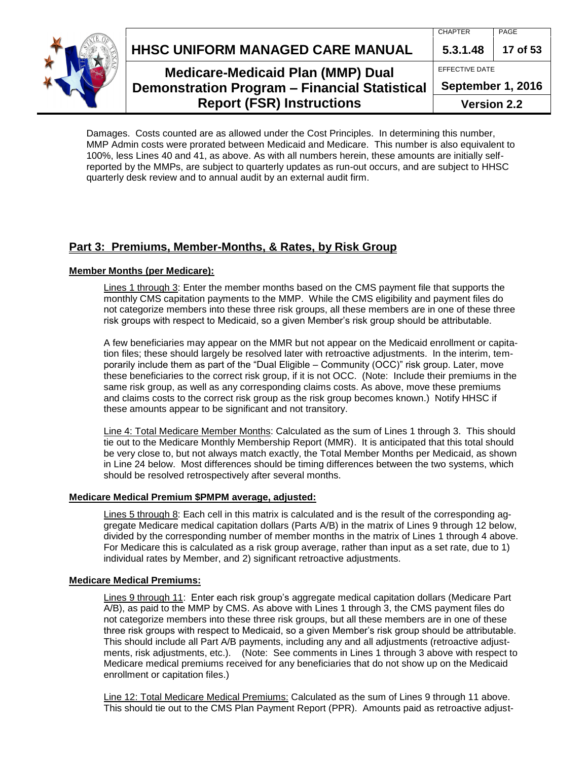Damages. Costs counted are as allowed under the Cost Principles. In determining this number, MMP Admin costs were prorated between Medicaid and Medicare. This number is also equivalent to 100%, less Lines 40 and 41, as above. As with all numbers herein, these amounts are initially self-reported by the MMPs, are subject to quarterly updates as run-out occurs, and are subject to HHSC quarterly desk review and to annual audit by an external audit firm.

## Part 3: Premiums, Member-Months, & Rates, by Risk Group

### Member Months (per Medicare):

Lines 1 through 3: Enter the member months based on the CMS payment file that supports the monthly CMS capitation payments to the MMP. While the CMS eligibility and payment files do not categorize members into these three risk groups, all these members are in one of these three risk groups with respect to Medicaid, so a given Member's risk group should be attributable.

A few beneficiaries may appear on the MMR but not appear on the Medicaid enrollment or capitation files; these should largely be resolved later with retroactive adjustments. In the interim, temporarily include them as part of the "Dual Eligible – Community (OCC)" risk group. Later, move these beneficiaries to the correct risk group, if it is not OCC. (Note: Include their premiums in the same risk group, as well as any corresponding claims costs. As above, move these premiums and claims costs to the correct risk group as the risk group becomes known.) Notify HHSC if these amounts appear to be significant and not transitory.

Line 4: Total Medicare Member Months: Calculated as the sum of Lines 1 through 3. This should tie out to the Medicare Monthly Membership Report (MMR). It is anticipated that this total should be very close to, but not always match exactly, the Total Member Months per Medicaid, as shown in Line 24 below. Most differences should be timing differences between the two systems, which should be resolved retrospectively after several months.

### Medicare Medical Premium $PMPM average, adjusted:

Lines 5 through 8: Each cell in this matrix is calculated and is the result of the corresponding aggregate Medicare medical capitation dollars (Parts A/B) in the matrix of Lines 9 through 12 below, divided by the corresponding number of member months in the matrix of Lines 1 through 4 above. For Medicare this is calculated as a risk group average, rather than input as a set rate, due to 1) individual rates by Member, and 2) significant retroactive adjustments.

### Medicare Medical Premiums:

Lines 9 through 11: Enter each risk group's aggregate medical capitation dollars (Medicare Part A/B), as paid to the MMP by CMS. As above with Lines 1 through 3, the CMS payment files do not categorize members into these three risk groups, but all these members are in one of these three risk groups with respect to Medicaid, so a given Member's risk group should be attributable. This should include all Part A/B payments, including any and all adjustments (retroactive adjustments, risk adjustments, etc.). (Note: See comments in Lines 1 through 3 above with respect to Medicare medical premiums received for any beneficiaries that do not show up on the Medicaid enrollment or capitation files.)

Line 12: Total Medicare Medical Premiums: Calculated as the sum of Lines 9 through 11 above. This should tie out to the CMS Plan Payment Report (PPR). Amounts paid as retroactive adjust-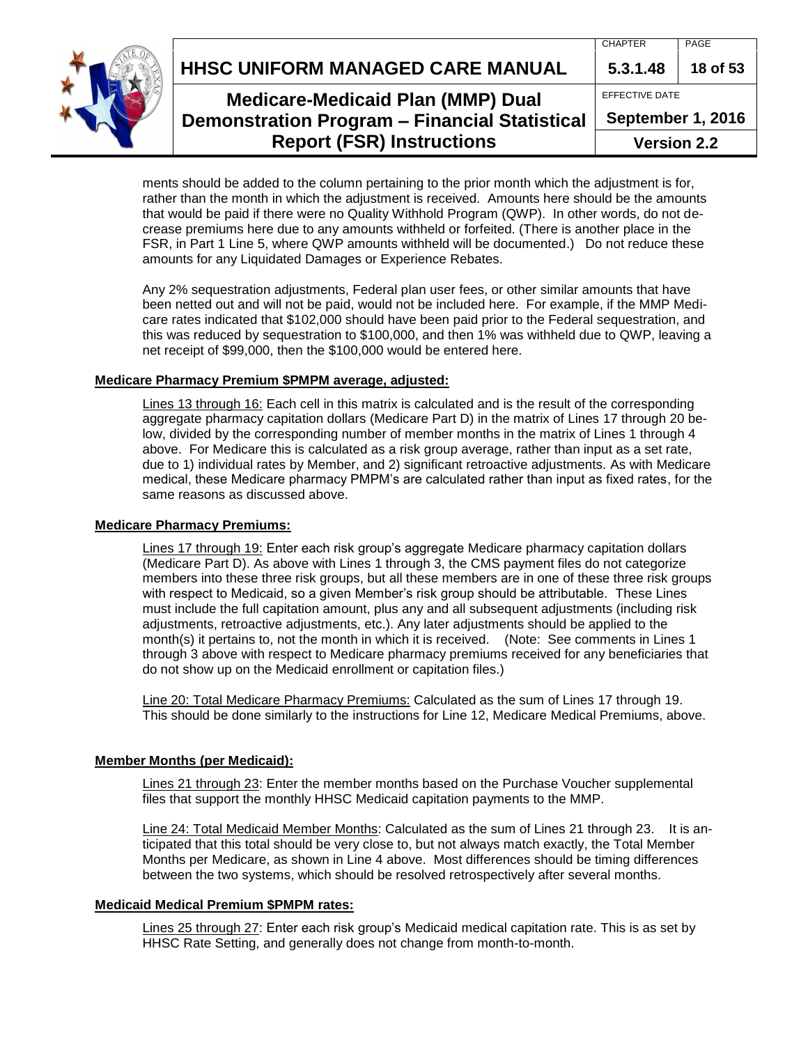ments should be added to the column pertaining to the prior month which the adjustment is for, rather than the month in which the adjustment is received. Amounts here should be the amounts that would be paid if there were no Quality Withhold Program (QWP). In other words, do not decrease premiums here due to any amounts withheld or forfeited. (There is another place in the FSR, in Part 1 Line 5, where QWP amounts withheld will be documented.) Do not reduce these amounts for any Liquidated Damages or Experience Rebates.

Any 2% sequestration adjustments, Federal plan user fees, or other similar amounts that have been netted out and will not be paid, would not be included here. For example, if the MMP Medicare rates indicated that $102,000 should have been paid prior to the Federal sequestration, and this was reduced by sequestration to $100,000, and then 1% was withheld due to QWP, leaving a net receipt of $99,000, then the $100,000 would be entered here.

**Medicare Pharmacy Premium $PMPM average, adjusted:**

Lines 13 through 16: Each cell in this matrix is calculated and is the result of the corresponding aggregate pharmacy capitation dollars (Medicare Part D) in the matrix of Lines 17 through 20 below, divided by the corresponding number of member months in the matrix of Lines 1 through 4 above. For Medicare this is calculated as a risk group average, rather than input as a set rate, due to 1) individual rates by Member, and 2) significant retroactive adjustments. As with Medicare medical, these Medicare pharmacy PMPM's are calculated rather than input as fixed rates, for the same reasons as discussed above.

**Medicare Pharmacy Premiums:**

Lines 17 through 19: Enter each risk group's aggregate Medicare pharmacy capitation dollars (Medicare Part D). As above with Lines 1 through 3, the CMS payment files do not categorize members into these three risk groups, but all these members are in one of these three risk groups with respect to Medicaid, so a given Member's risk group should be attributable. These Lines must include the full capitation amount, plus any and all subsequent adjustments (including risk adjustments, retroactive adjustments, etc.). Any later adjustments should be applied to the month(s) it pertains to, not the month in which it is received. (Note: See comments in Lines 1 through 3 above with respect to Medicare pharmacy premiums received for any beneficiaries that do not show up on the Medicaid enrollment or capitation files.)

Line 20: Total Medicare Pharmacy Premiums: Calculated as the sum of Lines 17 through 19. This should be done similarly to the instructions for Line 12, Medicare Medical Premiums, above.

**Member Months (per Medicaid):**

Lines 21 through 23: Enter the member months based on the Purchase Voucher supplemental files that support the monthly HHSC Medicaid capitation payments to the MMP.

Line 24: Total Medicaid Member Months: Calculated as the sum of Lines 21 through 23. It is anticipated that this total should be very close to, but not always match exactly, the Total Member Months per Medicare, as shown in Line 4 above. Most differences should be timing differences between the two systems, which should be resolved retrospectively after several months.

**Medicaid Medical Premium $PMPM rates:**

Lines 25 through 27: Enter each risk group's Medicaid medical capitation rate. This is as set by HHSC Rate Setting, and generally does not change from month-to-month.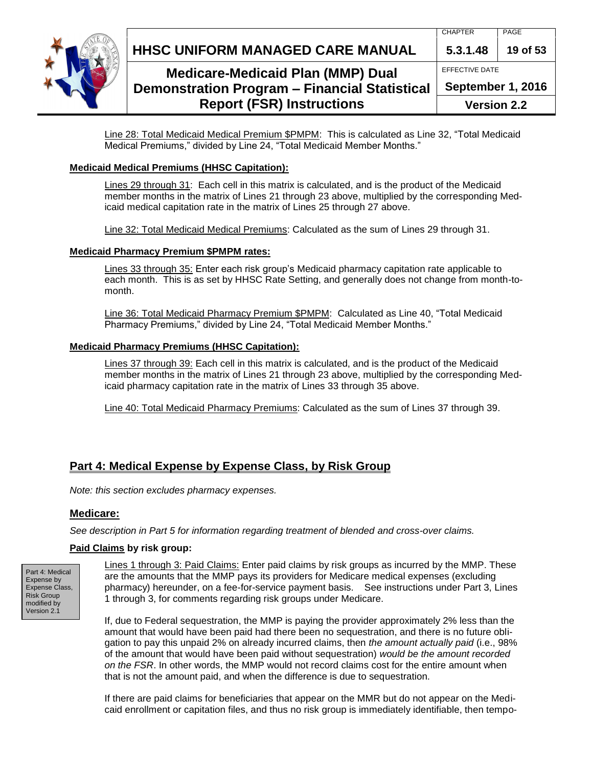Line 28: Total Medicaid Medical Premium $PMPM: This is calculated as Line 32, "Total Medicaid Medical Premiums," divided by Line 24, "Total Medicaid Member Months."

**Medicaid Medical Premiums (HHSC Capitation):**

Lines 29 through 31: Each cell in this matrix is calculated, and is the product of the Medicaid member months in the matrix of Lines 21 through 23 above, multiplied by the corresponding Medicaid medical capitation rate in the matrix of Lines 25 through 27 above.

Line 32: Total Medicaid Medical Premiums: Calculated as the sum of Lines 29 through 31.

**Medicaid Pharmacy Premium $PMPM rates:**

Lines 33 through 35: Enter each risk group's Medicaid pharmacy capitation rate applicable to each month. This is as set by HHSC Rate Setting, and generally does not change from month-to-month.

Line 36: Total Medicaid Pharmacy Premium $PMPM: Calculated as Line 40, "Total Medicaid Pharmacy Premiums," divided by Line 24, "Total Medicaid Member Months."

**Medicaid Pharmacy Premiums (HHSC Capitation):**

Lines 37 through 39: Each cell in this matrix is calculated, and is the product of the Medicaid member months in the matrix of Lines 21 through 23 above, multiplied by the corresponding Medicaid pharmacy capitation rate in the matrix of Lines 33 through 35 above.

Line 40: Total Medicaid Pharmacy Premiums: Calculated as the sum of Lines 37 through 39.

## Part 4: Medical Expense by Expense Class, by Risk Group

*Note: this section excludes pharmacy expenses.*

### Medicare:

*See description in Part 5 for information regarding treatment of blended and cross-over claims.*

**Paid Claims by risk group:**

Part 4: Medical Expense by Expense Class, Risk Group modified by Version 2.1

Lines 1 through 3: Paid Claims: Enter paid claims by risk groups as incurred by the MMP. These are the amounts that the MMP pays its providers for Medicare medical expenses (excluding pharmacy) hereunder, on a fee-for-service payment basis. See instructions under Part 3, Lines 1 through 3, for comments regarding risk groups under Medicare.

If, due to Federal sequestration, the MMP is paying the provider approximately 2% less than the amount that would have been paid had there been no sequestration, and there is no future obligation to pay this unpaid 2% on already incurred claims, then *the amount actually paid* (i.e., 98% of the amount that would have been paid without sequestration) *would be the amount recorded on the FSR*. In other words, the MMP would not record claims cost for the entire amount when that is not the amount paid, and when the difference is due to sequestration.

If there are paid claims for beneficiaries that appear on the MMR but do not appear on the Medicaid enrollment or capitation files, and thus no risk group is immediately identifiable, then tempo-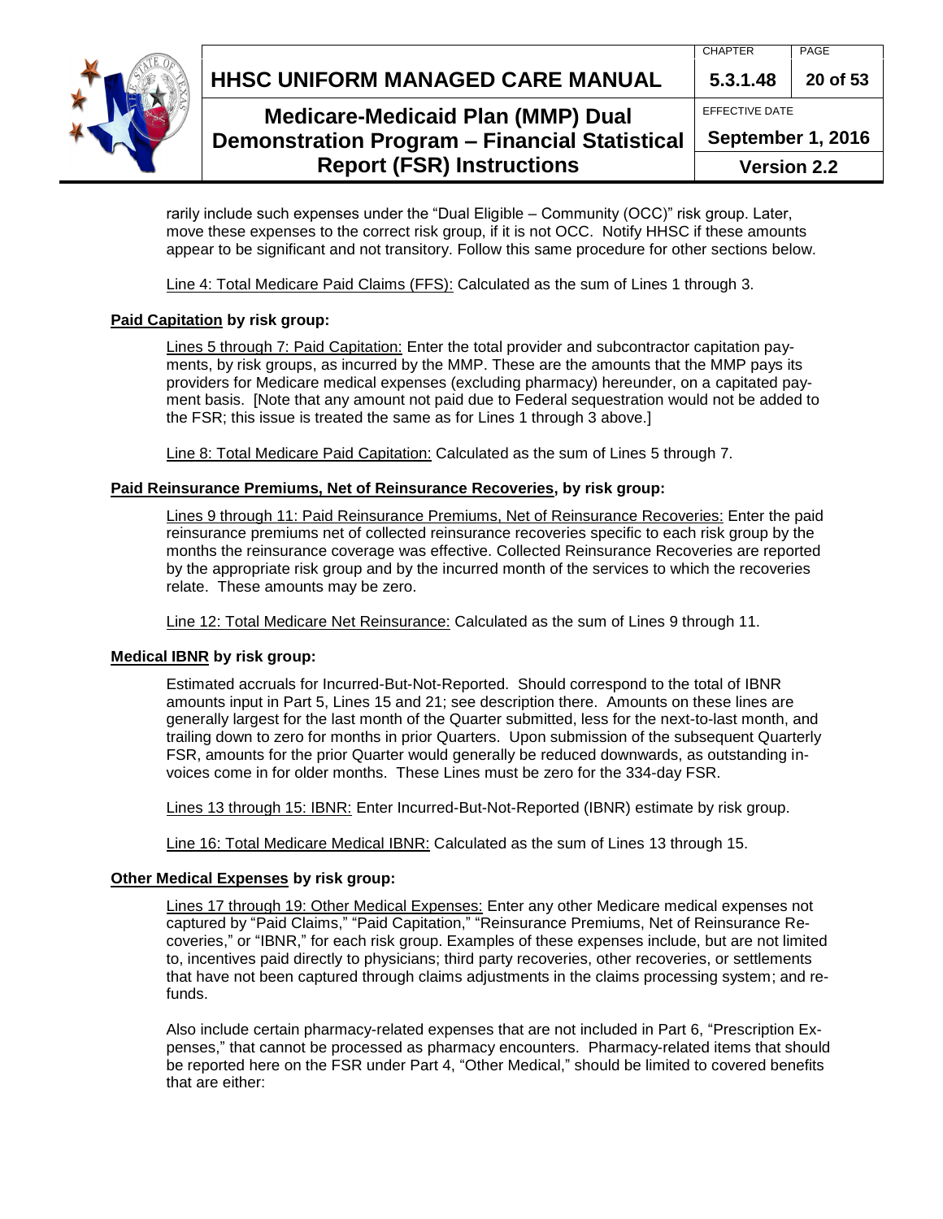rarily include such expenses under the "Dual Eligible – Community (OCC)" risk group. Later, move these expenses to the correct risk group, if it is not OCC. Notify HHSC if these amounts appear to be significant and not transitory. Follow this same procedure for other sections below.

Line 4: Total Medicare Paid Claims (FFS): Calculated as the sum of Lines 1 through 3.

**Paid Capitation by risk group:**

Lines 5 through 7: Paid Capitation: Enter the total provider and subcontractor capitation payments, by risk groups, as incurred by the MMP. These are the amounts that the MMP pays its providers for Medicare medical expenses (excluding pharmacy) hereunder, on a capitated payment basis. [Note that any amount not paid due to Federal sequestration would not be added to the FSR; this issue is treated the same as for Lines 1 through 3 above.]

Line 8: Total Medicare Paid Capitation: Calculated as the sum of Lines 5 through 7.

**Paid Reinsurance Premiums, Net of Reinsurance Recoveries, by risk group:**

Lines 9 through 11: Paid Reinsurance Premiums, Net of Reinsurance Recoveries: Enter the paid reinsurance premiums net of collected reinsurance recoveries specific to each risk group by the months the reinsurance coverage was effective. Collected Reinsurance Recoveries are reported by the appropriate risk group and by the incurred month of the services to which the recoveries relate. These amounts may be zero.

Line 12: Total Medicare Net Reinsurance: Calculated as the sum of Lines 9 through 11.

**Medical IBNR by risk group:**

Estimated accruals for Incurred-But-Not-Reported. Should correspond to the total of IBNR amounts input in Part 5, Lines 15 and 21; see description there. Amounts on these lines are generally largest for the last month of the Quarter submitted, less for the next-to-last month, and trailing down to zero for months in prior Quarters. Upon submission of the subsequent Quarterly FSR, amounts for the prior Quarter would generally be reduced downwards, as outstanding invoices come in for older months. These Lines must be zero for the 334-day FSR.

Lines 13 through 15: IBNR: Enter Incurred-But-Not-Reported (IBNR) estimate by risk group.

Line 16: Total Medicare Medical IBNR: Calculated as the sum of Lines 13 through 15.

**Other Medical Expenses by risk group:**

Lines 17 through 19: Other Medical Expenses: Enter any other Medicare medical expenses not captured by "Paid Claims," "Paid Capitation," "Reinsurance Premiums, Net of Reinsurance Recoveries," or "IBNR," for each risk group. Examples of these expenses include, but are not limited to, incentives paid directly to physicians; third party recoveries, other recoveries, or settlements that have not been captured through claims adjustments in the claims processing system; and refunds.

Also include certain pharmacy-related expenses that are not included in Part 6, "Prescription Expenses," that cannot be processed as pharmacy encounters. Pharmacy-related items that should be reported here on the FSR under Part 4, "Other Medical," should be limited to covered benefits that are either: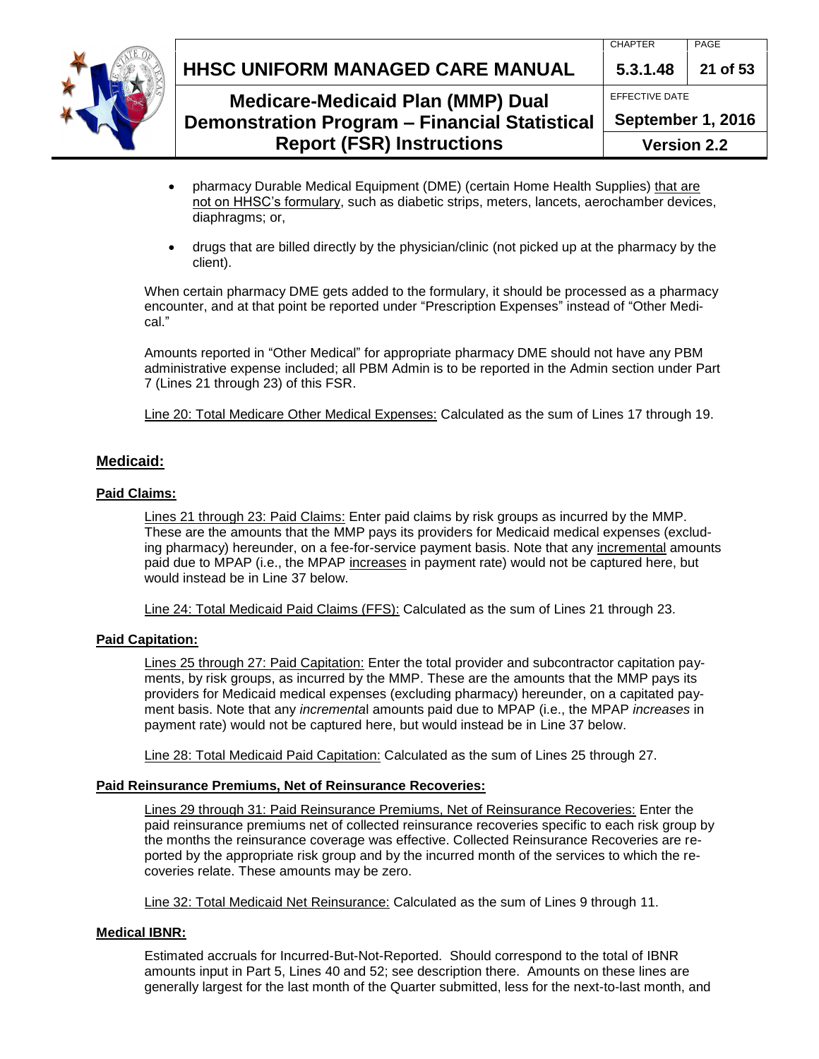- pharmacy Durable Medical Equipment (DME) (certain Home Health Supplies) <u>that are not on HHSC's formulary</u>, such as diabetic strips, meters, lancets, aerochamber devices, diaphragms; or,

- drugs that are billed directly by the physician/clinic (not picked up at the pharmacy by the client).

When certain pharmacy DME gets added to the formulary, it should be processed as a pharmacy encounter, and at that point be reported under "Prescription Expenses" instead of "Other Medical."

Amounts reported in "Other Medical" for appropriate pharmacy DME should not have any PBM administrative expense included; all PBM Admin is to be reported in the Admin section under Part 7 (Lines 21 through 23) of this FSR.

<u>Line 20: Total Medicare Other Medical Expenses:</u> Calculated as the sum of Lines 17 through 19.

## Medicaid:

### Paid Claims:

<u>Lines 21 through 23: Paid Claims:</u> Enter paid claims by risk groups as incurred by the MMP. These are the amounts that the MMP pays its providers for Medicaid medical expenses (excluding pharmacy) hereunder, on a fee-for-service payment basis. Note that any <u>incremental</u> amounts paid due to MPAP (i.e., the MPAP <u>increases</u> in payment rate) would not be captured here, but would instead be in Line 37 below.

<u>Line 24: Total Medicaid Paid Claims (FFS):</u> Calculated as the sum of Lines 21 through 23.

### Paid Capitation:

<u>Lines 25 through 27: Paid Capitation:</u> Enter the total provider and subcontractor capitation payments, by risk groups, as incurred by the MMP. These are the amounts that the MMP pays its providers for Medicaid medical expenses (excluding pharmacy) hereunder, on a capitated payment basis. Note that any *incremental* amounts paid due to MPAP (i.e., the MPAP *increases* in payment rate) would not be captured here, but would instead be in Line 37 below.

<u>Line 28: Total Medicaid Paid Capitation:</u> Calculated as the sum of Lines 25 through 27.

### Paid Reinsurance Premiums, Net of Reinsurance Recoveries:

<u>Lines 29 through 31: Paid Reinsurance Premiums, Net of Reinsurance Recoveries:</u> Enter the paid reinsurance premiums net of collected reinsurance recoveries specific to each risk group by the months the reinsurance coverage was effective. Collected Reinsurance Recoveries are reported by the appropriate risk group and by the incurred month of the services to which the recoveries relate. These amounts may be zero.

<u>Line 32: Total Medicaid Net Reinsurance:</u> Calculated as the sum of Lines 9 through 11.

### Medical IBNR:

Estimated accruals for Incurred-But-Not-Reported. Should correspond to the total of IBNR amounts input in Part 5, Lines 40 and 52; see description there. Amounts on these lines are generally largest for the last month of the Quarter submitted, less for the next-to-last month, and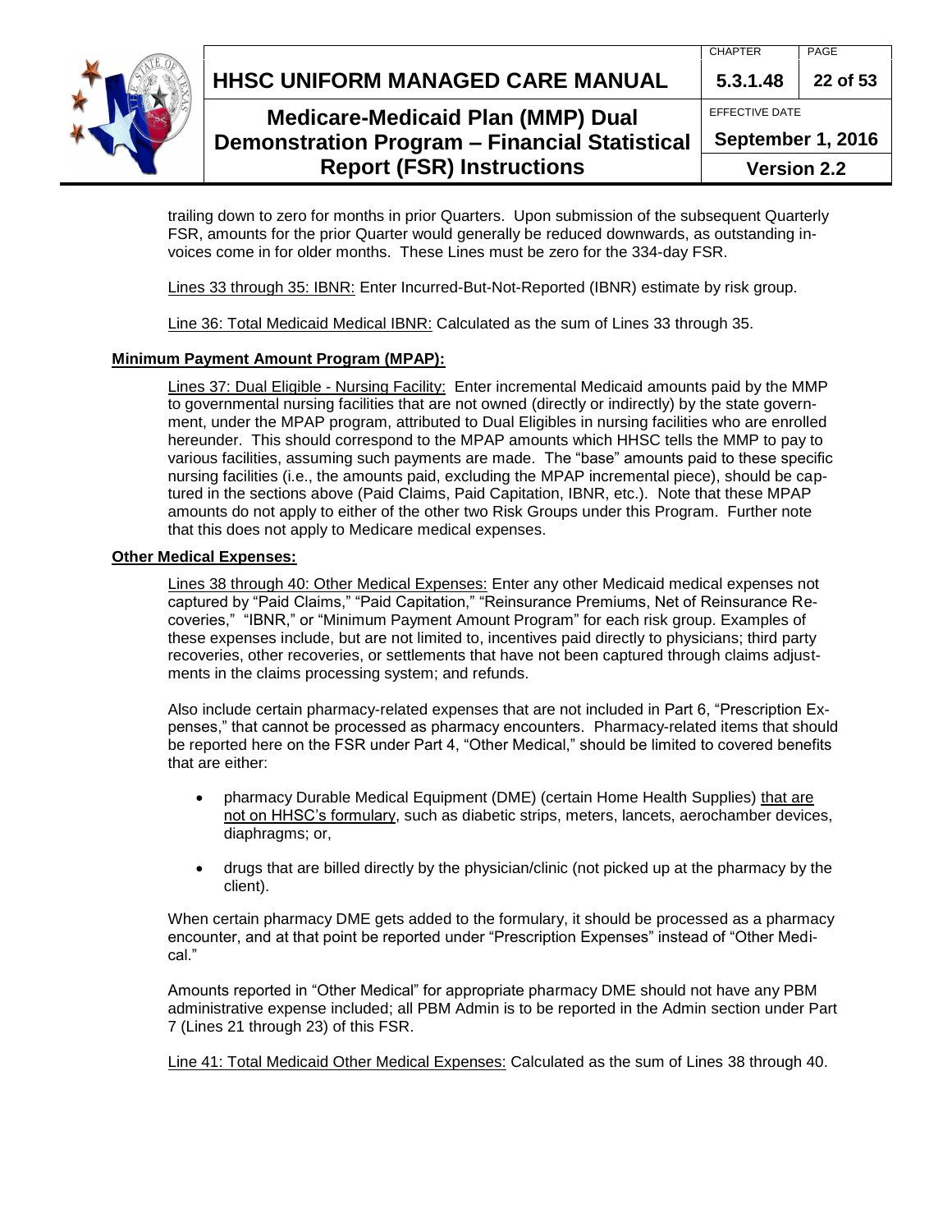trailing down to zero for months in prior Quarters. Upon submission of the subsequent Quarterly FSR, amounts for the prior Quarter would generally be reduced downwards, as outstanding invoices come in for older months. These Lines must be zero for the 334-day FSR.

Lines 33 through 35: IBNR: Enter Incurred-But-Not-Reported (IBNR) estimate by risk group.

Line 36: Total Medicaid Medical IBNR: Calculated as the sum of Lines 33 through 35.

**Minimum Payment Amount Program (MPAP):**

Lines 37: Dual Eligible - Nursing Facility: Enter incremental Medicaid amounts paid by the MMP to governmental nursing facilities that are not owned (directly or indirectly) by the state government, under the MPAP program, attributed to Dual Eligibles in nursing facilities who are enrolled hereunder. This should correspond to the MPAP amounts which HHSC tells the MMP to pay to various facilities, assuming such payments are made. The "base" amounts paid to these specific nursing facilities (i.e., the amounts paid, excluding the MPAP incremental piece), should be captured in the sections above (Paid Claims, Paid Capitation, IBNR, etc.). Note that these MPAP amounts do not apply to either of the other two Risk Groups under this Program. Further note that this does not apply to Medicare medical expenses.

**Other Medical Expenses:**

Lines 38 through 40: Other Medical Expenses: Enter any other Medicaid medical expenses not captured by "Paid Claims," "Paid Capitation," "Reinsurance Premiums, Net of Reinsurance Recoveries," "IBNR," or "Minimum Payment Amount Program" for each risk group. Examples of these expenses include, but are not limited to, incentives paid directly to physicians; third party recoveries, other recoveries, or settlements that have not been captured through claims adjustments in the claims processing system; and refunds.

Also include certain pharmacy-related expenses that are not included in Part 6, "Prescription Expenses," that cannot be processed as pharmacy encounters. Pharmacy-related items that should be reported here on the FSR under Part 4, "Other Medical," should be limited to covered benefits that are either:

- pharmacy Durable Medical Equipment (DME) (certain Home Health Supplies) that are not on HHSC's formulary, such as diabetic strips, meters, lancets, aerochamber devices, diaphragms; or,
- drugs that are billed directly by the physician/clinic (not picked up at the pharmacy by the client).

When certain pharmacy DME gets added to the formulary, it should be processed as a pharmacy encounter, and at that point be reported under "Prescription Expenses" instead of "Other Medical."

Amounts reported in "Other Medical" for appropriate pharmacy DME should not have any PBM administrative expense included; all PBM Admin is to be reported in the Admin section under Part 7 (Lines 21 through 23) of this FSR.

Line 41: Total Medicaid Other Medical Expenses: Calculated as the sum of Lines 38 through 40.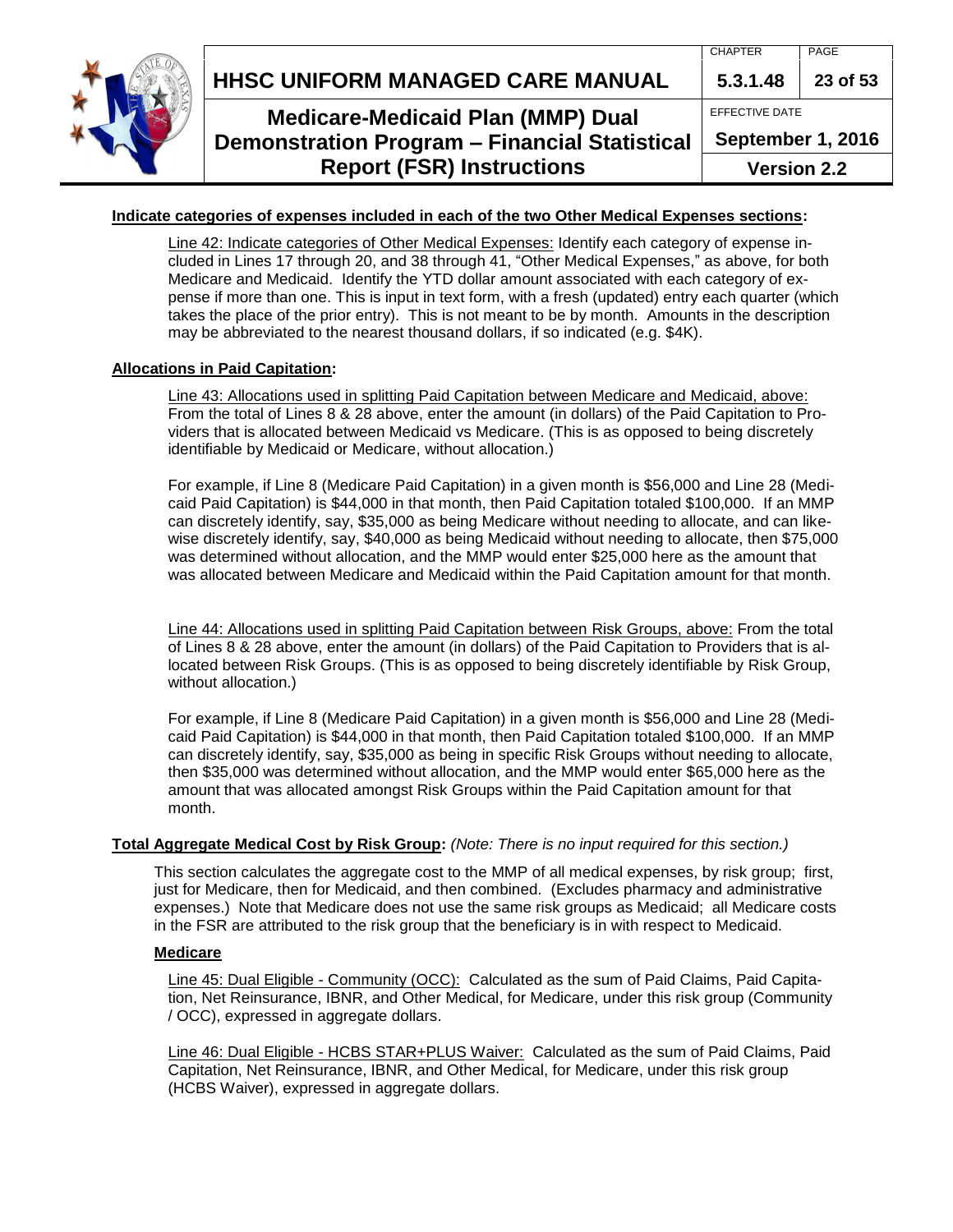**Indicate categories of expenses included in each of the two Other Medical Expenses sections:**

Line 42: Indicate categories of Other Medical Expenses: Identify each category of expense included in Lines 17 through 20, and 38 through 41, "Other Medical Expenses," as above, for both Medicare and Medicaid. Identify the YTD dollar amount associated with each category of expense if more than one. This is input in text form, with a fresh (updated) entry each quarter (which takes the place of the prior entry). This is not meant to be by month. Amounts in the description may be abbreviated to the nearest thousand dollars, if so indicated (e.g. $4K).

**Allocations in Paid Capitation:**

Line 43: Allocations used in splitting Paid Capitation between Medicare and Medicaid, above: From the total of Lines 8 & 28 above, enter the amount (in dollars) of the Paid Capitation to Providers that is allocated between Medicaid vs Medicare. (This is as opposed to being discretely identifiable by Medicaid or Medicare, without allocation.)

For example, if Line 8 (Medicare Paid Capitation) in a given month is $56,000 and Line 28 (Medicaid Paid Capitation) is $44,000 in that month, then Paid Capitation totaled $100,000. If an MMP can discretely identify, say, $35,000 as being Medicare without needing to allocate, and can likewise discretely identify, say, $40,000 as being Medicaid without needing to allocate, then $75,000 was determined without allocation, and the MMP would enter $25,000 here as the amount that was allocated between Medicare and Medicaid within the Paid Capitation amount for that month.

Line 44: Allocations used in splitting Paid Capitation between Risk Groups, above: From the total of Lines 8 & 28 above, enter the amount (in dollars) of the Paid Capitation to Providers that is allocated between Risk Groups. (This is as opposed to being discretely identifiable by Risk Group, without allocation.)

For example, if Line 8 (Medicare Paid Capitation) in a given month is $56,000 and Line 28 (Medicaid Paid Capitation) is $44,000 in that month, then Paid Capitation totaled $100,000. If an MMP can discretely identify, say, $35,000 as being in specific Risk Groups without needing to allocate, then $35,000 was determined without allocation, and the MMP would enter $65,000 here as the amount that was allocated amongst Risk Groups within the Paid Capitation amount for that month.

**Total Aggregate Medical Cost by Risk Group:** *(Note: There is no input required for this section.)*

This section calculates the aggregate cost to the MMP of all medical expenses, by risk group; first, just for Medicare, then for Medicaid, and then combined. (Excludes pharmacy and administrative expenses.) Note that Medicare does not use the same risk groups as Medicaid; all Medicare costs in the FSR are attributed to the risk group that the beneficiary is in with respect to Medicaid.

**Medicare**

Line 45: Dual Eligible - Community (OCC): Calculated as the sum of Paid Claims, Paid Capitation, Net Reinsurance, IBNR, and Other Medical, for Medicare, under this risk group (Community / OCC), expressed in aggregate dollars.

Line 46: Dual Eligible - HCBS STAR+PLUS Waiver: Calculated as the sum of Paid Claims, Paid Capitation, Net Reinsurance, IBNR, and Other Medical, for Medicare, under this risk group (HCBS Waiver), expressed in aggregate dollars.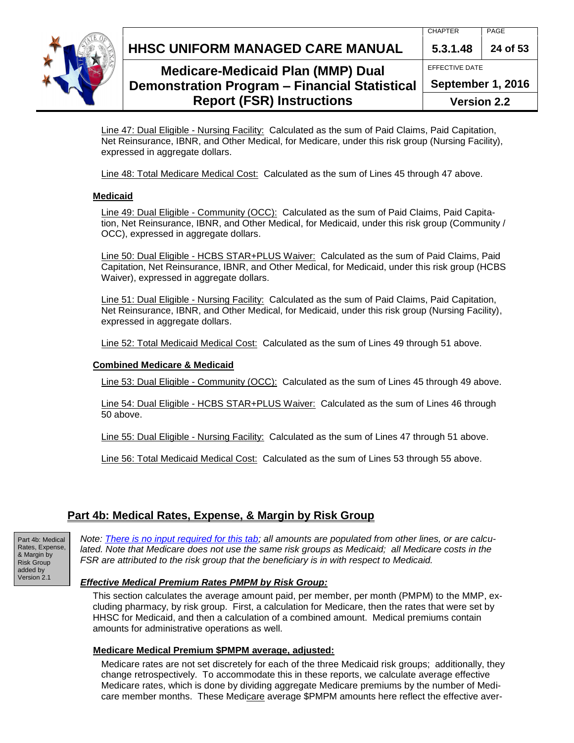Line 47: Dual Eligible - Nursing Facility: Calculated as the sum of Paid Claims, Paid Capitation, Net Reinsurance, IBNR, and Other Medical, for Medicare, under this risk group (Nursing Facility), expressed in aggregate dollars.

Line 48: Total Medicare Medical Cost: Calculated as the sum of Lines 45 through 47 above.

**Medicaid**

Line 49: Dual Eligible - Community (OCC): Calculated as the sum of Paid Claims, Paid Capitation, Net Reinsurance, IBNR, and Other Medical, for Medicaid, under this risk group (Community / OCC), expressed in aggregate dollars.

Line 50: Dual Eligible - HCBS STAR+PLUS Waiver: Calculated as the sum of Paid Claims, Paid Capitation, Net Reinsurance, IBNR, and Other Medical, for Medicaid, under this risk group (HCBS Waiver), expressed in aggregate dollars.

Line 51: Dual Eligible - Nursing Facility: Calculated as the sum of Paid Claims, Paid Capitation, Net Reinsurance, IBNR, and Other Medical, for Medicaid, under this risk group (Nursing Facility), expressed in aggregate dollars.

Line 52: Total Medicaid Medical Cost: Calculated as the sum of Lines 49 through 51 above.

**Combined Medicare & Medicaid**

Line 53: Dual Eligible - Community (OCC): Calculated as the sum of Lines 45 through 49 above.

Line 54: Dual Eligible - HCBS STAR+PLUS Waiver: Calculated as the sum of Lines 46 through 50 above.

Line 55: Dual Eligible - Nursing Facility: Calculated as the sum of Lines 47 through 51 above.

Line 56: Total Medicaid Medical Cost: Calculated as the sum of Lines 53 through 55 above.

## Part 4b: Medical Rates, Expense, & Margin by Risk Group

Part 4b: Medical Rates, Expense, & Margin by Risk Group added by Version 2.1

*Note: There is no input required for this tab; all amounts are populated from other lines, or are calculated. Note that Medicare does not use the same risk groups as Medicaid; all Medicare costs in the FSR are attributed to the risk group that the beneficiary is in with respect to Medicaid.*

***Effective Medical Premium Rates PMPM by Risk Group:***

This section calculates the average amount paid, per member, per month (PMPM) to the MMP, excluding pharmacy, by risk group. First, a calculation for Medicare, then the rates that were set by HHSC for Medicaid, and then a calculation of a combined amount. Medical premiums contain amounts for administrative operations as well.

**Medicare Medical Premium $PMPM average, adjusted:**

Medicare rates are not set discretely for each of the three Medicaid risk groups; additionally, they change retrospectively. To accommodate this in these reports, we calculate average effective Medicare rates, which is done by dividing aggregate Medicare premiums by the number of Medicare member months. These Medicare average $PMPM amounts here reflect the effective aver-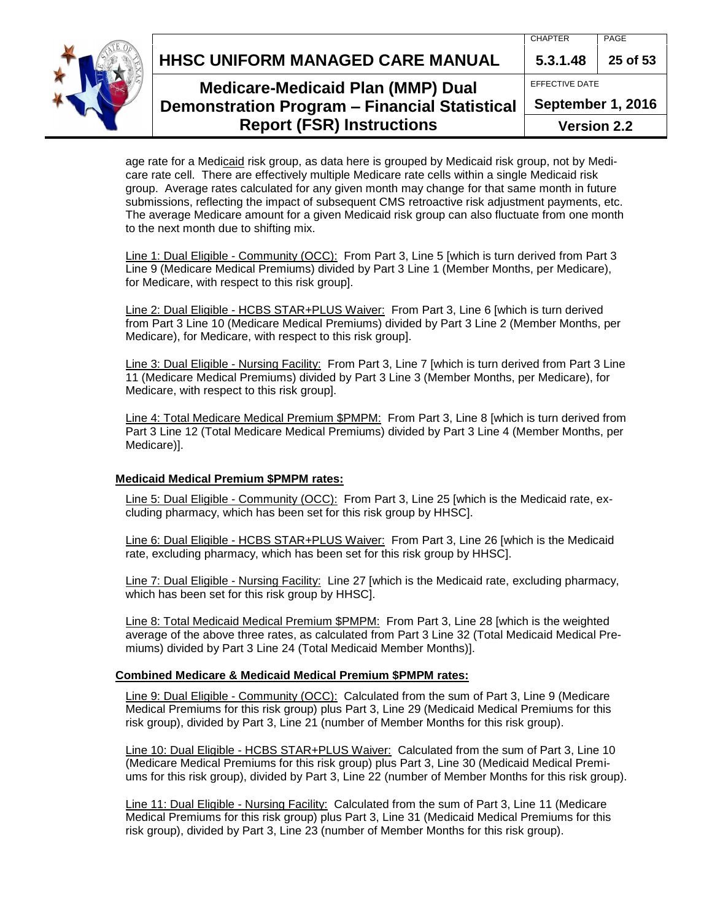age rate for a Medicaid risk group, as data here is grouped by Medicaid risk group, not by Medicare rate cell. There are effectively multiple Medicare rate cells within a single Medicaid risk group. Average rates calculated for any given month may change for that same month in future submissions, reflecting the impact of subsequent CMS retroactive risk adjustment payments, etc. The average Medicare amount for a given Medicaid risk group can also fluctuate from one month to the next month due to shifting mix.

Line 1: Dual Eligible - Community (OCC): From Part 3, Line 5 [which is turn derived from Part 3 Line 9 (Medicare Medical Premiums) divided by Part 3 Line 1 (Member Months, per Medicare), for Medicare, with respect to this risk group].

Line 2: Dual Eligible - HCBS STAR+PLUS Waiver: From Part 3, Line 6 [which is turn derived from Part 3 Line 10 (Medicare Medical Premiums) divided by Part 3 Line 2 (Member Months, per Medicare), for Medicare, with respect to this risk group].

Line 3: Dual Eligible - Nursing Facility: From Part 3, Line 7 [which is turn derived from Part 3 Line 11 (Medicare Medical Premiums) divided by Part 3 Line 3 (Member Months, per Medicare), for Medicare, with respect to this risk group].

Line 4: Total Medicare Medical Premium $PMPM: From Part 3, Line 8 [which is turn derived from Part 3 Line 12 (Total Medicare Medical Premiums) divided by Part 3 Line 4 (Member Months, per Medicare)].

**Medicaid Medical Premium $PMPM rates:**

Line 5: Dual Eligible - Community (OCC): From Part 3, Line 25 [which is the Medicaid rate, excluding pharmacy, which has been set for this risk group by HHSC].

Line 6: Dual Eligible - HCBS STAR+PLUS Waiver: From Part 3, Line 26 [which is the Medicaid rate, excluding pharmacy, which has been set for this risk group by HHSC].

Line 7: Dual Eligible - Nursing Facility: Line 27 [which is the Medicaid rate, excluding pharmacy, which has been set for this risk group by HHSC].

Line 8: Total Medicaid Medical Premium $PMPM: From Part 3, Line 28 [which is the weighted average of the above three rates, as calculated from Part 3 Line 32 (Total Medicaid Medical Premiums) divided by Part 3 Line 24 (Total Medicaid Member Months)].

**Combined Medicare & Medicaid Medical Premium $PMPM rates:**

Line 9: Dual Eligible - Community (OCC): Calculated from the sum of Part 3, Line 9 (Medicare Medical Premiums for this risk group) plus Part 3, Line 29 (Medicaid Medical Premiums for this risk group), divided by Part 3, Line 21 (number of Member Months for this risk group).

Line 10: Dual Eligible - HCBS STAR+PLUS Waiver: Calculated from the sum of Part 3, Line 10 (Medicare Medical Premiums for this risk group) plus Part 3, Line 30 (Medicaid Medical Premiums for this risk group), divided by Part 3, Line 22 (number of Member Months for this risk group).

Line 11: Dual Eligible - Nursing Facility: Calculated from the sum of Part 3, Line 11 (Medicare Medical Premiums for this risk group) plus Part 3, Line 31 (Medicaid Medical Premiums for this risk group), divided by Part 3, Line 23 (number of Member Months for this risk group).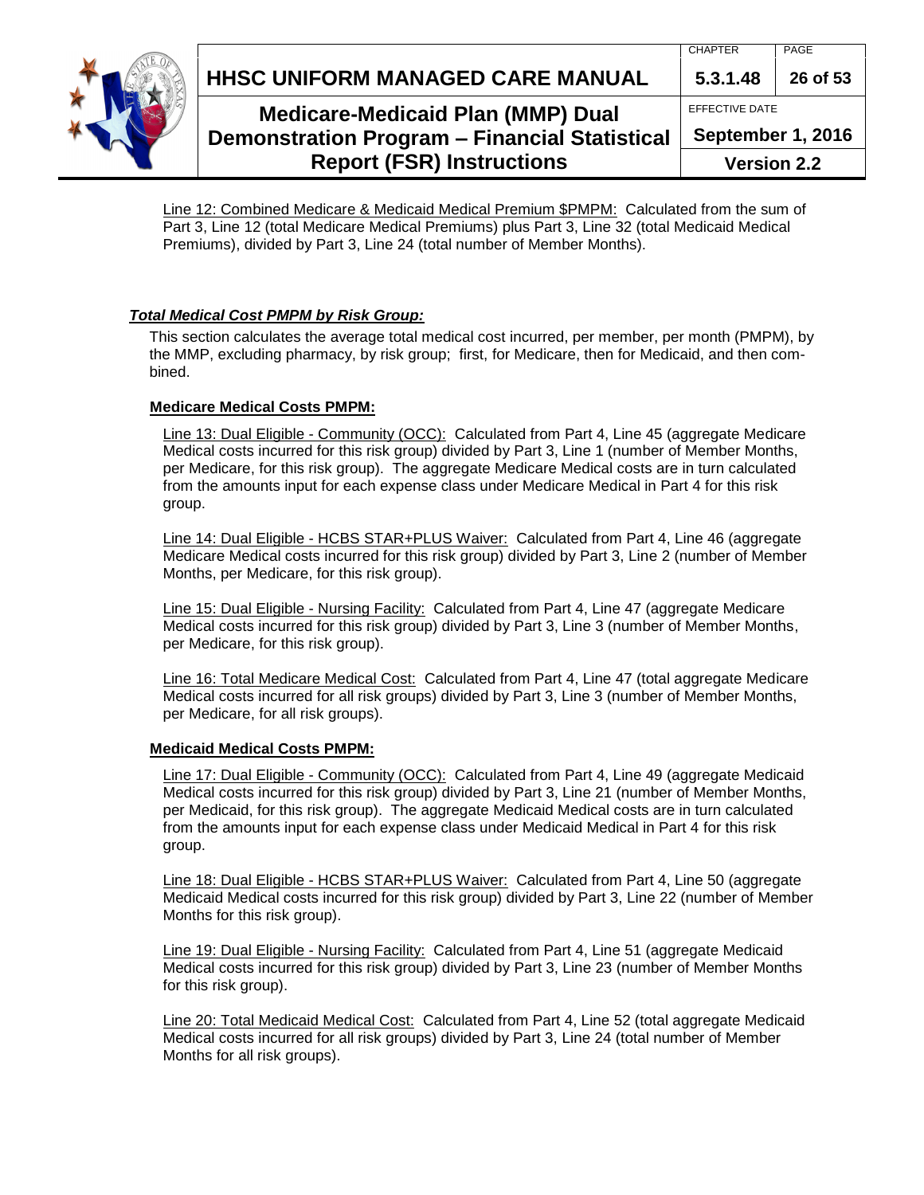Line 12: Combined Medicare & Medicaid Medical Premium $PMPM: Calculated from the sum of Part 3, Line 12 (total Medicare Medical Premiums) plus Part 3, Line 32 (total Medicaid Medical Premiums), divided by Part 3, Line 24 (total number of Member Months).

### *Total Medical Cost PMPM by Risk Group:*

This section calculates the average total medical cost incurred, per member, per month (PMPM), by the MMP, excluding pharmacy, by risk group; first, for Medicare, then for Medicaid, and then combined.

#### Medicare Medical Costs PMPM:

Line 13: Dual Eligible - Community (OCC): Calculated from Part 4, Line 45 (aggregate Medicare Medical costs incurred for this risk group) divided by Part 3, Line 1 (number of Member Months, per Medicare, for this risk group). The aggregate Medicare Medical costs are in turn calculated from the amounts input for each expense class under Medicare Medical in Part 4 for this risk group.

Line 14: Dual Eligible - HCBS STAR+PLUS Waiver: Calculated from Part 4, Line 46 (aggregate Medicare Medical costs incurred for this risk group) divided by Part 3, Line 2 (number of Member Months, per Medicare, for this risk group).

Line 15: Dual Eligible - Nursing Facility: Calculated from Part 4, Line 47 (aggregate Medicare Medical costs incurred for this risk group) divided by Part 3, Line 3 (number of Member Months, per Medicare, for this risk group).

Line 16: Total Medicare Medical Cost: Calculated from Part 4, Line 47 (total aggregate Medicare Medical costs incurred for all risk groups) divided by Part 3, Line 3 (number of Member Months, per Medicare, for all risk groups).

#### Medicaid Medical Costs PMPM:

Line 17: Dual Eligible - Community (OCC): Calculated from Part 4, Line 49 (aggregate Medicaid Medical costs incurred for this risk group) divided by Part 3, Line 21 (number of Member Months, per Medicaid, for this risk group). The aggregate Medicaid Medical costs are in turn calculated from the amounts input for each expense class under Medicaid Medical in Part 4 for this risk group.

Line 18: Dual Eligible - HCBS STAR+PLUS Waiver: Calculated from Part 4, Line 50 (aggregate Medicaid Medical costs incurred for this risk group) divided by Part 3, Line 22 (number of Member Months for this risk group).

Line 19: Dual Eligible - Nursing Facility: Calculated from Part 4, Line 51 (aggregate Medicaid Medical costs incurred for this risk group) divided by Part 3, Line 23 (number of Member Months for this risk group).

Line 20: Total Medicaid Medical Cost: Calculated from Part 4, Line 52 (total aggregate Medicaid Medical costs incurred for all risk groups) divided by Part 3, Line 24 (total number of Member Months for all risk groups).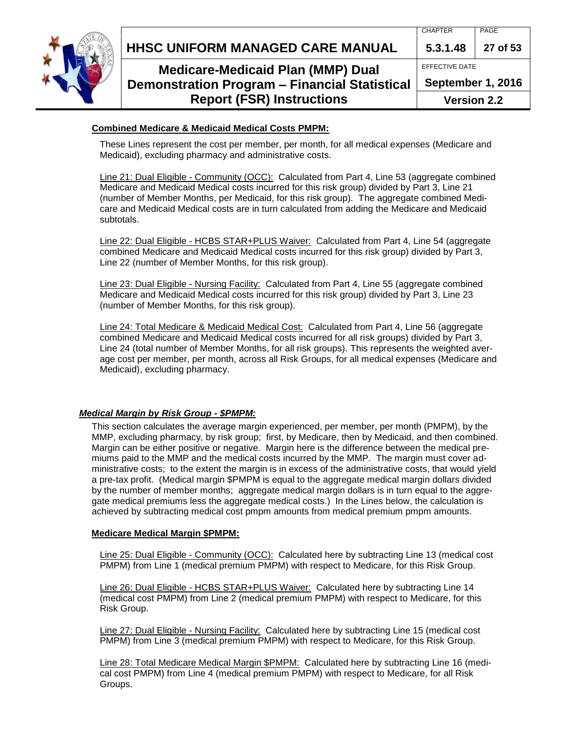**Combined Medicare & Medicaid Medical Costs PMPM:**

These Lines represent the cost per member, per month, for all medical expenses (Medicare and Medicaid), excluding pharmacy and administrative costs.

Line 21: Dual Eligible - Community (OCC): Calculated from Part 4, Line 53 (aggregate combined Medicare and Medicaid Medical costs incurred for this risk group) divided by Part 3, Line 21 (number of Member Months, per Medicaid, for this risk group). The aggregate combined Medicare and Medicaid Medical costs are in turn calculated from adding the Medicare and Medicaid subtotals.

Line 22: Dual Eligible - HCBS STAR+PLUS Waiver: Calculated from Part 4, Line 54 (aggregate combined Medicare and Medicaid Medical costs incurred for this risk group) divided by Part 3, Line 22 (number of Member Months, for this risk group).

Line 23: Dual Eligible - Nursing Facility: Calculated from Part 4, Line 55 (aggregate combined Medicare and Medicaid Medical costs incurred for this risk group) divided by Part 3, Line 23 (number of Member Months, for this risk group).

Line 24: Total Medicare & Medicaid Medical Cost: Calculated from Part 4, Line 56 (aggregate combined Medicare and Medicaid Medical costs incurred for all risk groups) divided by Part 3, Line 24 (total number of Member Months, for all risk groups). This represents the weighted average cost per member, per month, across all Risk Groups, for all medical expenses (Medicare and Medicaid), excluding pharmacy.

***Medical Margin by Risk Group - $PMPM:***

This section calculates the average margin experienced, per member, per month (PMPM), by the MMP, excluding pharmacy, by risk group; first, by Medicare, then by Medicaid, and then combined. Margin can be either positive or negative. Margin here is the difference between the medical premiums paid to the MMP and the medical costs incurred by the MMP. The margin must cover administrative costs; to the extent the margin is in excess of the administrative costs, that would yield a pre-tax profit. (Medical margin $PMPM is equal to the aggregate medical margin dollars divided by the number of member months; aggregate medical margin dollars is in turn equal to the aggregate medical premiums less the aggregate medical costs.) In the Lines below, the calculation is achieved by subtracting medical cost pmpm amounts from medical premium pmpm amounts.

**Medicare Medical Margin $PMPM:**

Line 25: Dual Eligible - Community (OCC): Calculated here by subtracting Line 13 (medical cost PMPM) from Line 1 (medical premium PMPM) with respect to Medicare, for this Risk Group.

Line 26: Dual Eligible - HCBS STAR+PLUS Waiver: Calculated here by subtracting Line 14 (medical cost PMPM) from Line 2 (medical premium PMPM) with respect to Medicare, for this Risk Group.

Line 27: Dual Eligible - Nursing Facility: Calculated here by subtracting Line 15 (medical cost PMPM) from Line 3 (medical premium PMPM) with respect to Medicare, for this Risk Group.

Line 28: Total Medicare Medical Margin $PMPM: Calculated here by subtracting Line 16 (medical cost PMPM) from Line 4 (medical premium PMPM) with respect to Medicare, for all Risk Groups.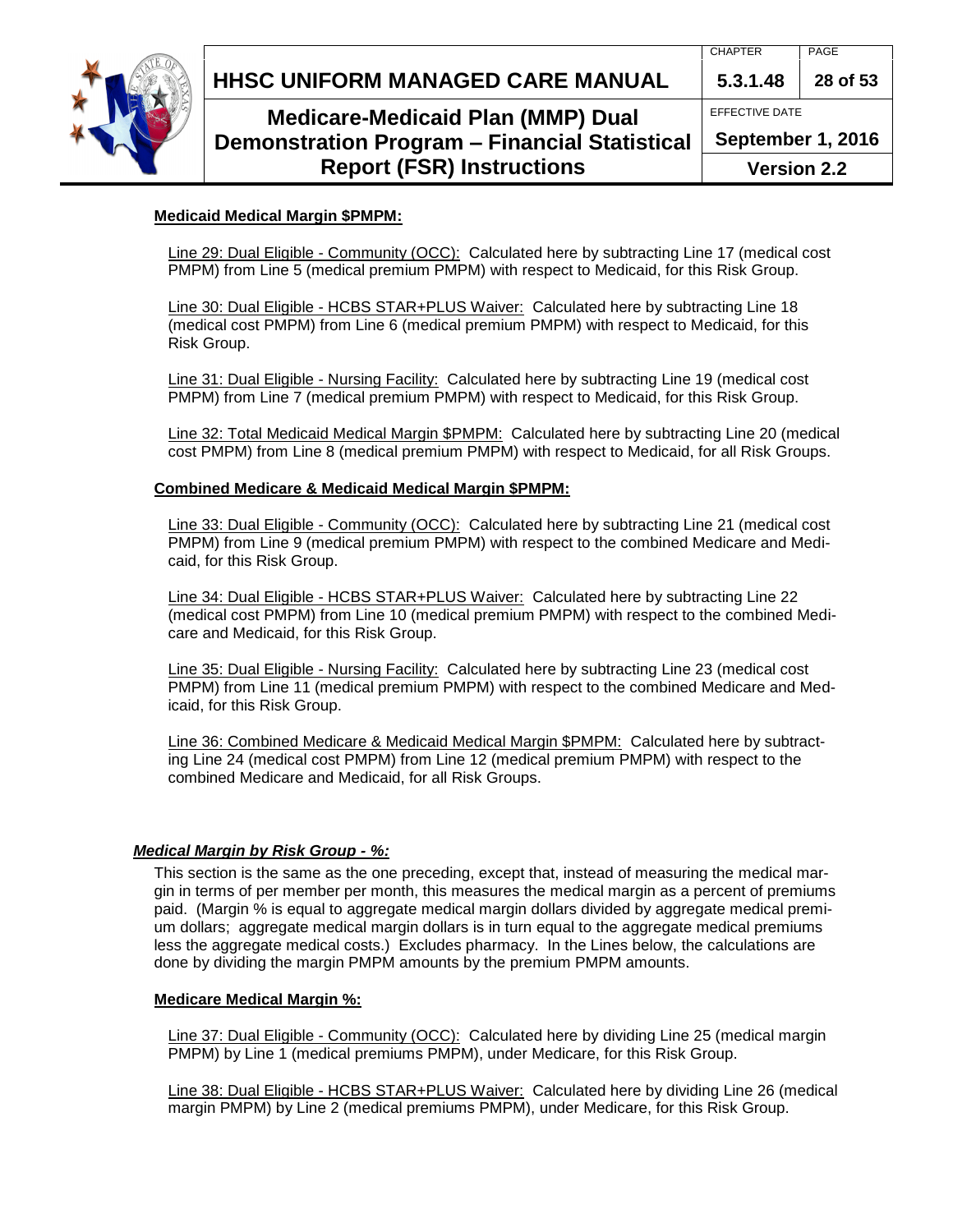**Medicaid Medical Margin $PMPM:**

Line 29: Dual Eligible - Community (OCC): Calculated here by subtracting Line 17 (medical cost PMPM) from Line 5 (medical premium PMPM) with respect to Medicaid, for this Risk Group.

Line 30: Dual Eligible - HCBS STAR+PLUS Waiver: Calculated here by subtracting Line 18 (medical cost PMPM) from Line 6 (medical premium PMPM) with respect to Medicaid, for this Risk Group.

Line 31: Dual Eligible - Nursing Facility: Calculated here by subtracting Line 19 (medical cost PMPM) from Line 7 (medical premium PMPM) with respect to Medicaid, for this Risk Group.

Line 32: Total Medicaid Medical Margin $PMPM: Calculated here by subtracting Line 20 (medical cost PMPM) from Line 8 (medical premium PMPM) with respect to Medicaid, for all Risk Groups.

**Combined Medicare & Medicaid Medical Margin $PMPM:**

Line 33: Dual Eligible - Community (OCC): Calculated here by subtracting Line 21 (medical cost PMPM) from Line 9 (medical premium PMPM) with respect to the combined Medicare and Medicaid, for this Risk Group.

Line 34: Dual Eligible - HCBS STAR+PLUS Waiver: Calculated here by subtracting Line 22 (medical cost PMPM) from Line 10 (medical premium PMPM) with respect to the combined Medicare and Medicaid, for this Risk Group.

Line 35: Dual Eligible - Nursing Facility: Calculated here by subtracting Line 23 (medical cost PMPM) from Line 11 (medical premium PMPM) with respect to the combined Medicare and Medicaid, for this Risk Group.

Line 36: Combined Medicare & Medicaid Medical Margin $PMPM: Calculated here by subtracting Line 24 (medical cost PMPM) from Line 12 (medical premium PMPM) with respect to the combined Medicare and Medicaid, for all Risk Groups.

***Medical Margin by Risk Group - %:***

This section is the same as the one preceding, except that, instead of measuring the medical margin in terms of per member per month, this measures the medical margin as a percent of premiums paid. (Margin % is equal to aggregate medical margin dollars divided by aggregate medical premium dollars; aggregate medical margin dollars is in turn equal to the aggregate medical premiums less the aggregate medical costs.) Excludes pharmacy. In the Lines below, the calculations are done by dividing the margin PMPM amounts by the premium PMPM amounts.

**Medicare Medical Margin %:**

Line 37: Dual Eligible - Community (OCC): Calculated here by dividing Line 25 (medical margin PMPM) by Line 1 (medical premiums PMPM), under Medicare, for this Risk Group.

Line 38: Dual Eligible - HCBS STAR+PLUS Waiver: Calculated here by dividing Line 26 (medical margin PMPM) by Line 2 (medical premiums PMPM), under Medicare, for this Risk Group.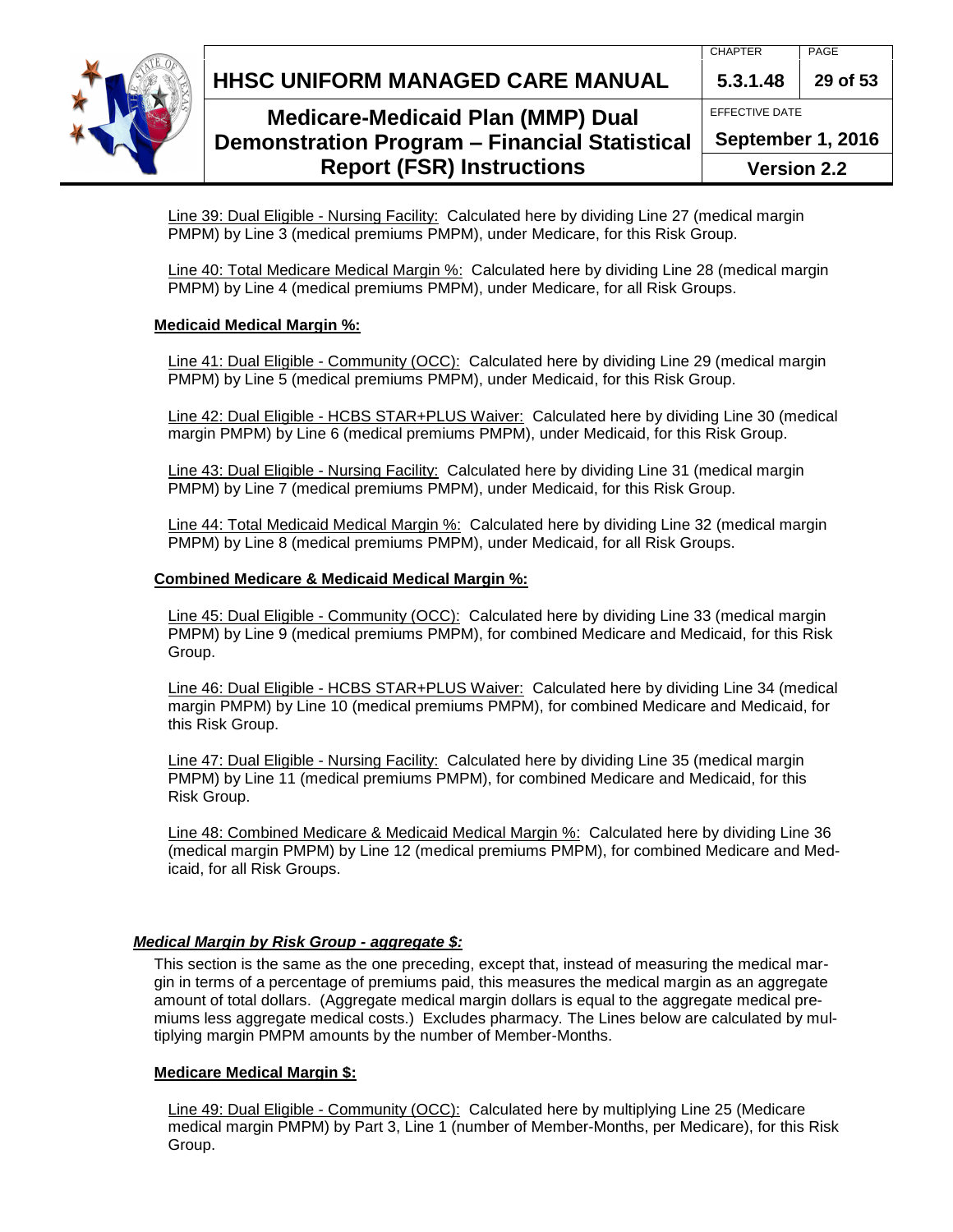Line 39: Dual Eligible - Nursing Facility: Calculated here by dividing Line 27 (medical margin PMPM) by Line 3 (medical premiums PMPM), under Medicare, for this Risk Group.

Line 40: Total Medicare Medical Margin %: Calculated here by dividing Line 28 (medical margin PMPM) by Line 4 (medical premiums PMPM), under Medicare, for all Risk Groups.

**Medicaid Medical Margin %:**

Line 41: Dual Eligible - Community (OCC): Calculated here by dividing Line 29 (medical margin PMPM) by Line 5 (medical premiums PMPM), under Medicaid, for this Risk Group.

Line 42: Dual Eligible - HCBS STAR+PLUS Waiver: Calculated here by dividing Line 30 (medical margin PMPM) by Line 6 (medical premiums PMPM), under Medicaid, for this Risk Group.

Line 43: Dual Eligible - Nursing Facility: Calculated here by dividing Line 31 (medical margin PMPM) by Line 7 (medical premiums PMPM), under Medicaid, for this Risk Group.

Line 44: Total Medicaid Medical Margin %: Calculated here by dividing Line 32 (medical margin PMPM) by Line 8 (medical premiums PMPM), under Medicaid, for all Risk Groups.

**Combined Medicare & Medicaid Medical Margin %:**

Line 45: Dual Eligible - Community (OCC): Calculated here by dividing Line 33 (medical margin PMPM) by Line 9 (medical premiums PMPM), for combined Medicare and Medicaid, for this Risk Group.

Line 46: Dual Eligible - HCBS STAR+PLUS Waiver: Calculated here by dividing Line 34 (medical margin PMPM) by Line 10 (medical premiums PMPM), for combined Medicare and Medicaid, for this Risk Group.

Line 47: Dual Eligible - Nursing Facility: Calculated here by dividing Line 35 (medical margin PMPM) by Line 11 (medical premiums PMPM), for combined Medicare and Medicaid, for this Risk Group.

Line 48: Combined Medicare & Medicaid Medical Margin %: Calculated here by dividing Line 36 (medical margin PMPM) by Line 12 (medical premiums PMPM), for combined Medicare and Medicaid, for all Risk Groups.

***Medical Margin by Risk Group - aggregate $:***

This section is the same as the one preceding, except that, instead of measuring the medical margin in terms of a percentage of premiums paid, this measures the medical margin as an aggregate amount of total dollars. (Aggregate medical margin dollars is equal to the aggregate medical premiums less aggregate medical costs.) Excludes pharmacy. The Lines below are calculated by multiplying margin PMPM amounts by the number of Member-Months.

**Medicare Medical Margin $:**

Line 49: Dual Eligible - Community (OCC): Calculated here by multiplying Line 25 (Medicare medical margin PMPM) by Part 3, Line 1 (number of Member-Months, per Medicare), for this Risk Group.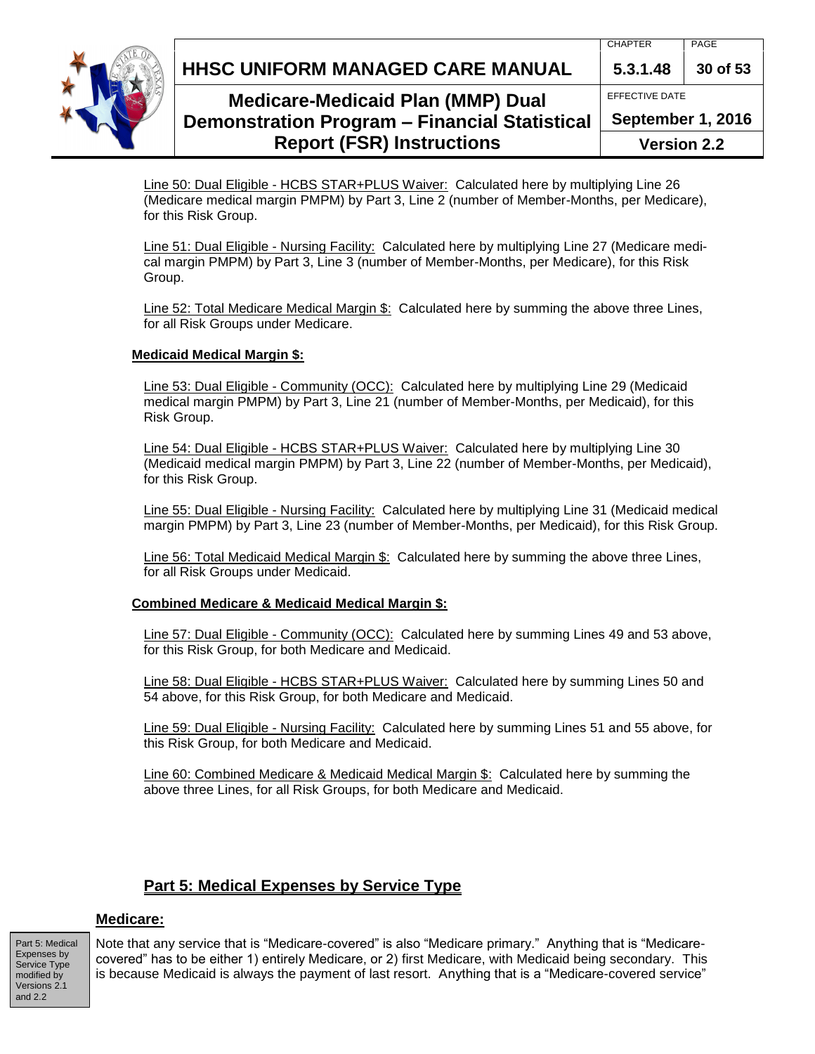Line 50: Dual Eligible - HCBS STAR+PLUS Waiver: Calculated here by multiplying Line 26 (Medicare medical margin PMPM) by Part 3, Line 2 (number of Member-Months, per Medicare), for this Risk Group.

Line 51: Dual Eligible - Nursing Facility: Calculated here by multiplying Line 27 (Medicare medical margin PMPM) by Part 3, Line 3 (number of Member-Months, per Medicare), for this Risk Group.

Line 52: Total Medicare Medical Margin $: Calculated here by summing the above three Lines, for all Risk Groups under Medicare.

**Medicaid Medical Margin $:**

Line 53: Dual Eligible - Community (OCC): Calculated here by multiplying Line 29 (Medicaid medical margin PMPM) by Part 3, Line 21 (number of Member-Months, per Medicaid), for this Risk Group.

Line 54: Dual Eligible - HCBS STAR+PLUS Waiver: Calculated here by multiplying Line 30 (Medicaid medical margin PMPM) by Part 3, Line 22 (number of Member-Months, per Medicaid), for this Risk Group.

Line 55: Dual Eligible - Nursing Facility: Calculated here by multiplying Line 31 (Medicaid medical margin PMPM) by Part 3, Line 23 (number of Member-Months, per Medicaid), for this Risk Group.

Line 56: Total Medicaid Medical Margin $: Calculated here by summing the above three Lines, for all Risk Groups under Medicaid.

**Combined Medicare & Medicaid Medical Margin $:**

Line 57: Dual Eligible - Community (OCC): Calculated here by summing Lines 49 and 53 above, for this Risk Group, for both Medicare and Medicaid.

Line 58: Dual Eligible - HCBS STAR+PLUS Waiver: Calculated here by summing Lines 50 and 54 above, for this Risk Group, for both Medicare and Medicaid.

Line 59: Dual Eligible - Nursing Facility: Calculated here by summing Lines 51 and 55 above, for this Risk Group, for both Medicare and Medicaid.

Line 60: Combined Medicare & Medicaid Medical Margin $: Calculated here by summing the above three Lines, for all Risk Groups, for both Medicare and Medicaid.

## Part 5: Medical Expenses by Service Type

### Medicare:

Part 5: Medical Expenses by Service Type modified by Versions 2.1 and 2.2

Note that any service that is "Medicare-covered" is also "Medicare primary." Anything that is "Medicare-covered" has to be either 1) entirely Medicare, or 2) first Medicare, with Medicaid being secondary. This is because Medicaid is always the payment of last resort. Anything that is a "Medicare-covered service"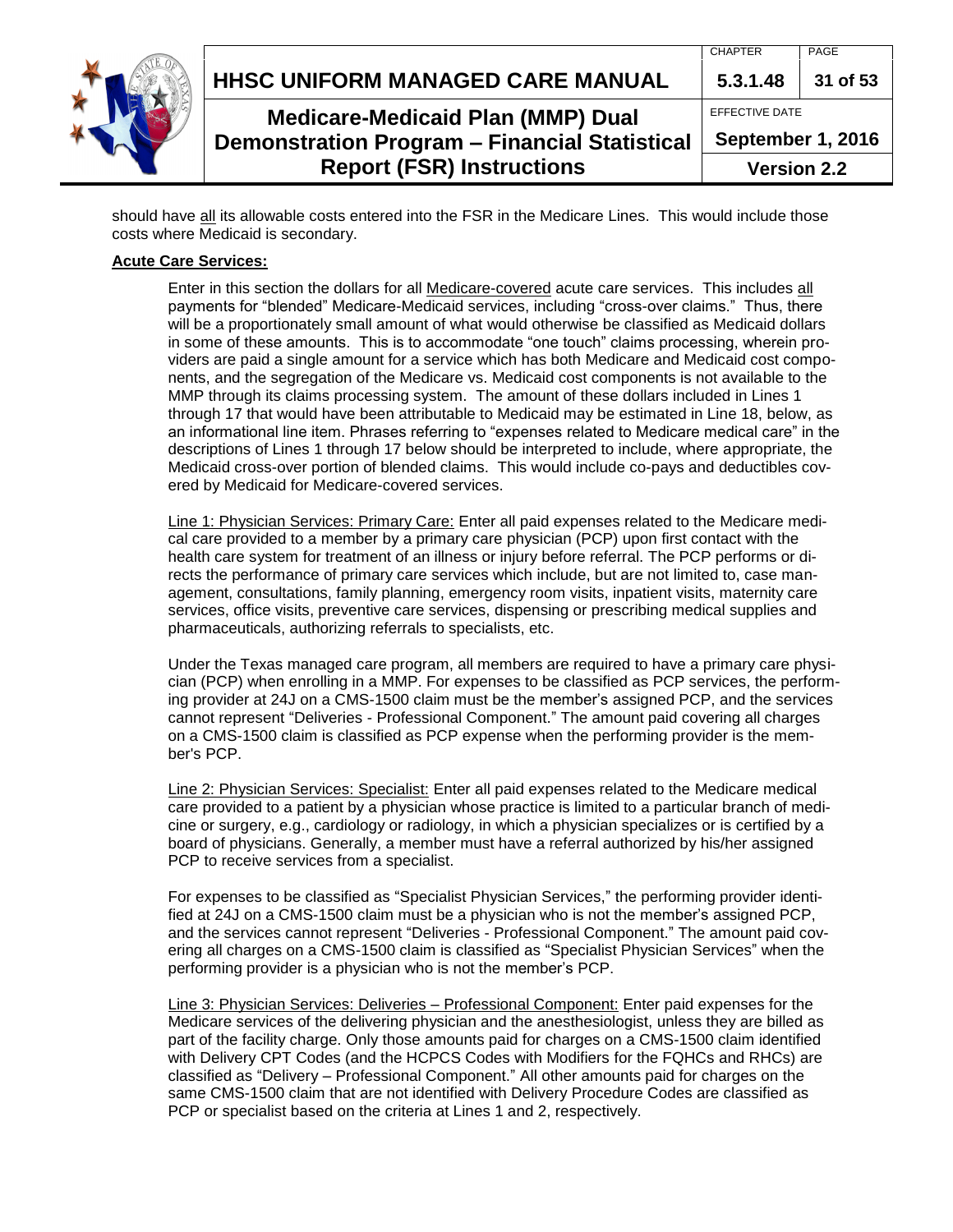should have all its allowable costs entered into the FSR in the Medicare Lines. This would include those costs where Medicaid is secondary.

**Acute Care Services:**

Enter in this section the dollars for all Medicare-covered acute care services. This includes all payments for "blended" Medicare-Medicaid services, including "cross-over claims." Thus, there will be a proportionately small amount of what would otherwise be classified as Medicaid dollars in some of these amounts. This is to accommodate "one touch" claims processing, wherein providers are paid a single amount for a service which has both Medicare and Medicaid cost components, and the segregation of the Medicare vs. Medicaid cost components is not available to the MMP through its claims processing system. The amount of these dollars included in Lines 1 through 17 that would have been attributable to Medicaid may be estimated in Line 18, below, as an informational line item. Phrases referring to "expenses related to Medicare medical care" in the descriptions of Lines 1 through 17 below should be interpreted to include, where appropriate, the Medicaid cross-over portion of blended claims. This would include co-pays and deductibles covered by Medicaid for Medicare-covered services.

Line 1: Physician Services: Primary Care: Enter all paid expenses related to the Medicare medical care provided to a member by a primary care physician (PCP) upon first contact with the health care system for treatment of an illness or injury before referral. The PCP performs or directs the performance of primary care services which include, but are not limited to, case management, consultations, family planning, emergency room visits, inpatient visits, maternity care services, office visits, preventive care services, dispensing or prescribing medical supplies and pharmaceuticals, authorizing referrals to specialists, etc.

Under the Texas managed care program, all members are required to have a primary care physician (PCP) when enrolling in a MMP. For expenses to be classified as PCP services, the performing provider at 24J on a CMS-1500 claim must be the member's assigned PCP, and the services cannot represent "Deliveries - Professional Component." The amount paid covering all charges on a CMS-1500 claim is classified as PCP expense when the performing provider is the member's PCP.

Line 2: Physician Services: Specialist: Enter all paid expenses related to the Medicare medical care provided to a patient by a physician whose practice is limited to a particular branch of medicine or surgery, e.g., cardiology or radiology, in which a physician specializes or is certified by a board of physicians. Generally, a member must have a referral authorized by his/her assigned PCP to receive services from a specialist.

For expenses to be classified as "Specialist Physician Services," the performing provider identified at 24J on a CMS-1500 claim must be a physician who is not the member's assigned PCP, and the services cannot represent "Deliveries - Professional Component." The amount paid covering all charges on a CMS-1500 claim is classified as "Specialist Physician Services" when the performing provider is a physician who is not the member's PCP.

Line 3: Physician Services: Deliveries – Professional Component: Enter paid expenses for the Medicare services of the delivering physician and the anesthesiologist, unless they are billed as part of the facility charge. Only those amounts paid for charges on a CMS-1500 claim identified with Delivery CPT Codes (and the HCPCS Codes with Modifiers for the FQHCs and RHCs) are classified as "Delivery – Professional Component." All other amounts paid for charges on the same CMS-1500 claim that are not identified with Delivery Procedure Codes are classified as PCP or specialist based on the criteria at Lines 1 and 2, respectively.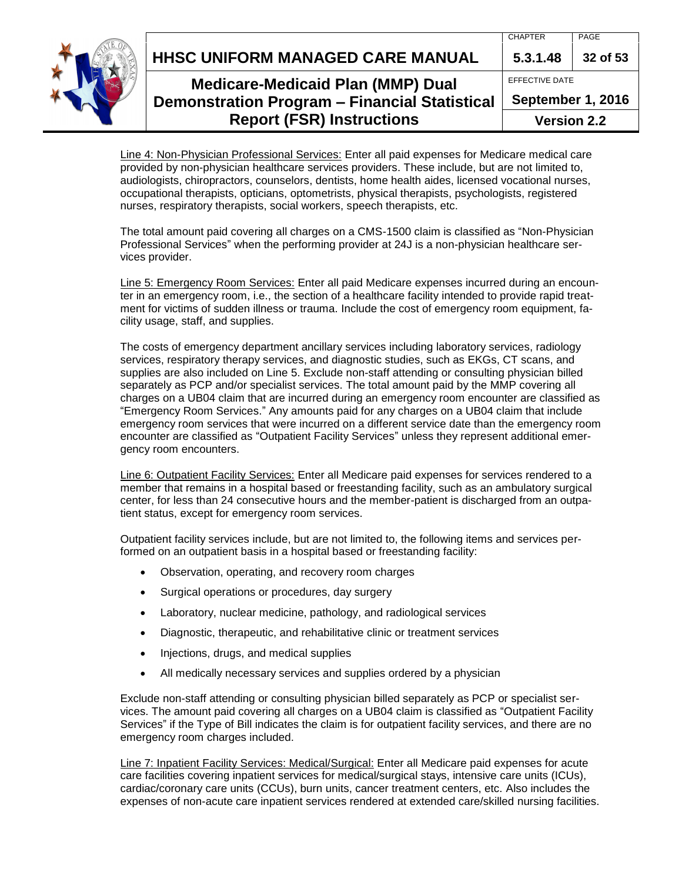Line 4: Non-Physician Professional Services: Enter all paid expenses for Medicare medical care provided by non-physician healthcare services providers. These include, but are not limited to, audiologists, chiropractors, counselors, dentists, home health aides, licensed vocational nurses, occupational therapists, opticians, optometrists, physical therapists, psychologists, registered nurses, respiratory therapists, social workers, speech therapists, etc.

The total amount paid covering all charges on a CMS-1500 claim is classified as "Non-Physician Professional Services" when the performing provider at 24J is a non-physician healthcare services provider.

Line 5: Emergency Room Services: Enter all paid Medicare expenses incurred during an encounter in an emergency room, i.e., the section of a healthcare facility intended to provide rapid treatment for victims of sudden illness or trauma. Include the cost of emergency room equipment, facility usage, staff, and supplies.

The costs of emergency department ancillary services including laboratory services, radiology services, respiratory therapy services, and diagnostic studies, such as EKGs, CT scans, and supplies are also included on Line 5. Exclude non-staff attending or consulting physician billed separately as PCP and/or specialist services. The total amount paid by the MMP covering all charges on a UB04 claim that are incurred during an emergency room encounter are classified as "Emergency Room Services." Any amounts paid for any charges on a UB04 claim that include emergency room services that were incurred on a different service date than the emergency room encounter are classified as "Outpatient Facility Services" unless they represent additional emergency room encounters.

Line 6: Outpatient Facility Services: Enter all Medicare paid expenses for services rendered to a member that remains in a hospital based or freestanding facility, such as an ambulatory surgical center, for less than 24 consecutive hours and the member-patient is discharged from an outpatient status, except for emergency room services.

Outpatient facility services include, but are not limited to, the following items and services performed on an outpatient basis in a hospital based or freestanding facility:

- Observation, operating, and recovery room charges
- Surgical operations or procedures, day surgery
- Laboratory, nuclear medicine, pathology, and radiological services
- Diagnostic, therapeutic, and rehabilitative clinic or treatment services
- Injections, drugs, and medical supplies
- All medically necessary services and supplies ordered by a physician

Exclude non-staff attending or consulting physician billed separately as PCP or specialist services. The amount paid covering all charges on a UB04 claim is classified as "Outpatient Facility Services" if the Type of Bill indicates the claim is for outpatient facility services, and there are no emergency room charges included.

Line 7: Inpatient Facility Services: Medical/Surgical: Enter all Medicare paid expenses for acute care facilities covering inpatient services for medical/surgical stays, intensive care units (ICUs), cardiac/coronary care units (CCUs), burn units, cancer treatment centers, etc. Also includes the expenses of non-acute care inpatient services rendered at extended care/skilled nursing facilities.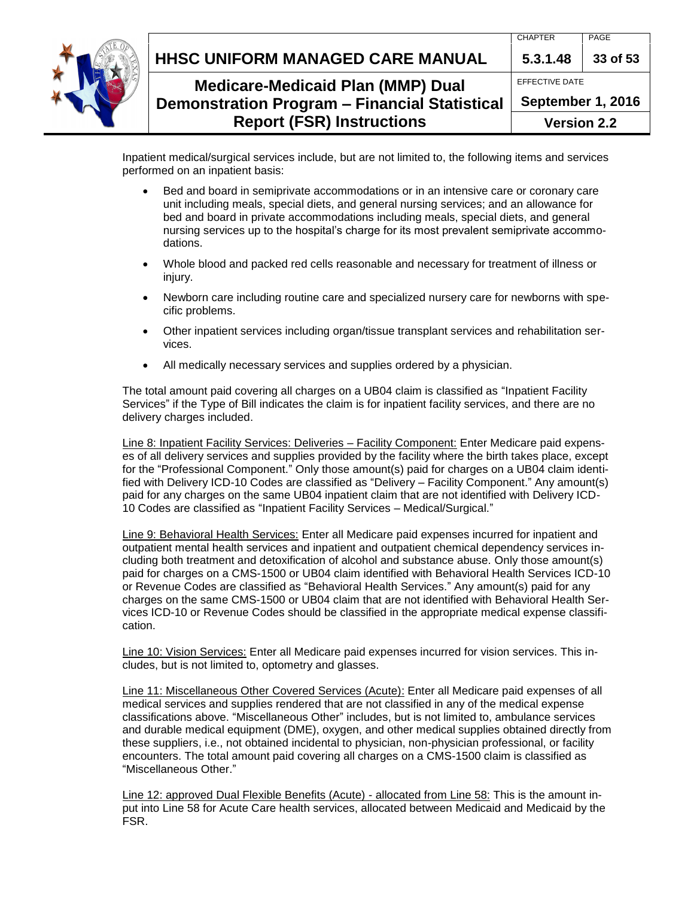Inpatient medical/surgical services include, but are not limited to, the following items and services performed on an inpatient basis:

- Bed and board in semiprivate accommodations or in an intensive care or coronary care unit including meals, special diets, and general nursing services; and an allowance for bed and board in private accommodations including meals, special diets, and general nursing services up to the hospital's charge for its most prevalent semiprivate accommodations.
- Whole blood and packed red cells reasonable and necessary for treatment of illness or injury.
- Newborn care including routine care and specialized nursery care for newborns with specific problems.
- Other inpatient services including organ/tissue transplant services and rehabilitation services.
- All medically necessary services and supplies ordered by a physician.

The total amount paid covering all charges on a UB04 claim is classified as "Inpatient Facility Services" if the Type of Bill indicates the claim is for inpatient facility services, and there are no delivery charges included.

<u>Line 8: Inpatient Facility Services: Deliveries – Facility Component:</u> Enter Medicare paid expenses of all delivery services and supplies provided by the facility where the birth takes place, except for the "Professional Component." Only those amount(s) paid for charges on a UB04 claim identified with Delivery ICD-10 Codes are classified as "Delivery – Facility Component." Any amount(s) paid for any charges on the same UB04 inpatient claim that are not identified with Delivery ICD-10 Codes are classified as "Inpatient Facility Services – Medical/Surgical."

<u>Line 9: Behavioral Health Services:</u> Enter all Medicare paid expenses incurred for inpatient and outpatient mental health services and inpatient and outpatient chemical dependency services including both treatment and detoxification of alcohol and substance abuse. Only those amount(s) paid for charges on a CMS-1500 or UB04 claim identified with Behavioral Health Services ICD-10 or Revenue Codes are classified as "Behavioral Health Services." Any amount(s) paid for any charges on the same CMS-1500 or UB04 claim that are not identified with Behavioral Health Services ICD-10 or Revenue Codes should be classified in the appropriate medical expense classification.

<u>Line 10: Vision Services:</u> Enter all Medicare paid expenses incurred for vision services. This includes, but is not limited to, optometry and glasses.

<u>Line 11: Miscellaneous Other Covered Services (Acute):</u> Enter all Medicare paid expenses of all medical services and supplies rendered that are not classified in any of the medical expense classifications above. "Miscellaneous Other" includes, but is not limited to, ambulance services and durable medical equipment (DME), oxygen, and other medical supplies obtained directly from these suppliers, i.e., not obtained incidental to physician, non-physician professional, or facility encounters. The total amount paid covering all charges on a CMS-1500 claim is classified as "Miscellaneous Other."

<u>Line 12: approved Dual Flexible Benefits (Acute) - allocated from Line 58:</u> This is the amount input into Line 58 for Acute Care health services, allocated between Medicaid and Medicaid by the FSR.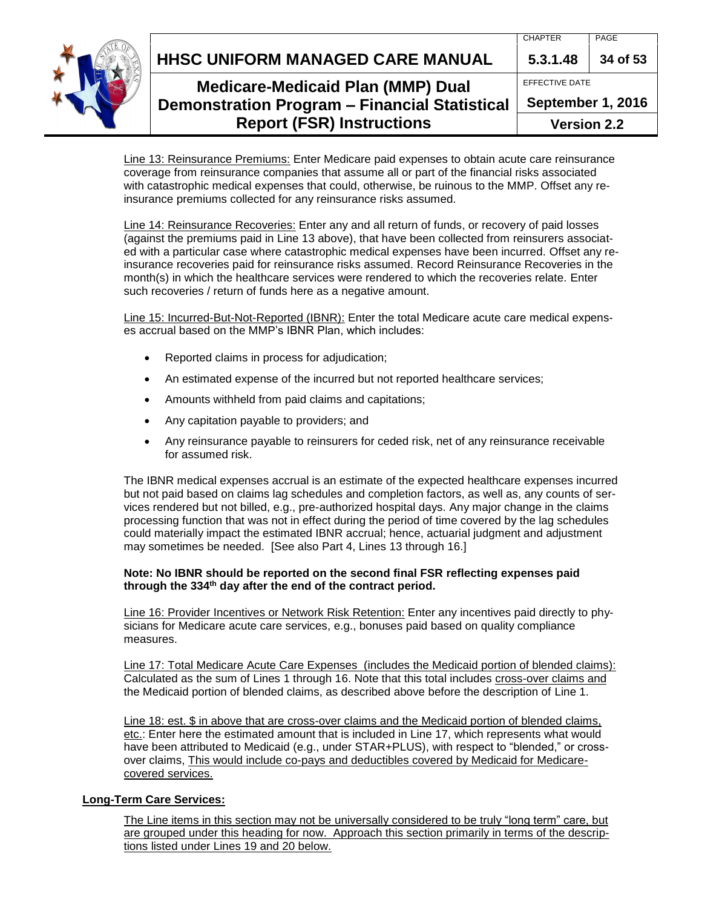Line 13: Reinsurance Premiums: Enter Medicare paid expenses to obtain acute care reinsurance coverage from reinsurance companies that assume all or part of the financial risks associated with catastrophic medical expenses that could, otherwise, be ruinous to the MMP. Offset any re-insurance premiums collected for any reinsurance risks assumed.

Line 14: Reinsurance Recoveries: Enter any and all return of funds, or recovery of paid losses (against the premiums paid in Line 13 above), that have been collected from reinsurers associated with a particular case where catastrophic medical expenses have been incurred. Offset any re-insurance recoveries paid for reinsurance risks assumed. Record Reinsurance Recoveries in the month(s) in which the healthcare services were rendered to which the recoveries relate. Enter such recoveries / return of funds here as a negative amount.

Line 15: Incurred-But-Not-Reported (IBNR): Enter the total Medicare acute care medical expenses accrual based on the MMP's IBNR Plan, which includes:

- Reported claims in process for adjudication;
- An estimated expense of the incurred but not reported healthcare services;
- Amounts withheld from paid claims and capitations;
- Any capitation payable to providers; and
- Any reinsurance payable to reinsurers for ceded risk, net of any reinsurance receivable for assumed risk.

The IBNR medical expenses accrual is an estimate of the expected healthcare expenses incurred but not paid based on claims lag schedules and completion factors, as well as, any counts of services rendered but not billed, e.g., pre-authorized hospital days. Any major change in the claims processing function that was not in effect during the period of time covered by the lag schedules could materially impact the estimated IBNR accrual; hence, actuarial judgment and adjustment may sometimes be needed. [See also Part 4, Lines 13 through 16.]

**Note: No IBNR should be reported on the second final FSR reflecting expenses paid through the 334th day after the end of the contract period.**

Line 16: Provider Incentives or Network Risk Retention: Enter any incentives paid directly to physicians for Medicare acute care services, e.g., bonuses paid based on quality compliance measures.

Line 17: Total Medicare Acute Care Expenses (includes the Medicaid portion of blended claims): Calculated as the sum of Lines 1 through 16. Note that this total includes cross-over claims and the Medicaid portion of blended claims, as described above before the description of Line 1.

Line 18: est. $ in above that are cross-over claims and the Medicaid portion of blended claims, etc.: Enter here the estimated amount that is included in Line 17, which represents what would have been attributed to Medicaid (e.g., under STAR+PLUS), with respect to "blended," or cross-over claims, This would include co-pays and deductibles covered by Medicaid for Medicare-covered services.

**Long-Term Care Services:**

The Line items in this section may not be universally considered to be truly "long term" care, but are grouped under this heading for now. Approach this section primarily in terms of the descriptions listed under Lines 19 and 20 below.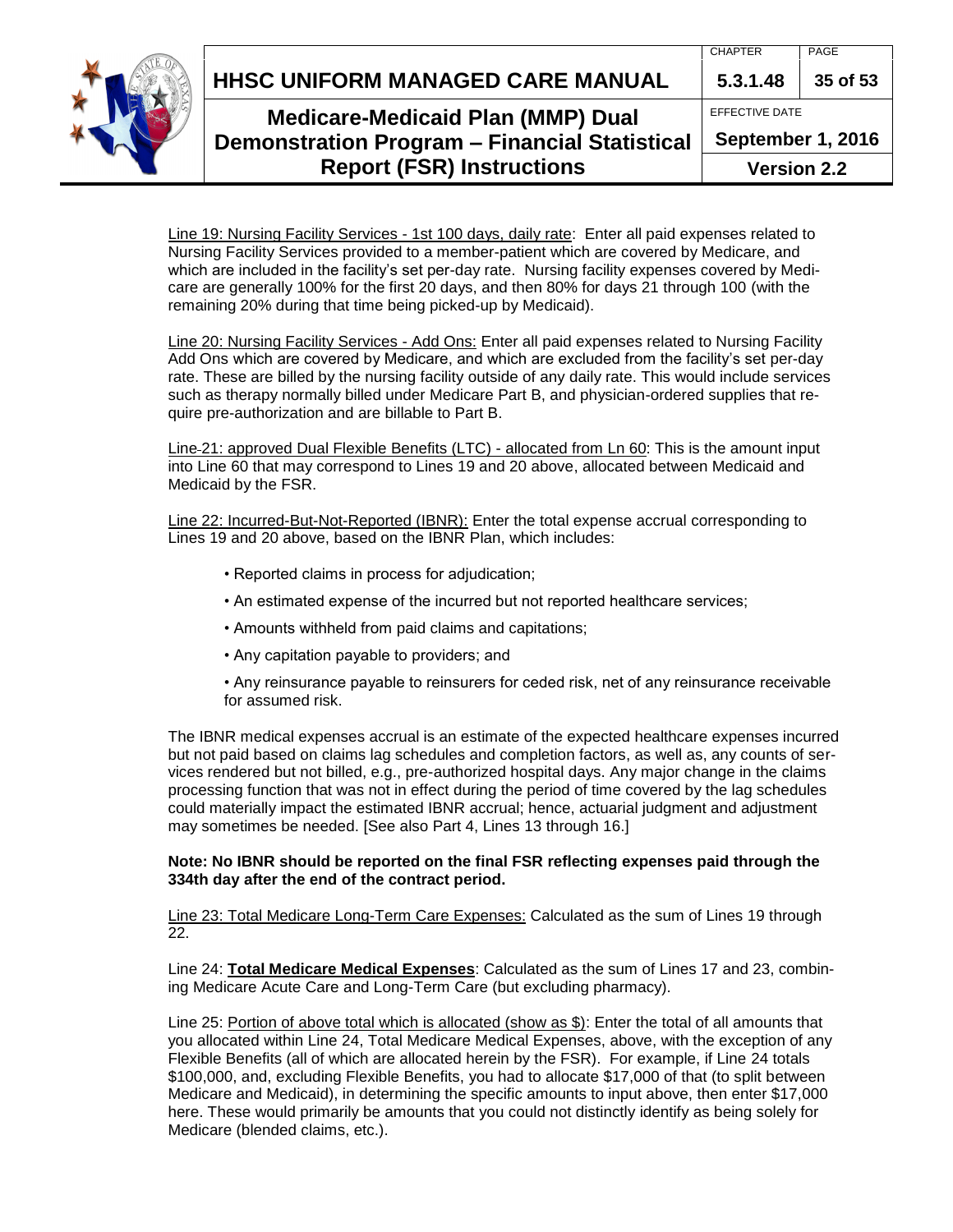Line 19: Nursing Facility Services - 1st 100 days, daily rate: Enter all paid expenses related to Nursing Facility Services provided to a member-patient which are covered by Medicare, and which are included in the facility's set per-day rate. Nursing facility expenses covered by Medicare are generally 100% for the first 20 days, and then 80% for days 21 through 100 (with the remaining 20% during that time being picked-up by Medicaid).

Line 20: Nursing Facility Services - Add Ons: Enter all paid expenses related to Nursing Facility Add Ons which are covered by Medicare, and which are excluded from the facility's set per-day rate. These are billed by the nursing facility outside of any daily rate. This would include services such as therapy normally billed under Medicare Part B, and physician-ordered supplies that require pre-authorization and are billable to Part B.

Line-21: approved Dual Flexible Benefits (LTC) - allocated from Ln 60: This is the amount input into Line 60 that may correspond to Lines 19 and 20 above, allocated between Medicaid and Medicaid by the FSR.

Line 22: Incurred-But-Not-Reported (IBNR): Enter the total expense accrual corresponding to Lines 19 and 20 above, based on the IBNR Plan, which includes:

- Reported claims in process for adjudication;
- An estimated expense of the incurred but not reported healthcare services;
- Amounts withheld from paid claims and capitations;
- Any capitation payable to providers; and
- Any reinsurance payable to reinsurers for ceded risk, net of any reinsurance receivable for assumed risk.

The IBNR medical expenses accrual is an estimate of the expected healthcare expenses incurred but not paid based on claims lag schedules and completion factors, as well as, any counts of services rendered but not billed, e.g., pre-authorized hospital days. Any major change in the claims processing function that was not in effect during the period of time covered by the lag schedules could materially impact the estimated IBNR accrual; hence, actuarial judgment and adjustment may sometimes be needed. [See also Part 4, Lines 13 through 16.]

**Note: No IBNR should be reported on the final FSR reflecting expenses paid through the 334th day after the end of the contract period.**

Line 23: Total Medicare Long-Term Care Expenses: Calculated as the sum of Lines 19 through 22.

Line 24: **Total Medicare Medical Expenses**: Calculated as the sum of Lines 17 and 23, combining Medicare Acute Care and Long-Term Care (but excluding pharmacy).

Line 25: Portion of above total which is allocated (show as $): Enter the total of all amounts that you allocated within Line 24, Total Medicare Medical Expenses, above, with the exception of any Flexible Benefits (all of which are allocated herein by the FSR). For example, if Line 24 totals $100,000, and, excluding Flexible Benefits, you had to allocate $17,000 of that (to split between Medicare and Medicaid), in determining the specific amounts to input above, then enter $17,000 here. These would primarily be amounts that you could not distinctly identify as being solely for Medicare (blended claims, etc.).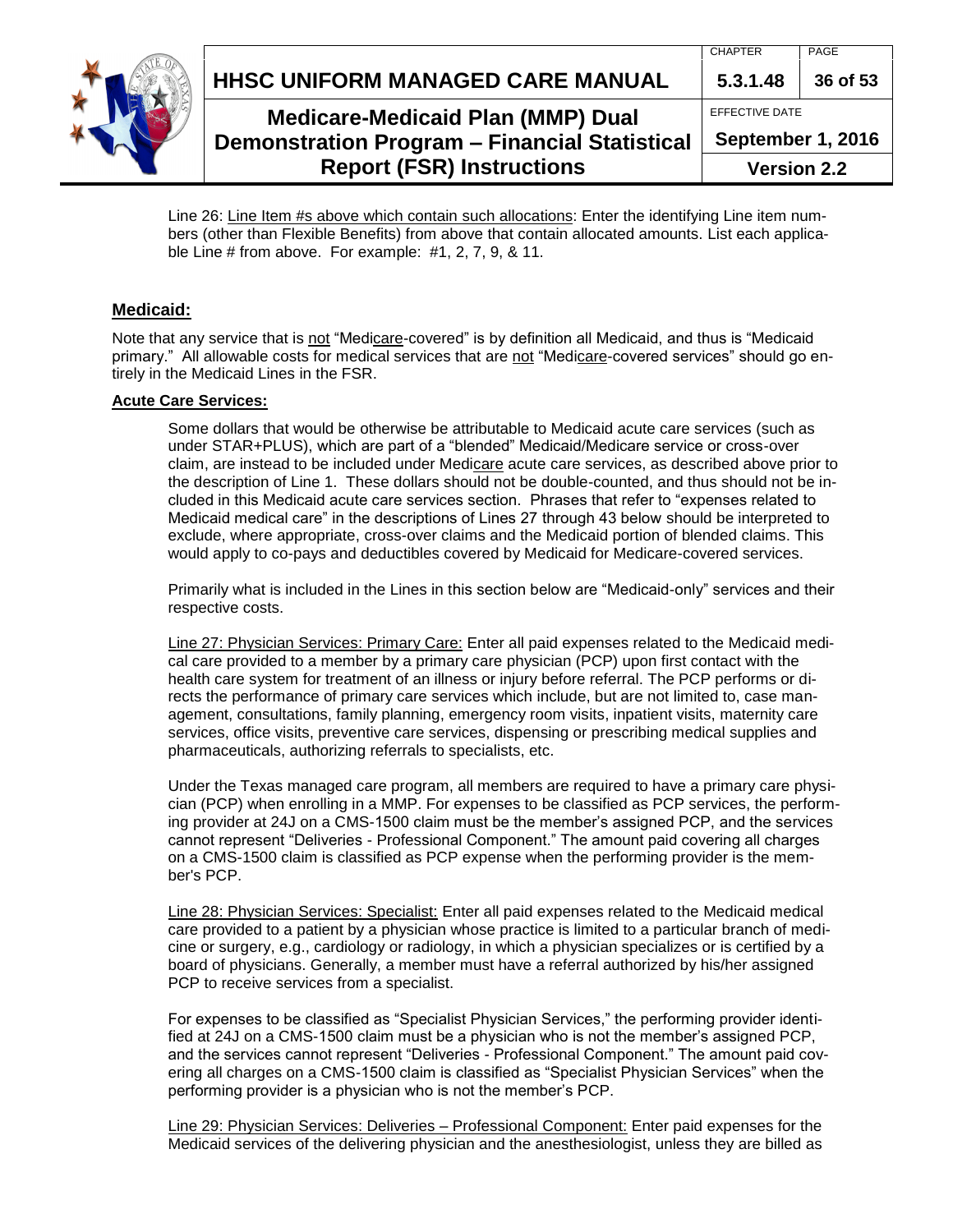Line 26: Line Item #s above which contain such allocations: Enter the identifying Line item numbers (other than Flexible Benefits) from above that contain allocated amounts. List each applicable Line # from above. For example: #1, 2, 7, 9, & 11.

## Medicaid:

Note that any service that is not "Medicare-covered" is by definition all Medicaid, and thus is "Medicaid primary." All allowable costs for medical services that are not "Medicare-covered services" should go entirely in the Medicaid Lines in the FSR.

### Acute Care Services:

Some dollars that would be otherwise be attributable to Medicaid acute care services (such as under STAR+PLUS), which are part of a "blended" Medicaid/Medicare service or cross-over claim, are instead to be included under Medicare acute care services, as described above prior to the description of Line 1. These dollars should not be double-counted, and thus should not be included in this Medicaid acute care services section. Phrases that refer to "expenses related to Medicaid medical care" in the descriptions of Lines 27 through 43 below should be interpreted to exclude, where appropriate, cross-over claims and the Medicaid portion of blended claims. This would apply to co-pays and deductibles covered by Medicaid for Medicare-covered services.

Primarily what is included in the Lines in this section below are "Medicaid-only" services and their respective costs.

Line 27: Physician Services: Primary Care: Enter all paid expenses related to the Medicaid medical care provided to a member by a primary care physician (PCP) upon first contact with the health care system for treatment of an illness or injury before referral. The PCP performs or directs the performance of primary care services which include, but are not limited to, case management, consultations, family planning, emergency room visits, inpatient visits, maternity care services, office visits, preventive care services, dispensing or prescribing medical supplies and pharmaceuticals, authorizing referrals to specialists, etc.

Under the Texas managed care program, all members are required to have a primary care physician (PCP) when enrolling in a MMP. For expenses to be classified as PCP services, the performing provider at 24J on a CMS-1500 claim must be the member's assigned PCP, and the services cannot represent "Deliveries - Professional Component." The amount paid covering all charges on a CMS-1500 claim is classified as PCP expense when the performing provider is the member's PCP.

Line 28: Physician Services: Specialist: Enter all paid expenses related to the Medicaid medical care provided to a patient by a physician whose practice is limited to a particular branch of medicine or surgery, e.g., cardiology or radiology, in which a physician specializes or is certified by a board of physicians. Generally, a member must have a referral authorized by his/her assigned PCP to receive services from a specialist.

For expenses to be classified as "Specialist Physician Services," the performing provider identified at 24J on a CMS-1500 claim must be a physician who is not the member's assigned PCP, and the services cannot represent "Deliveries - Professional Component." The amount paid covering all charges on a CMS-1500 claim is classified as "Specialist Physician Services" when the performing provider is a physician who is not the member's PCP.

Line 29: Physician Services: Deliveries – Professional Component: Enter paid expenses for the Medicaid services of the delivering physician and the anesthesiologist, unless they are billed as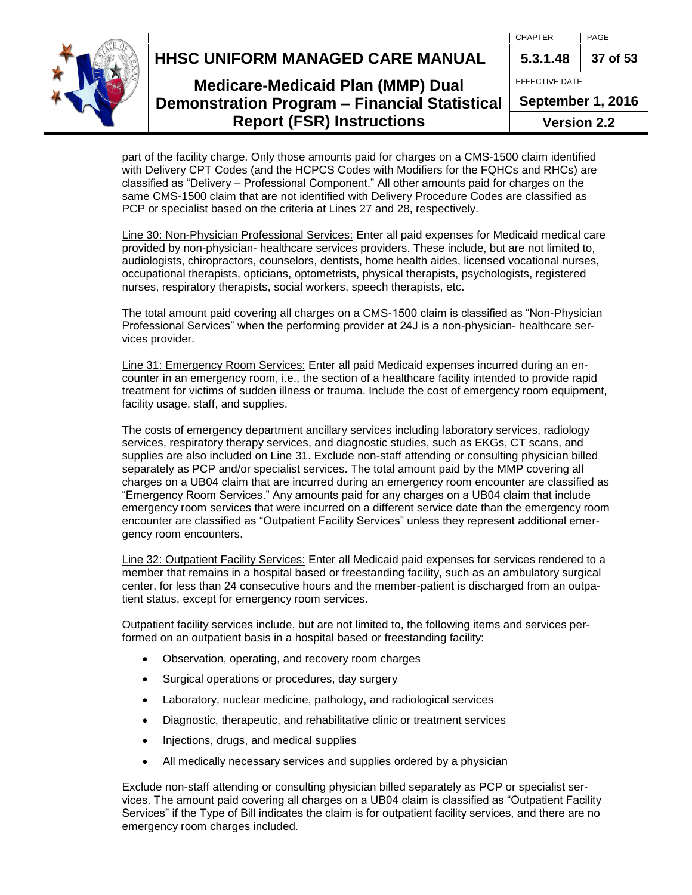part of the facility charge. Only those amounts paid for charges on a CMS-1500 claim identified with Delivery CPT Codes (and the HCPCS Codes with Modifiers for the FQHCs and RHCs) are classified as "Delivery – Professional Component." All other amounts paid for charges on the same CMS-1500 claim that are not identified with Delivery Procedure Codes are classified as PCP or specialist based on the criteria at Lines 27 and 28, respectively.

Line 30: Non-Physician Professional Services: Enter all paid expenses for Medicaid medical care provided by non-physician- healthcare services providers. These include, but are not limited to, audiologists, chiropractors, counselors, dentists, home health aides, licensed vocational nurses, occupational therapists, opticians, optometrists, physical therapists, psychologists, registered nurses, respiratory therapists, social workers, speech therapists, etc.

The total amount paid covering all charges on a CMS-1500 claim is classified as "Non-Physician Professional Services" when the performing provider at 24J is a non-physician- healthcare services provider.

Line 31: Emergency Room Services: Enter all paid Medicaid expenses incurred during an encounter in an emergency room, i.e., the section of a healthcare facility intended to provide rapid treatment for victims of sudden illness or trauma. Include the cost of emergency room equipment, facility usage, staff, and supplies.

The costs of emergency department ancillary services including laboratory services, radiology services, respiratory therapy services, and diagnostic studies, such as EKGs, CT scans, and supplies are also included on Line 31. Exclude non-staff attending or consulting physician billed separately as PCP and/or specialist services. The total amount paid by the MMP covering all charges on a UB04 claim that are incurred during an emergency room encounter are classified as "Emergency Room Services." Any amounts paid for any charges on a UB04 claim that include emergency room services that were incurred on a different service date than the emergency room encounter are classified as "Outpatient Facility Services" unless they represent additional emergency room encounters.

Line 32: Outpatient Facility Services: Enter all Medicaid paid expenses for services rendered to a member that remains in a hospital based or freestanding facility, such as an ambulatory surgical center, for less than 24 consecutive hours and the member-patient is discharged from an outpatient status, except for emergency room services.

Outpatient facility services include, but are not limited to, the following items and services performed on an outpatient basis in a hospital based or freestanding facility:

- Observation, operating, and recovery room charges
- Surgical operations or procedures, day surgery
- Laboratory, nuclear medicine, pathology, and radiological services
- Diagnostic, therapeutic, and rehabilitative clinic or treatment services
- Injections, drugs, and medical supplies
- All medically necessary services and supplies ordered by a physician

Exclude non-staff attending or consulting physician billed separately as PCP or specialist services. The amount paid covering all charges on a UB04 claim is classified as "Outpatient Facility Services" if the Type of Bill indicates the claim is for outpatient facility services, and there are no emergency room charges included.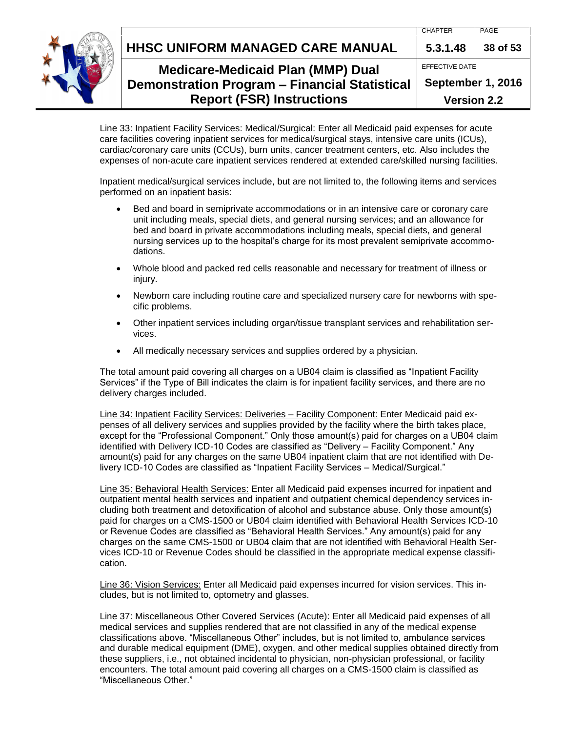Line 33: Inpatient Facility Services: Medical/Surgical: Enter all Medicaid paid expenses for acute care facilities covering inpatient services for medical/surgical stays, intensive care units (ICUs), cardiac/coronary care units (CCUs), burn units, cancer treatment centers, etc. Also includes the expenses of non-acute care inpatient services rendered at extended care/skilled nursing facilities.

Inpatient medical/surgical services include, but are not limited to, the following items and services performed on an inpatient basis:

- Bed and board in semiprivate accommodations or in an intensive care or coronary care unit including meals, special diets, and general nursing services; and an allowance for bed and board in private accommodations including meals, special diets, and general nursing services up to the hospital's charge for its most prevalent semiprivate accommodations.
- Whole blood and packed red cells reasonable and necessary for treatment of illness or injury.
- Newborn care including routine care and specialized nursery care for newborns with specific problems.
- Other inpatient services including organ/tissue transplant services and rehabilitation services.
- All medically necessary services and supplies ordered by a physician.

The total amount paid covering all charges on a UB04 claim is classified as "Inpatient Facility Services" if the Type of Bill indicates the claim is for inpatient facility services, and there are no delivery charges included.

Line 34: Inpatient Facility Services: Deliveries – Facility Component: Enter Medicaid paid expenses of all delivery services and supplies provided by the facility where the birth takes place, except for the "Professional Component." Only those amount(s) paid for charges on a UB04 claim identified with Delivery ICD-10 Codes are classified as "Delivery – Facility Component." Any amount(s) paid for any charges on the same UB04 inpatient claim that are not identified with Delivery ICD-10 Codes are classified as "Inpatient Facility Services – Medical/Surgical."

Line 35: Behavioral Health Services: Enter all Medicaid paid expenses incurred for inpatient and outpatient mental health services and inpatient and outpatient chemical dependency services including both treatment and detoxification of alcohol and substance abuse. Only those amount(s) paid for charges on a CMS-1500 or UB04 claim identified with Behavioral Health Services ICD-10 or Revenue Codes are classified as "Behavioral Health Services." Any amount(s) paid for any charges on the same CMS-1500 or UB04 claim that are not identified with Behavioral Health Services ICD-10 or Revenue Codes should be classified in the appropriate medical expense classification.

Line 36: Vision Services: Enter all Medicaid paid expenses incurred for vision services. This includes, but is not limited to, optometry and glasses.

Line 37: Miscellaneous Other Covered Services (Acute): Enter all Medicaid paid expenses of all medical services and supplies rendered that are not classified in any of the medical expense classifications above. "Miscellaneous Other" includes, but is not limited to, ambulance services and durable medical equipment (DME), oxygen, and other medical supplies obtained directly from these suppliers, i.e., not obtained incidental to physician, non-physician professional, or facility encounters. The total amount paid covering all charges on a CMS-1500 claim is classified as "Miscellaneous Other."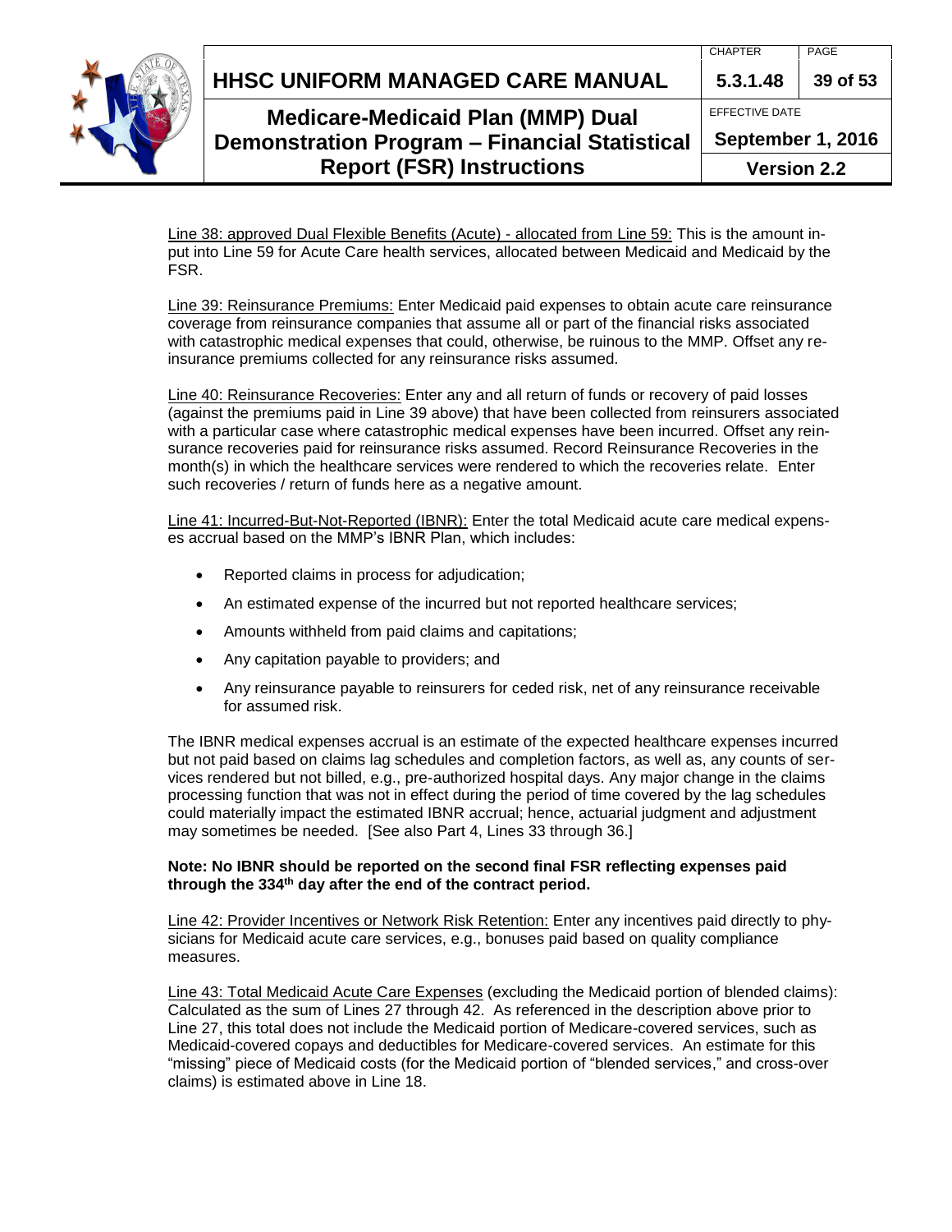Line 38: approved Dual Flexible Benefits (Acute) - allocated from Line 59: This is the amount input into Line 59 for Acute Care health services, allocated between Medicaid and Medicaid by the FSR.

Line 39: Reinsurance Premiums: Enter Medicaid paid expenses to obtain acute care reinsurance coverage from reinsurance companies that assume all or part of the financial risks associated with catastrophic medical expenses that could, otherwise, be ruinous to the MMP. Offset any reinsurance premiums collected for any reinsurance risks assumed.

Line 40: Reinsurance Recoveries: Enter any and all return of funds or recovery of paid losses (against the premiums paid in Line 39 above) that have been collected from reinsurers associated with a particular case where catastrophic medical expenses have been incurred. Offset any reinsurance recoveries paid for reinsurance risks assumed. Record Reinsurance Recoveries in the month(s) in which the healthcare services were rendered to which the recoveries relate. Enter such recoveries / return of funds here as a negative amount.

Line 41: Incurred-But-Not-Reported (IBNR): Enter the total Medicaid acute care medical expenses accrual based on the MMP's IBNR Plan, which includes:

- Reported claims in process for adjudication;
- An estimated expense of the incurred but not reported healthcare services;
- Amounts withheld from paid claims and capitations;
- Any capitation payable to providers; and
- Any reinsurance payable to reinsurers for ceded risk, net of any reinsurance receivable for assumed risk.

The IBNR medical expenses accrual is an estimate of the expected healthcare expenses incurred but not paid based on claims lag schedules and completion factors, as well as, any counts of services rendered but not billed, e.g., pre-authorized hospital days. Any major change in the claims processing function that was not in effect during the period of time covered by the lag schedules could materially impact the estimated IBNR accrual; hence, actuarial judgment and adjustment may sometimes be needed. [See also Part 4, Lines 33 through 36.]

**Note: No IBNR should be reported on the second final FSR reflecting expenses paid through the 334th day after the end of the contract period.**

Line 42: Provider Incentives or Network Risk Retention: Enter any incentives paid directly to physicians for Medicaid acute care services, e.g., bonuses paid based on quality compliance measures.

Line 43: Total Medicaid Acute Care Expenses (excluding the Medicaid portion of blended claims): Calculated as the sum of Lines 27 through 42. As referenced in the description above prior to Line 27, this total does not include the Medicaid portion of Medicare-covered services, such as Medicaid-covered copays and deductibles for Medicare-covered services. An estimate for this "missing" piece of Medicaid costs (for the Medicaid portion of "blended services," and cross-over claims) is estimated above in Line 18.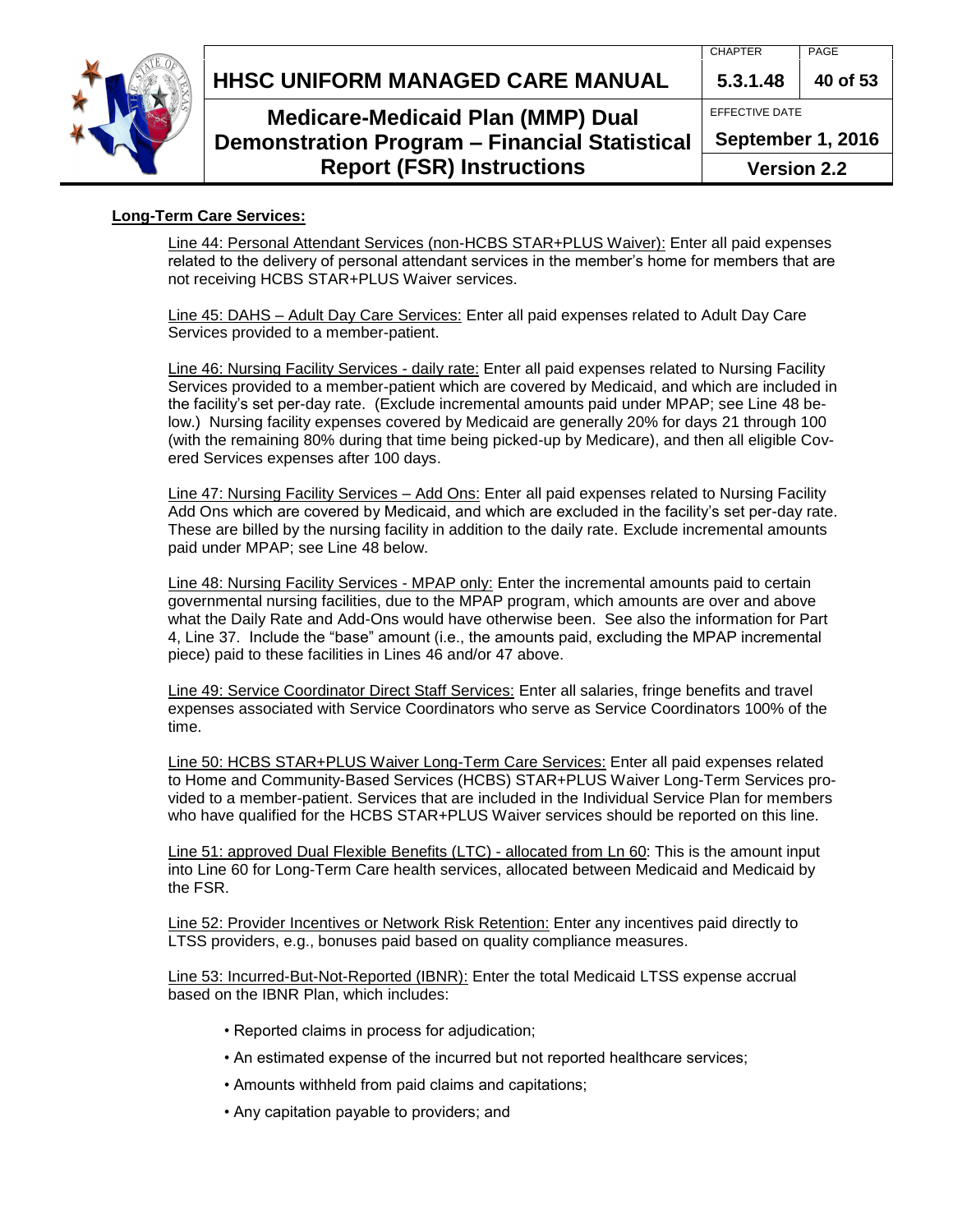**Long-Term Care Services:**

Line 44: Personal Attendant Services (non-HCBS STAR+PLUS Waiver): Enter all paid expenses related to the delivery of personal attendant services in the member's home for members that are not receiving HCBS STAR+PLUS Waiver services.

Line 45: DAHS – Adult Day Care Services: Enter all paid expenses related to Adult Day Care Services provided to a member-patient.

Line 46: Nursing Facility Services - daily rate: Enter all paid expenses related to Nursing Facility Services provided to a member-patient which are covered by Medicaid, and which are included in the facility's set per-day rate. (Exclude incremental amounts paid under MPAP; see Line 48 below.) Nursing facility expenses covered by Medicaid are generally 20% for days 21 through 100 (with the remaining 80% during that time being picked-up by Medicare), and then all eligible Covered Services expenses after 100 days.

Line 47: Nursing Facility Services – Add Ons: Enter all paid expenses related to Nursing Facility Add Ons which are covered by Medicaid, and which are excluded in the facility's set per-day rate. These are billed by the nursing facility in addition to the daily rate. Exclude incremental amounts paid under MPAP; see Line 48 below.

Line 48: Nursing Facility Services - MPAP only: Enter the incremental amounts paid to certain governmental nursing facilities, due to the MPAP program, which amounts are over and above what the Daily Rate and Add-Ons would have otherwise been. See also the information for Part 4, Line 37. Include the "base" amount (i.e., the amounts paid, excluding the MPAP incremental piece) paid to these facilities in Lines 46 and/or 47 above.

Line 49: Service Coordinator Direct Staff Services: Enter all salaries, fringe benefits and travel expenses associated with Service Coordinators who serve as Service Coordinators 100% of the time.

Line 50: HCBS STAR+PLUS Waiver Long-Term Care Services: Enter all paid expenses related to Home and Community-Based Services (HCBS) STAR+PLUS Waiver Long-Term Services provided to a member-patient. Services that are included in the Individual Service Plan for members who have qualified for the HCBS STAR+PLUS Waiver services should be reported on this line.

Line 51: approved Dual Flexible Benefits (LTC) - allocated from Ln 60: This is the amount input into Line 60 for Long-Term Care health services, allocated between Medicaid and Medicaid by the FSR.

Line 52: Provider Incentives or Network Risk Retention: Enter any incentives paid directly to LTSS providers, e.g., bonuses paid based on quality compliance measures.

Line 53: Incurred-But-Not-Reported (IBNR): Enter the total Medicaid LTSS expense accrual based on the IBNR Plan, which includes:

- Reported claims in process for adjudication;
- An estimated expense of the incurred but not reported healthcare services;
- Amounts withheld from paid claims and capitations;
- Any capitation payable to providers; and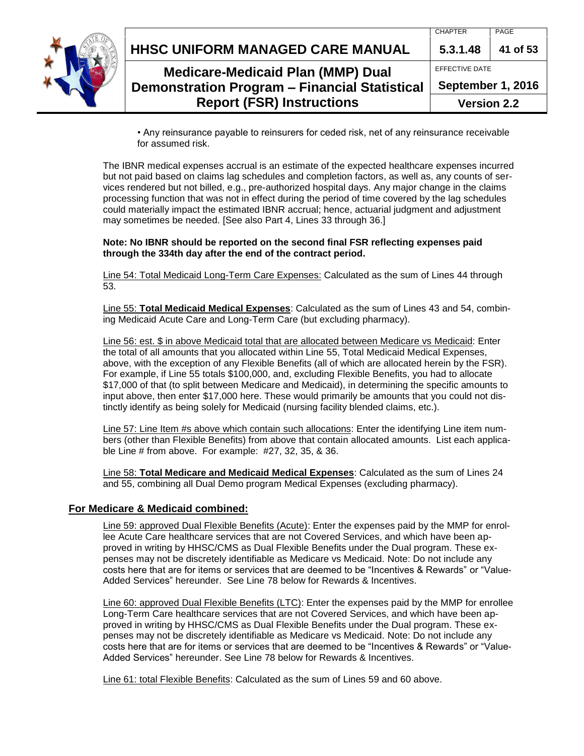- Any reinsurance payable to reinsurers for ceded risk, net of any reinsurance receivable for assumed risk.

The IBNR medical expenses accrual is an estimate of the expected healthcare expenses incurred but not paid based on claims lag schedules and completion factors, as well as, any counts of services rendered but not billed, e.g., pre-authorized hospital days. Any major change in the claims processing function that was not in effect during the period of time covered by the lag schedules could materially impact the estimated IBNR accrual; hence, actuarial judgment and adjustment may sometimes be needed. [See also Part 4, Lines 33 through 36.]

**Note: No IBNR should be reported on the second final FSR reflecting expenses paid through the 334th day after the end of the contract period.**

Line 54: Total Medicaid Long-Term Care Expenses: Calculated as the sum of Lines 44 through 53.

Line 55: **Total Medicaid Medical Expenses**: Calculated as the sum of Lines 43 and 54, combining Medicaid Acute Care and Long-Term Care (but excluding pharmacy).

Line 56: est. $ in above Medicaid total that are allocated between Medicare vs Medicaid: Enter the total of all amounts that you allocated within Line 55, Total Medicaid Medical Expenses, above, with the exception of any Flexible Benefits (all of which are allocated herein by the FSR). For example, if Line 55 totals $100,000, and, excluding Flexible Benefits, you had to allocate $17,000 of that (to split between Medicare and Medicaid), in determining the specific amounts to input above, then enter $17,000 here. These would primarily be amounts that you could not distinctly identify as being solely for Medicaid (nursing facility blended claims, etc.).

Line 57: Line Item #s above which contain such allocations: Enter the identifying Line item numbers (other than Flexible Benefits) from above that contain allocated amounts. List each applicable Line # from above. For example: #27, 32, 35, & 36.

Line 58: **Total Medicare and Medicaid Medical Expenses**: Calculated as the sum of Lines 24 and 55, combining all Dual Demo program Medical Expenses (excluding pharmacy).

## For Medicare & Medicaid combined:

Line 59: approved Dual Flexible Benefits (Acute): Enter the expenses paid by the MMP for enrollee Acute Care healthcare services that are not Covered Services, and which have been approved in writing by HHSC/CMS as Dual Flexible Benefits under the Dual program. These expenses may not be discretely identifiable as Medicare vs Medicaid. Note: Do not include any costs here that are for items or services that are deemed to be "Incentives & Rewards" or "Value-Added Services" hereunder. See Line 78 below for Rewards & Incentives.

Line 60: approved Dual Flexible Benefits (LTC): Enter the expenses paid by the MMP for enrollee Long-Term Care healthcare services that are not Covered Services, and which have been approved in writing by HHSC/CMS as Dual Flexible Benefits under the Dual program. These expenses may not be discretely identifiable as Medicare vs Medicaid. Note: Do not include any costs here that are for items or services that are deemed to be "Incentives & Rewards" or "Value-Added Services" hereunder. See Line 78 below for Rewards & Incentives.

Line 61: total Flexible Benefits: Calculated as the sum of Lines 59 and 60 above.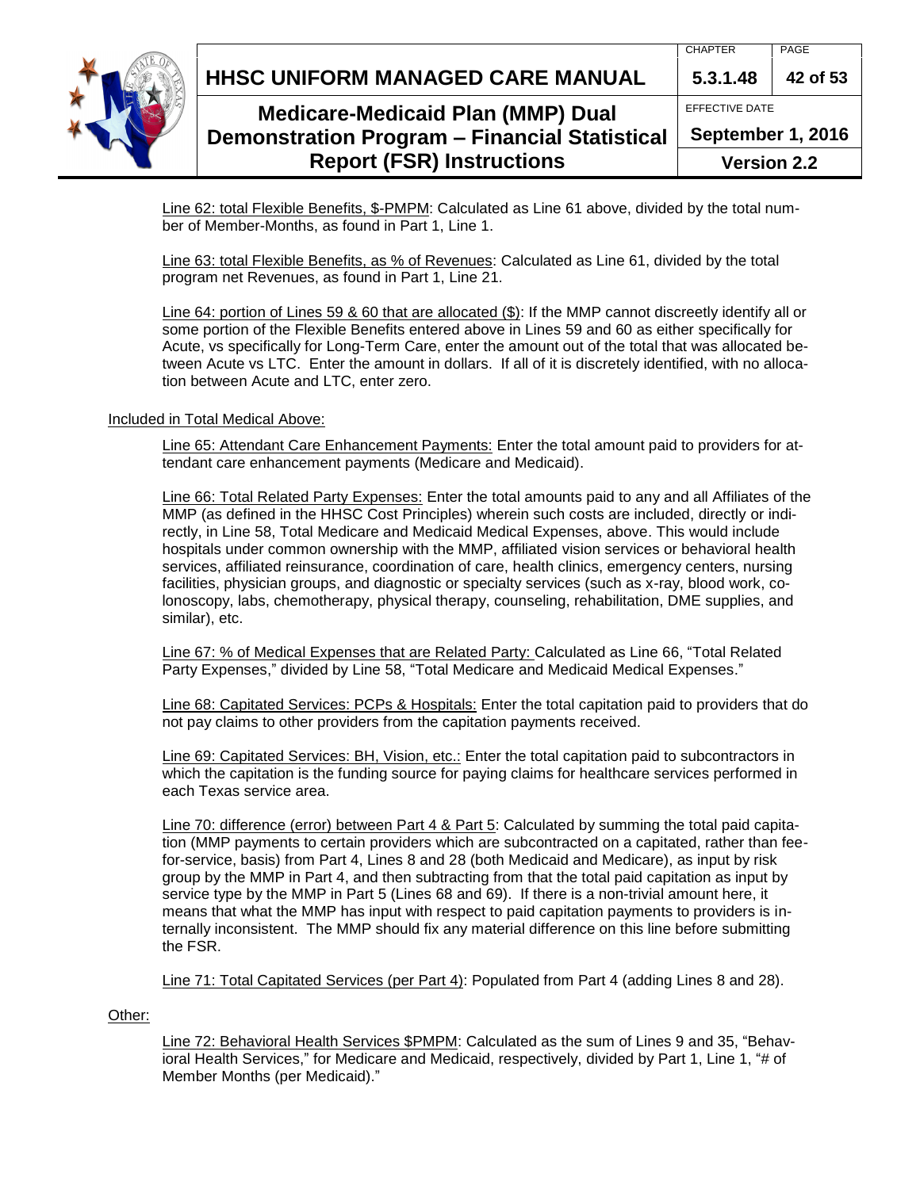Line 62: total Flexible Benefits, $-PMPM: Calculated as Line 61 above, divided by the total number of Member-Months, as found in Part 1, Line 1.

Line 63: total Flexible Benefits, as % of Revenues: Calculated as Line 61, divided by the total program net Revenues, as found in Part 1, Line 21.

Line 64: portion of Lines 59 & 60 that are allocated ($): If the MMP cannot discreetly identify all or some portion of the Flexible Benefits entered above in Lines 59 and 60 as either specifically for Acute, vs specifically for Long-Term Care, enter the amount out of the total that was allocated between Acute vs LTC. Enter the amount in dollars. If all of it is discretely identified, with no allocation between Acute and LTC, enter zero.

Included in Total Medical Above:

Line 65: Attendant Care Enhancement Payments: Enter the total amount paid to providers for attendant care enhancement payments (Medicare and Medicaid).

Line 66: Total Related Party Expenses: Enter the total amounts paid to any and all Affiliates of the MMP (as defined in the HHSC Cost Principles) wherein such costs are included, directly or indirectly, in Line 58, Total Medicare and Medicaid Medical Expenses, above. This would include hospitals under common ownership with the MMP, affiliated vision services or behavioral health services, affiliated reinsurance, coordination of care, health clinics, emergency centers, nursing facilities, physician groups, and diagnostic or specialty services (such as x-ray, blood work, colonoscopy, labs, chemotherapy, physical therapy, counseling, rehabilitation, DME supplies, and similar), etc.

Line 67: % of Medical Expenses that are Related Party: Calculated as Line 66, "Total Related Party Expenses," divided by Line 58, "Total Medicare and Medicaid Medical Expenses."

Line 68: Capitated Services: PCPs & Hospitals: Enter the total capitation paid to providers that do not pay claims to other providers from the capitation payments received.

Line 69: Capitated Services: BH, Vision, etc.: Enter the total capitation paid to subcontractors in which the capitation is the funding source for paying claims for healthcare services performed in each Texas service area.

Line 70: difference (error) between Part 4 & Part 5: Calculated by summing the total paid capitation (MMP payments to certain providers which are subcontracted on a capitated, rather than fee-for-service, basis) from Part 4, Lines 8 and 28 (both Medicaid and Medicare), as input by risk group by the MMP in Part 4, and then subtracting from that the total paid capitation as input by service type by the MMP in Part 5 (Lines 68 and 69). If there is a non-trivial amount here, it means that what the MMP has input with respect to paid capitation payments to providers is internally inconsistent. The MMP should fix any material difference on this line before submitting the FSR.

Line 71: Total Capitated Services (per Part 4): Populated from Part 4 (adding Lines 8 and 28).

Other:

Line 72: Behavioral Health Services $PMPM: Calculated as the sum of Lines 9 and 35, "Behavioral Health Services," for Medicare and Medicaid, respectively, divided by Part 1, Line 1, "# of Member Months (per Medicaid)."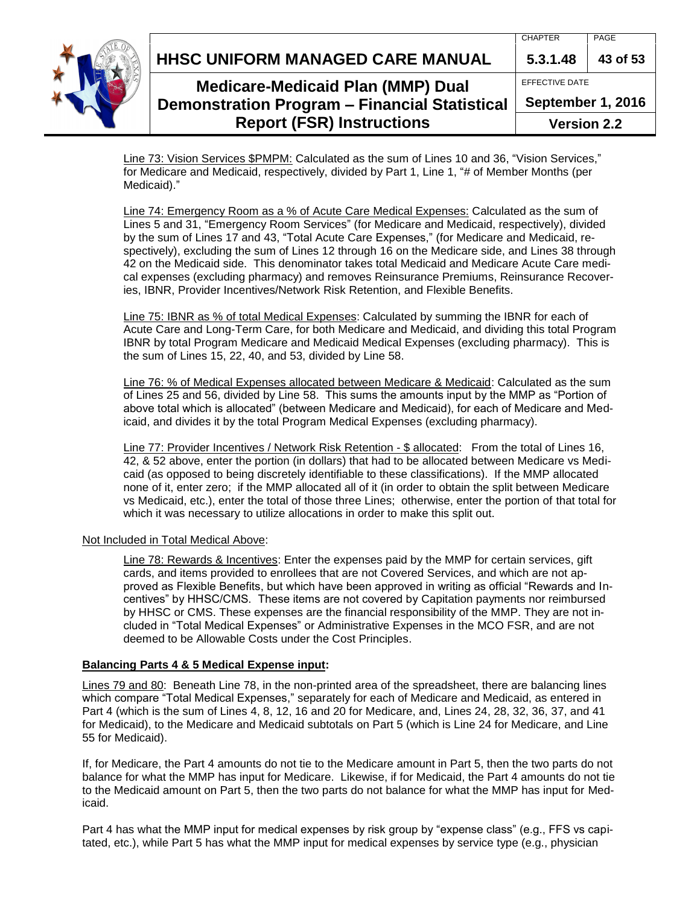Line 73: Vision Services $PMPM: Calculated as the sum of Lines 10 and 36, "Vision Services," for Medicare and Medicaid, respectively, divided by Part 1, Line 1, "# of Member Months (per Medicaid)."

Line 74: Emergency Room as a % of Acute Care Medical Expenses: Calculated as the sum of Lines 5 and 31, "Emergency Room Services" (for Medicare and Medicaid, respectively), divided by the sum of Lines 17 and 43, "Total Acute Care Expenses," (for Medicare and Medicaid, respectively), excluding the sum of Lines 12 through 16 on the Medicare side, and Lines 38 through 42 on the Medicaid side. This denominator takes total Medicaid and Medicare Acute Care medical expenses (excluding pharmacy) and removes Reinsurance Premiums, Reinsurance Recoveries, IBNR, Provider Incentives/Network Risk Retention, and Flexible Benefits.

Line 75: IBNR as % of total Medical Expenses: Calculated by summing the IBNR for each of Acute Care and Long-Term Care, for both Medicare and Medicaid, and dividing this total Program IBNR by total Program Medicare and Medicaid Medical Expenses (excluding pharmacy). This is the sum of Lines 15, 22, 40, and 53, divided by Line 58.

Line 76: % of Medical Expenses allocated between Medicare & Medicaid: Calculated as the sum of Lines 25 and 56, divided by Line 58. This sums the amounts input by the MMP as "Portion of above total which is allocated" (between Medicare and Medicaid), for each of Medicare and Medicaid, and divides it by the total Program Medical Expenses (excluding pharmacy).

Line 77: Provider Incentives / Network Risk Retention - $ allocated: From the total of Lines 16, 42, & 52 above, enter the portion (in dollars) that had to be allocated between Medicare vs Medicaid (as opposed to being discretely identifiable to these classifications). If the MMP allocated none of it, enter zero; if the MMP allocated all of it (in order to obtain the split between Medicare vs Medicaid, etc.), enter the total of those three Lines; otherwise, enter the portion of that total for which it was necessary to utilize allocations in order to make this split out.

Not Included in Total Medical Above:

Line 78: Rewards & Incentives: Enter the expenses paid by the MMP for certain services, gift cards, and items provided to enrollees that are not Covered Services, and which are not approved as Flexible Benefits, but which have been approved in writing as official "Rewards and Incentives" by HHSC/CMS. These items are not covered by Capitation payments nor reimbursed by HHSC or CMS. These expenses are the financial responsibility of the MMP. They are not included in "Total Medical Expenses" or Administrative Expenses in the MCO FSR, and are not deemed to be Allowable Costs under the Cost Principles.

**Balancing Parts 4 & 5 Medical Expense input:**

Lines 79 and 80: Beneath Line 78, in the non-printed area of the spreadsheet, there are balancing lines which compare "Total Medical Expenses," separately for each of Medicare and Medicaid, as entered in Part 4 (which is the sum of Lines 4, 8, 12, 16 and 20 for Medicare, and, Lines 24, 28, 32, 36, 37, and 41 for Medicaid), to the Medicare and Medicaid subtotals on Part 5 (which is Line 24 for Medicare, and Line 55 for Medicaid).

If, for Medicare, the Part 4 amounts do not tie to the Medicare amount in Part 5, then the two parts do not balance for what the MMP has input for Medicare. Likewise, if for Medicaid, the Part 4 amounts do not tie to the Medicaid amount on Part 5, then the two parts do not balance for what the MMP has input for Medicaid.

Part 4 has what the MMP input for medical expenses by risk group by "expense class" (e.g., FFS vs capitated, etc.), while Part 5 has what the MMP input for medical expenses by service type (e.g., physician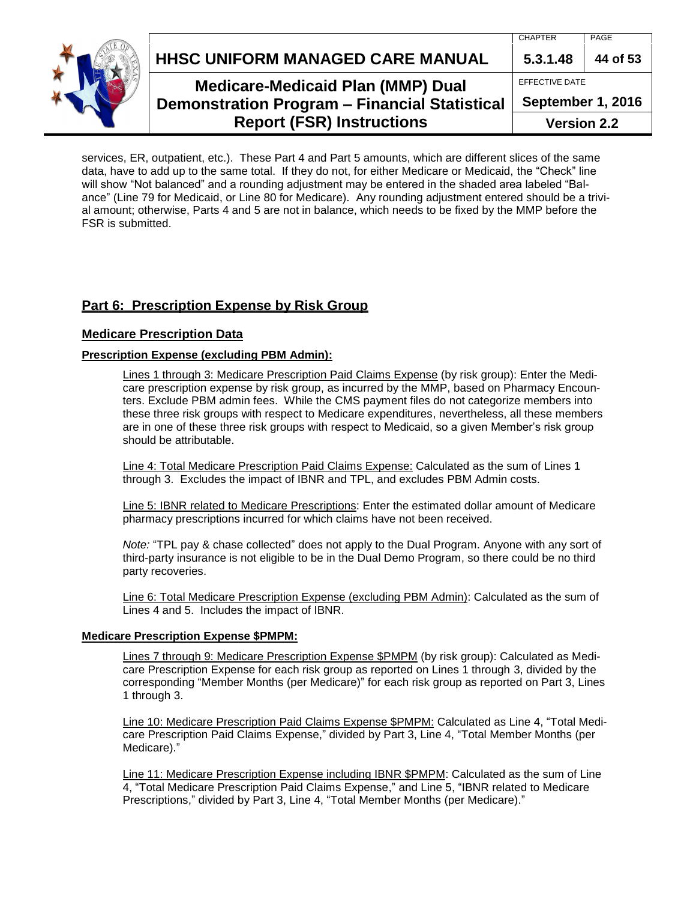services, ER, outpatient, etc.). These Part 4 and Part 5 amounts, which are different slices of the same data, have to add up to the same total. If they do not, for either Medicare or Medicaid, the "Check" line will show "Not balanced" and a rounding adjustment may be entered in the shaded area labeled "Balance" (Line 79 for Medicaid, or Line 80 for Medicare). Any rounding adjustment entered should be a trivial amount; otherwise, Parts 4 and 5 are not in balance, which needs to be fixed by the MMP before the FSR is submitted.

## Part 6: Prescription Expense by Risk Group

### Medicare Prescription Data

#### Prescription Expense (excluding PBM Admin):

Lines 1 through 3: Medicare Prescription Paid Claims Expense (by risk group): Enter the Medicare prescription expense by risk group, as incurred by the MMP, based on Pharmacy Encounters. Exclude PBM admin fees. While the CMS payment files do not categorize members into these three risk groups with respect to Medicare expenditures, nevertheless, all these members are in one of these three risk groups with respect to Medicaid, so a given Member's risk group should be attributable.

Line 4: Total Medicare Prescription Paid Claims Expense: Calculated as the sum of Lines 1 through 3. Excludes the impact of IBNR and TPL, and excludes PBM Admin costs.

Line 5: IBNR related to Medicare Prescriptions: Enter the estimated dollar amount of Medicare pharmacy prescriptions incurred for which claims have not been received.

*Note:* "TPL pay & chase collected" does not apply to the Dual Program. Anyone with any sort of third-party insurance is not eligible to be in the Dual Demo Program, so there could be no third party recoveries.

Line 6: Total Medicare Prescription Expense (excluding PBM Admin): Calculated as the sum of Lines 4 and 5. Includes the impact of IBNR.

#### Medicare Prescription Expense $PMPM:

Lines 7 through 9: Medicare Prescription Expense $PMPM (by risk group): Calculated as Medicare Prescription Expense for each risk group as reported on Lines 1 through 3, divided by the corresponding "Member Months (per Medicare)" for each risk group as reported on Part 3, Lines 1 through 3.

Line 10: Medicare Prescription Paid Claims Expense $PMPM: Calculated as Line 4, "Total Medicare Prescription Paid Claims Expense," divided by Part 3, Line 4, "Total Member Months (per Medicare)."

Line 11: Medicare Prescription Expense including IBNR $PMPM: Calculated as the sum of Line 4, "Total Medicare Prescription Paid Claims Expense," and Line 5, "IBNR related to Medicare Prescriptions," divided by Part 3, Line 4, "Total Member Months (per Medicare)."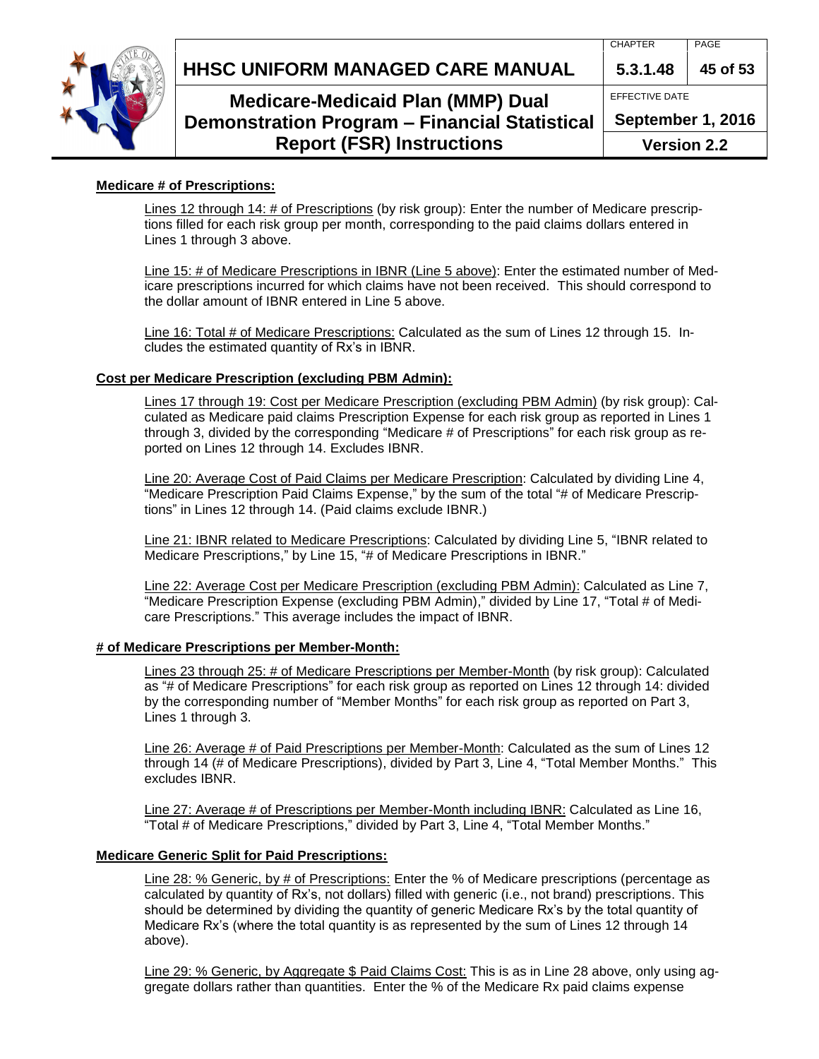**Medicare # of Prescriptions:**

Lines 12 through 14: # of Prescriptions (by risk group): Enter the number of Medicare prescriptions filled for each risk group per month, corresponding to the paid claims dollars entered in Lines 1 through 3 above.

Line 15: # of Medicare Prescriptions in IBNR (Line 5 above): Enter the estimated number of Medicare prescriptions incurred for which claims have not been received. This should correspond to the dollar amount of IBNR entered in Line 5 above.

Line 16: Total # of Medicare Prescriptions: Calculated as the sum of Lines 12 through 15. Includes the estimated quantity of Rx's in IBNR.

**Cost per Medicare Prescription (excluding PBM Admin):**

Lines 17 through 19: Cost per Medicare Prescription (excluding PBM Admin) (by risk group): Calculated as Medicare paid claims Prescription Expense for each risk group as reported in Lines 1 through 3, divided by the corresponding "Medicare # of Prescriptions" for each risk group as reported on Lines 12 through 14. Excludes IBNR.

Line 20: Average Cost of Paid Claims per Medicare Prescription: Calculated by dividing Line 4, "Medicare Prescription Paid Claims Expense," by the sum of the total "# of Medicare Prescriptions" in Lines 12 through 14. (Paid claims exclude IBNR.)

Line 21: IBNR related to Medicare Prescriptions: Calculated by dividing Line 5, "IBNR related to Medicare Prescriptions," by Line 15, "# of Medicare Prescriptions in IBNR."

Line 22: Average Cost per Medicare Prescription (excluding PBM Admin): Calculated as Line 7, "Medicare Prescription Expense (excluding PBM Admin)," divided by Line 17, "Total # of Medicare Prescriptions." This average includes the impact of IBNR.

**# of Medicare Prescriptions per Member-Month:**

Lines 23 through 25: # of Medicare Prescriptions per Member-Month (by risk group): Calculated as "# of Medicare Prescriptions" for each risk group as reported on Lines 12 through 14: divided by the corresponding number of "Member Months" for each risk group as reported on Part 3, Lines 1 through 3.

Line 26: Average # of Paid Prescriptions per Member-Month: Calculated as the sum of Lines 12 through 14 (# of Medicare Prescriptions), divided by Part 3, Line 4, "Total Member Months." This excludes IBNR.

Line 27: Average # of Prescriptions per Member-Month including IBNR: Calculated as Line 16, "Total # of Medicare Prescriptions," divided by Part 3, Line 4, "Total Member Months."

**Medicare Generic Split for Paid Prescriptions:**

Line 28: % Generic, by # of Prescriptions: Enter the % of Medicare prescriptions (percentage as calculated by quantity of Rx's, not dollars) filled with generic (i.e., not brand) prescriptions. This should be determined by dividing the quantity of generic Medicare Rx's by the total quantity of Medicare Rx's (where the total quantity is as represented by the sum of Lines 12 through 14 above).

Line 29: % Generic, by Aggregate $ Paid Claims Cost: This is as in Line 28 above, only using aggregate dollars rather than quantities. Enter the % of the Medicare Rx paid claims expense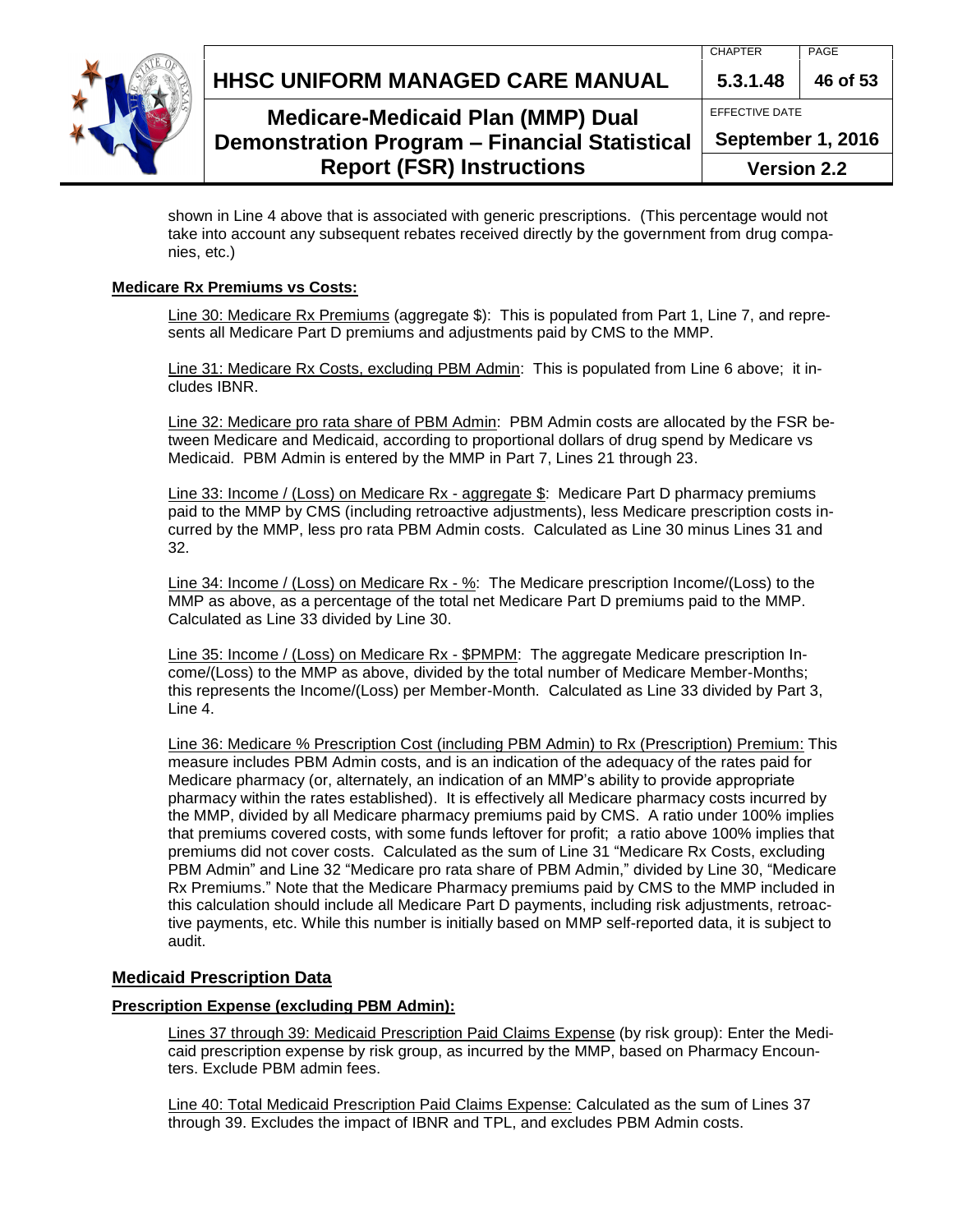shown in Line 4 above that is associated with generic prescriptions. (This percentage would not take into account any subsequent rebates received directly by the government from drug companies, etc.)

**Medicare Rx Premiums vs Costs:**

Line 30: Medicare Rx Premiums (aggregate $): This is populated from Part 1, Line 7, and represents all Medicare Part D premiums and adjustments paid by CMS to the MMP.

Line 31: Medicare Rx Costs, excluding PBM Admin: This is populated from Line 6 above; it includes IBNR.

Line 32: Medicare pro rata share of PBM Admin: PBM Admin costs are allocated by the FSR between Medicare and Medicaid, according to proportional dollars of drug spend by Medicare vs Medicaid. PBM Admin is entered by the MMP in Part 7, Lines 21 through 23.

Line 33: Income / (Loss) on Medicare Rx - aggregate $: Medicare Part D pharmacy premiums paid to the MMP by CMS (including retroactive adjustments), less Medicare prescription costs incurred by the MMP, less pro rata PBM Admin costs. Calculated as Line 30 minus Lines 31 and 32.

Line 34: Income / (Loss) on Medicare Rx - %: The Medicare prescription Income/(Loss) to the MMP as above, as a percentage of the total net Medicare Part D premiums paid to the MMP. Calculated as Line 33 divided by Line 30.

Line 35: Income / (Loss) on Medicare Rx - $PMPM: The aggregate Medicare prescription Income/(Loss) to the MMP as above, divided by the total number of Medicare Member-Months; this represents the Income/(Loss) per Member-Month. Calculated as Line 33 divided by Part 3, Line 4.

Line 36: Medicare % Prescription Cost (including PBM Admin) to Rx (Prescription) Premium: This measure includes PBM Admin costs, and is an indication of the adequacy of the rates paid for Medicare pharmacy (or, alternately, an indication of an MMP's ability to provide appropriate pharmacy within the rates established). It is effectively all Medicare pharmacy costs incurred by the MMP, divided by all Medicare pharmacy premiums paid by CMS. A ratio under 100% implies that premiums covered costs, with some funds leftover for profit; a ratio above 100% implies that premiums did not cover costs. Calculated as the sum of Line 31 "Medicare Rx Costs, excluding PBM Admin" and Line 32 "Medicare pro rata share of PBM Admin," divided by Line 30, "Medicare Rx Premiums." Note that the Medicare Pharmacy premiums paid by CMS to the MMP included in this calculation should include all Medicare Part D payments, including risk adjustments, retroactive payments, etc. While this number is initially based on MMP self-reported data, it is subject to audit.

## Medicaid Prescription Data

**Prescription Expense (excluding PBM Admin):**

Lines 37 through 39: Medicaid Prescription Paid Claims Expense (by risk group): Enter the Medicaid prescription expense by risk group, as incurred by the MMP, based on Pharmacy Encounters. Exclude PBM admin fees.

Line 40: Total Medicaid Prescription Paid Claims Expense: Calculated as the sum of Lines 37 through 39. Excludes the impact of IBNR and TPL, and excludes PBM Admin costs.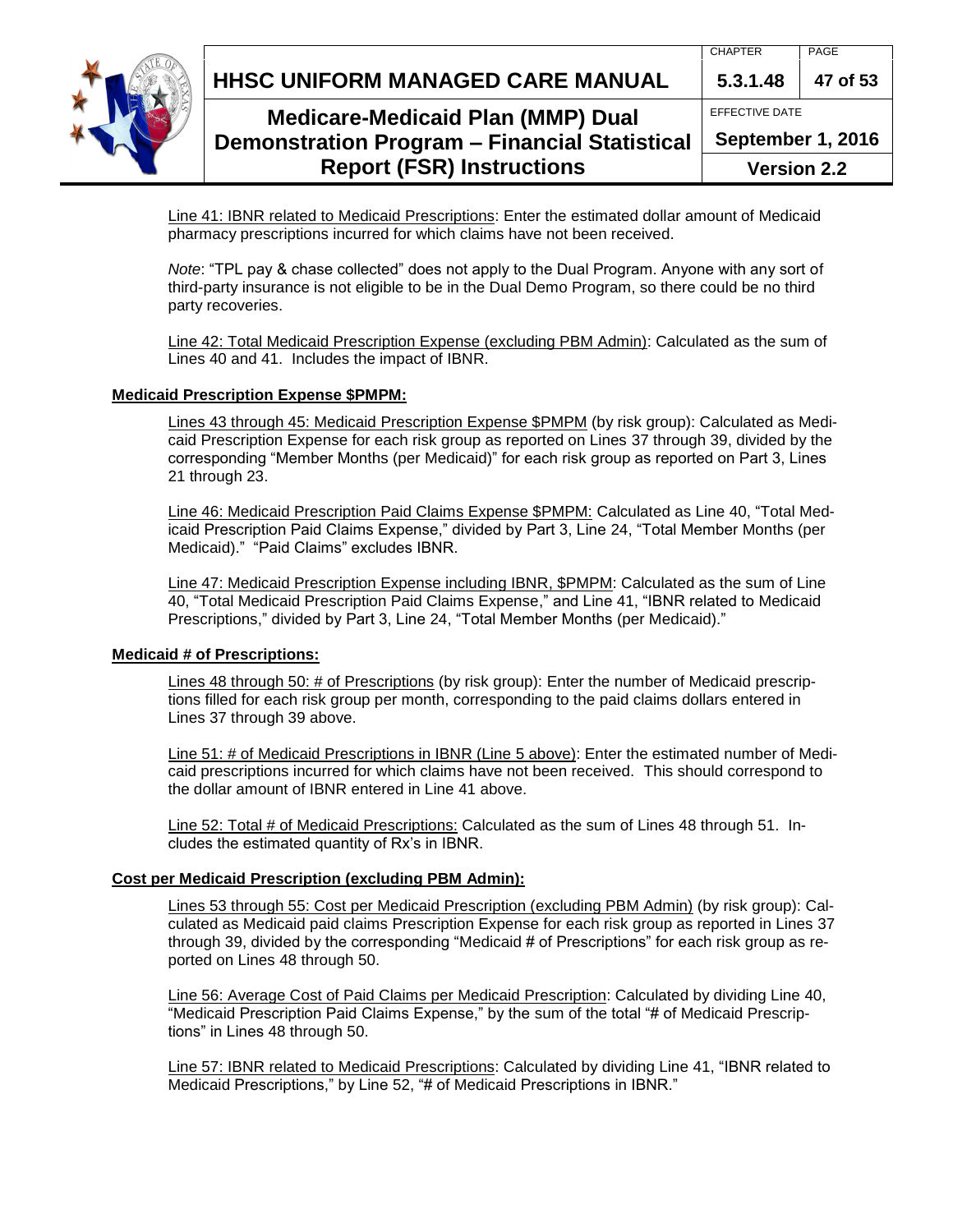Line 41: IBNR related to Medicaid Prescriptions: Enter the estimated dollar amount of Medicaid pharmacy prescriptions incurred for which claims have not been received.

*Note*: "TPL pay & chase collected" does not apply to the Dual Program. Anyone with any sort of third-party insurance is not eligible to be in the Dual Demo Program, so there could be no third party recoveries.

Line 42: Total Medicaid Prescription Expense (excluding PBM Admin): Calculated as the sum of Lines 40 and 41. Includes the impact of IBNR.

**Medicaid Prescription Expense $PMPM:**

Lines 43 through 45: Medicaid Prescription Expense $PMPM (by risk group): Calculated as Medicaid Prescription Expense for each risk group as reported on Lines 37 through 39, divided by the corresponding "Member Months (per Medicaid)" for each risk group as reported on Part 3, Lines 21 through 23.

Line 46: Medicaid Prescription Paid Claims Expense $PMPM: Calculated as Line 40, "Total Medicaid Prescription Paid Claims Expense," divided by Part 3, Line 24, "Total Member Months (per Medicaid)." "Paid Claims" excludes IBNR.

Line 47: Medicaid Prescription Expense including IBNR, $PMPM: Calculated as the sum of Line 40, "Total Medicaid Prescription Paid Claims Expense," and Line 41, "IBNR related to Medicaid Prescriptions," divided by Part 3, Line 24, "Total Member Months (per Medicaid)."

**Medicaid # of Prescriptions:**

Lines 48 through 50: # of Prescriptions (by risk group): Enter the number of Medicaid prescriptions filled for each risk group per month, corresponding to the paid claims dollars entered in Lines 37 through 39 above.

Line 51: # of Medicaid Prescriptions in IBNR (Line 5 above): Enter the estimated number of Medicaid prescriptions incurred for which claims have not been received. This should correspond to the dollar amount of IBNR entered in Line 41 above.

Line 52: Total # of Medicaid Prescriptions: Calculated as the sum of Lines 48 through 51. Includes the estimated quantity of Rx's in IBNR.

**Cost per Medicaid Prescription (excluding PBM Admin):**

Lines 53 through 55: Cost per Medicaid Prescription (excluding PBM Admin) (by risk group): Calculated as Medicaid paid claims Prescription Expense for each risk group as reported in Lines 37 through 39, divided by the corresponding "Medicaid # of Prescriptions" for each risk group as reported on Lines 48 through 50.

Line 56: Average Cost of Paid Claims per Medicaid Prescription: Calculated by dividing Line 40, "Medicaid Prescription Paid Claims Expense," by the sum of the total "# of Medicaid Prescriptions" in Lines 48 through 50.

Line 57: IBNR related to Medicaid Prescriptions: Calculated by dividing Line 41, "IBNR related to Medicaid Prescriptions," by Line 52, "# of Medicaid Prescriptions in IBNR."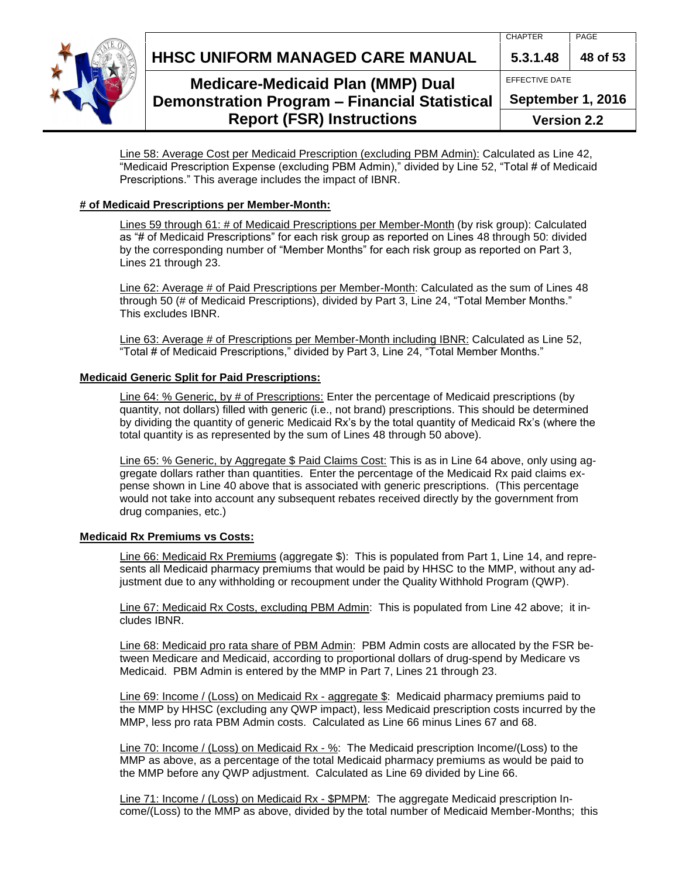Line 58: Average Cost per Medicaid Prescription (excluding PBM Admin): Calculated as Line 42, "Medicaid Prescription Expense (excluding PBM Admin)," divided by Line 52, "Total # of Medicaid Prescriptions." This average includes the impact of IBNR.

**# of Medicaid Prescriptions per Member-Month:**

Lines 59 through 61: # of Medicaid Prescriptions per Member-Month (by risk group): Calculated as "# of Medicaid Prescriptions" for each risk group as reported on Lines 48 through 50: divided by the corresponding number of "Member Months" for each risk group as reported on Part 3, Lines 21 through 23.

Line 62: Average # of Paid Prescriptions per Member-Month: Calculated as the sum of Lines 48 through 50 (# of Medicaid Prescriptions), divided by Part 3, Line 24, "Total Member Months." This excludes IBNR.

Line 63: Average # of Prescriptions per Member-Month including IBNR: Calculated as Line 52, "Total # of Medicaid Prescriptions," divided by Part 3, Line 24, "Total Member Months."

**Medicaid Generic Split for Paid Prescriptions:**

Line 64: % Generic, by # of Prescriptions: Enter the percentage of Medicaid prescriptions (by quantity, not dollars) filled with generic (i.e., not brand) prescriptions. This should be determined by dividing the quantity of generic Medicaid Rx's by the total quantity of Medicaid Rx's (where the total quantity is as represented by the sum of Lines 48 through 50 above).

Line 65: % Generic, by Aggregate $ Paid Claims Cost: This is as in Line 64 above, only using aggregate dollars rather than quantities. Enter the percentage of the Medicaid Rx paid claims expense shown in Line 40 above that is associated with generic prescriptions. (This percentage would not take into account any subsequent rebates received directly by the government from drug companies, etc.)

**Medicaid Rx Premiums vs Costs:**

Line 66: Medicaid Rx Premiums (aggregate $): This is populated from Part 1, Line 14, and represents all Medicaid pharmacy premiums that would be paid by HHSC to the MMP, without any adjustment due to any withholding or recoupment under the Quality Withhold Program (QWP).

Line 67: Medicaid Rx Costs, excluding PBM Admin: This is populated from Line 42 above; it includes IBNR.

Line 68: Medicaid pro rata share of PBM Admin: PBM Admin costs are allocated by the FSR between Medicare and Medicaid, according to proportional dollars of drug-spend by Medicare vs Medicaid. PBM Admin is entered by the MMP in Part 7, Lines 21 through 23.

Line 69: Income / (Loss) on Medicaid Rx - aggregate $: Medicaid pharmacy premiums paid to the MMP by HHSC (excluding any QWP impact), less Medicaid prescription costs incurred by the MMP, less pro rata PBM Admin costs. Calculated as Line 66 minus Lines 67 and 68.

Line 70: Income / (Loss) on Medicaid Rx - %: The Medicaid prescription Income/(Loss) to the MMP as above, as a percentage of the total Medicaid pharmacy premiums as would be paid to the MMP before any QWP adjustment. Calculated as Line 69 divided by Line 66.

Line 71: Income / (Loss) on Medicaid Rx - $PMPM: The aggregate Medicaid prescription Income/(Loss) to the MMP as above, divided by the total number of Medicaid Member-Months; this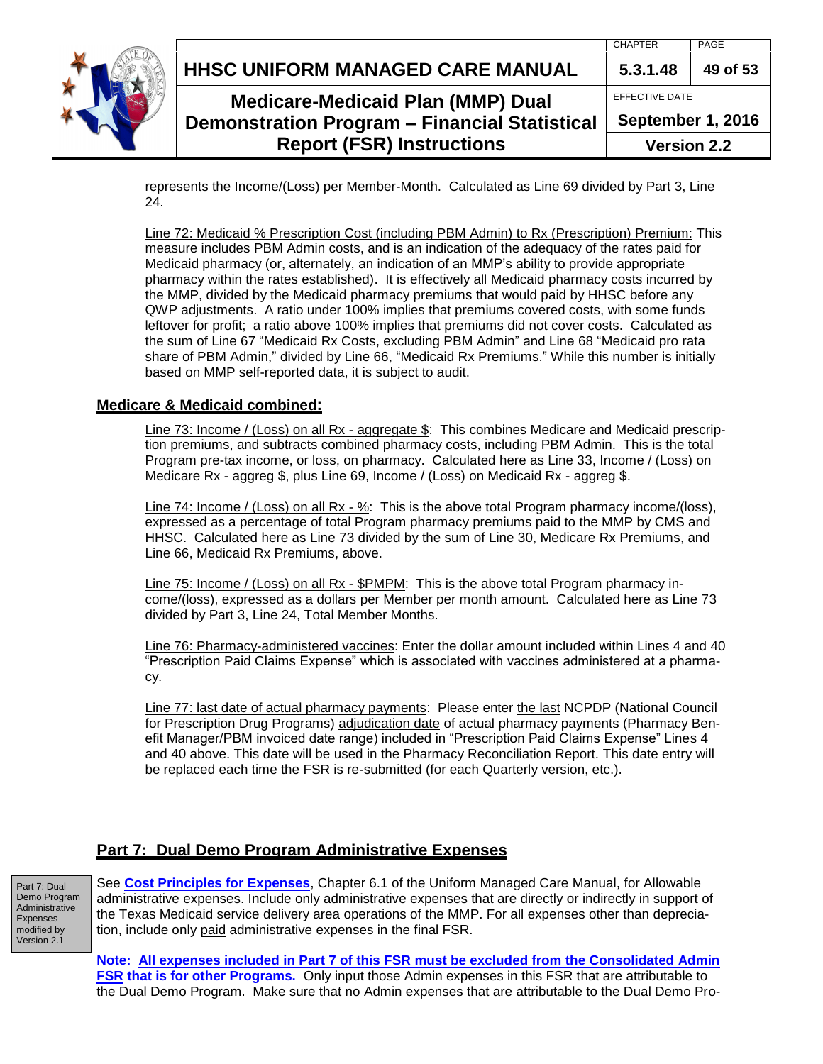represents the Income/(Loss) per Member-Month. Calculated as Line 69 divided by Part 3, Line 24.

Line 72: Medicaid % Prescription Cost (including PBM Admin) to Rx (Prescription) Premium: This measure includes PBM Admin costs, and is an indication of the adequacy of the rates paid for Medicaid pharmacy (or, alternately, an indication of an MMP's ability to provide appropriate pharmacy within the rates established). It is effectively all Medicaid pharmacy costs incurred by the MMP, divided by the Medicaid pharmacy premiums that would paid by HHSC before any QWP adjustments. A ratio under 100% implies that premiums covered costs, with some funds leftover for profit; a ratio above 100% implies that premiums did not cover costs. Calculated as the sum of Line 67 "Medicaid Rx Costs, excluding PBM Admin" and Line 68 "Medicaid pro rata share of PBM Admin," divided by Line 66, "Medicaid Rx Premiums." While this number is initially based on MMP self-reported data, it is subject to audit.

## Medicare & Medicaid combined:

Line 73: Income / (Loss) on all Rx - aggregate $: This combines Medicare and Medicaid prescription premiums, and subtracts combined pharmacy costs, including PBM Admin. This is the total Program pre-tax income, or loss, on pharmacy. Calculated here as Line 33, Income / (Loss) on Medicare Rx - aggreg $, plus Line 69, Income / (Loss) on Medicaid Rx - aggreg $.

Line 74: Income / (Loss) on all Rx - %: This is the above total Program pharmacy income/(loss), expressed as a percentage of total Program pharmacy premiums paid to the MMP by CMS and HHSC. Calculated here as Line 73 divided by the sum of Line 30, Medicare Rx Premiums, and Line 66, Medicaid Rx Premiums, above.

Line 75: Income / (Loss) on all Rx - $PMPM: This is the above total Program pharmacy income/(loss), expressed as a dollars per Member per month amount. Calculated here as Line 73 divided by Part 3, Line 24, Total Member Months.

Line 76: Pharmacy-administered vaccines: Enter the dollar amount included within Lines 4 and 40 "Prescription Paid Claims Expense" which is associated with vaccines administered at a pharmacy.

Line 77: last date of actual pharmacy payments: Please enter the last NCPDP (National Council for Prescription Drug Programs) adjudication date of actual pharmacy payments (Pharmacy Benefit Manager/PBM invoiced date range) included in "Prescription Paid Claims Expense" Lines 4 and 40 above. This date will be used in the Pharmacy Reconciliation Report. This date entry will be replaced each time the FSR is re-submitted (for each Quarterly version, etc.).

## Part 7: Dual Demo Program Administrative Expenses

Part 7: Dual Demo Program Administrative Expenses modified by Version 2.1

See **Cost Principles for Expenses**, Chapter 6.1 of the Uniform Managed Care Manual, for Allowable administrative expenses. Include only administrative expenses that are directly or indirectly in support of the Texas Medicaid service delivery area operations of the MMP. For all expenses other than depreciation, include only paid administrative expenses in the final FSR.

**Note: All expenses included in Part 7 of this FSR must be excluded from the Consolidated Admin FSR that is for other Programs.** Only input those Admin expenses in this FSR that are attributable to the Dual Demo Program. Make sure that no Admin expenses that are attributable to the Dual Demo Pro-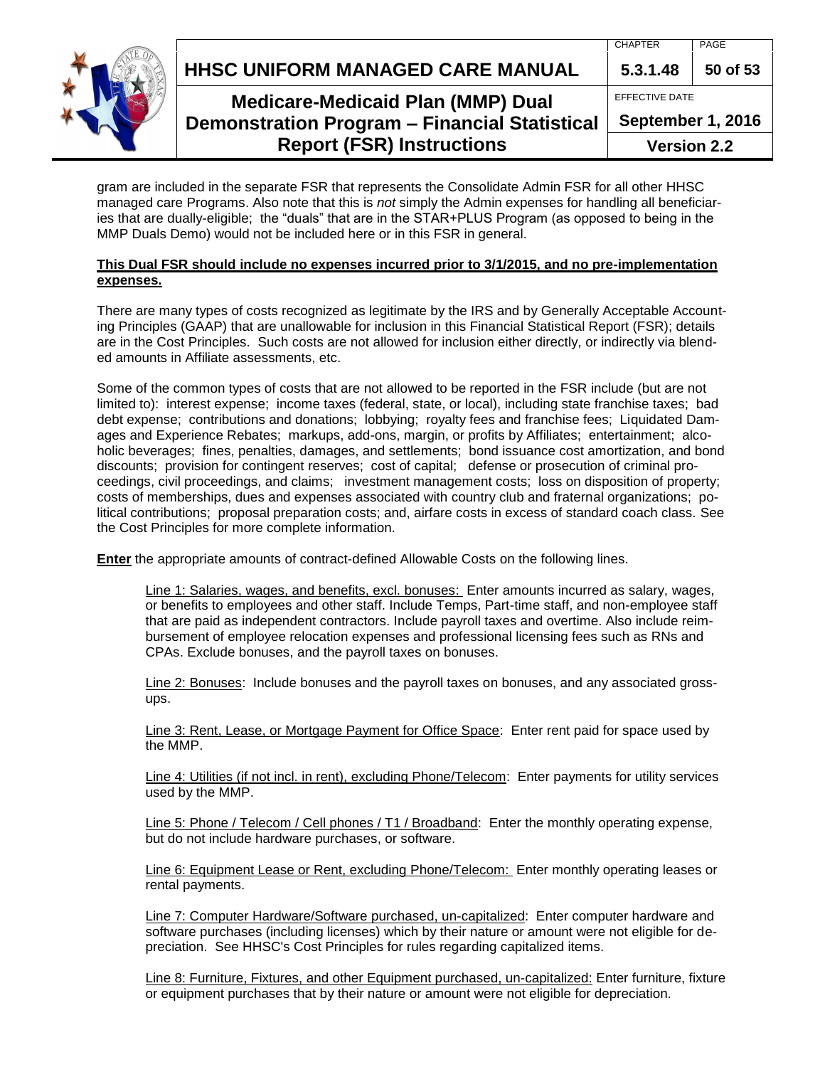gram are included in the separate FSR that represents the Consolidate Admin FSR for all other HHSC managed care Programs. Also note that this is *not* simply the Admin expenses for handling all beneficiaries that are dually-eligible; the "duals" that are in the STAR+PLUS Program (as opposed to being in the MMP Duals Demo) would not be included here or in this FSR in general.

**This Dual FSR should include no expenses incurred prior to 3/1/2015, and no pre-implementation expenses.**

There are many types of costs recognized as legitimate by the IRS and by Generally Acceptable Accounting Principles (GAAP) that are unallowable for inclusion in this Financial Statistical Report (FSR); details are in the Cost Principles. Such costs are not allowed for inclusion either directly, or indirectly via blended amounts in Affiliate assessments, etc.

Some of the common types of costs that are not allowed to be reported in the FSR include (but are not limited to): interest expense; income taxes (federal, state, or local), including state franchise taxes; bad debt expense; contributions and donations; lobbying; royalty fees and franchise fees; Liquidated Damages and Experience Rebates; markups, add-ons, margin, or profits by Affiliates; entertainment; alcoholic beverages; fines, penalties, damages, and settlements; bond issuance cost amortization, and bond discounts; provision for contingent reserves; cost of capital; defense or prosecution of criminal proceedings, civil proceedings, and claims; investment management costs; loss on disposition of property; costs of memberships, dues and expenses associated with country club and fraternal organizations; political contributions; proposal preparation costs; and, airfare costs in excess of standard coach class. See the Cost Principles for more complete information.

**Enter** the appropriate amounts of contract-defined Allowable Costs on the following lines.

Line 1: Salaries, wages, and benefits, excl. bonuses: Enter amounts incurred as salary, wages, or benefits to employees and other staff. Include Temps, Part-time staff, and non-employee staff that are paid as independent contractors. Include payroll taxes and overtime. Also include reimbursement of employee relocation expenses and professional licensing fees such as RNs and CPAs. Exclude bonuses, and the payroll taxes on bonuses.

Line 2: Bonuses: Include bonuses and the payroll taxes on bonuses, and any associated gross-ups.

Line 3: Rent, Lease, or Mortgage Payment for Office Space: Enter rent paid for space used by the MMP.

Line 4: Utilities (if not incl. in rent), excluding Phone/Telecom: Enter payments for utility services used by the MMP.

Line 5: Phone / Telecom / Cell phones / T1 / Broadband: Enter the monthly operating expense, but do not include hardware purchases, or software.

Line 6: Equipment Lease or Rent, excluding Phone/Telecom: Enter monthly operating leases or rental payments.

Line 7: Computer Hardware/Software purchased, un-capitalized: Enter computer hardware and software purchases (including licenses) which by their nature or amount were not eligible for depreciation. See HHSC's Cost Principles for rules regarding capitalized items.

Line 8: Furniture, Fixtures, and other Equipment purchased, un-capitalized: Enter furniture, fixture or equipment purchases that by their nature or amount were not eligible for depreciation.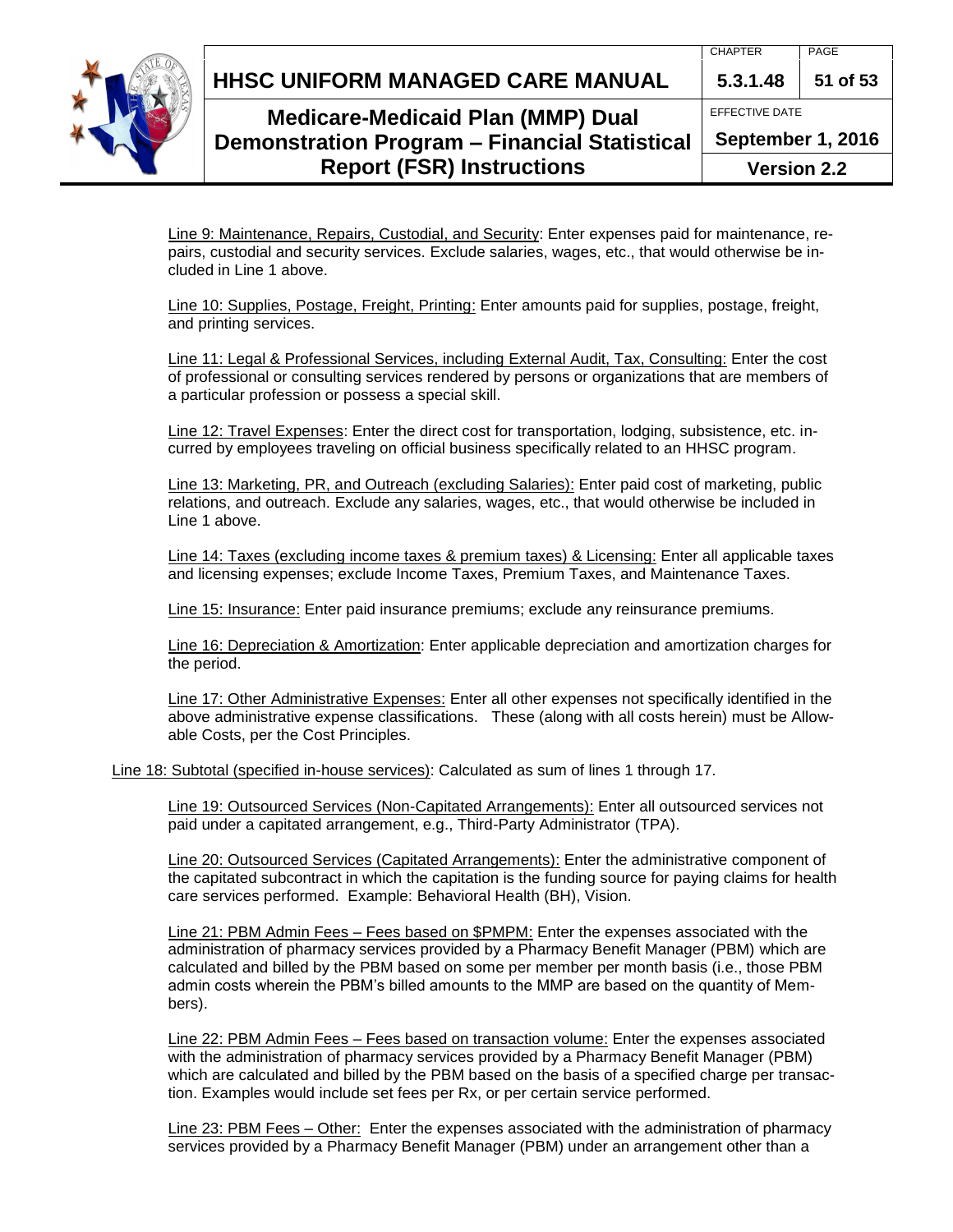Line 9: Maintenance, Repairs, Custodial, and Security: Enter expenses paid for maintenance, repairs, custodial and security services. Exclude salaries, wages, etc., that would otherwise be included in Line 1 above.

Line 10: Supplies, Postage, Freight, Printing: Enter amounts paid for supplies, postage, freight, and printing services.

Line 11: Legal & Professional Services, including External Audit, Tax, Consulting: Enter the cost of professional or consulting services rendered by persons or organizations that are members of a particular profession or possess a special skill.

Line 12: Travel Expenses: Enter the direct cost for transportation, lodging, subsistence, etc. incurred by employees traveling on official business specifically related to an HHSC program.

Line 13: Marketing, PR, and Outreach (excluding Salaries): Enter paid cost of marketing, public relations, and outreach. Exclude any salaries, wages, etc., that would otherwise be included in Line 1 above.

Line 14: Taxes (excluding income taxes & premium taxes) & Licensing: Enter all applicable taxes and licensing expenses; exclude Income Taxes, Premium Taxes, and Maintenance Taxes.

Line 15: Insurance: Enter paid insurance premiums; exclude any reinsurance premiums.

Line 16: Depreciation & Amortization: Enter applicable depreciation and amortization charges for the period.

Line 17: Other Administrative Expenses: Enter all other expenses not specifically identified in the above administrative expense classifications. These (along with all costs herein) must be Allowable Costs, per the Cost Principles.

Line 18: Subtotal (specified in-house services): Calculated as sum of lines 1 through 17.

Line 19: Outsourced Services (Non-Capitated Arrangements): Enter all outsourced services not paid under a capitated arrangement, e.g., Third-Party Administrator (TPA).

Line 20: Outsourced Services (Capitated Arrangements): Enter the administrative component of the capitated subcontract in which the capitation is the funding source for paying claims for health care services performed. Example: Behavioral Health (BH), Vision.

Line 21: PBM Admin Fees – Fees based on $PMPM: Enter the expenses associated with the administration of pharmacy services provided by a Pharmacy Benefit Manager (PBM) which are calculated and billed by the PBM based on some per member per month basis (i.e., those PBM admin costs wherein the PBM's billed amounts to the MMP are based on the quantity of Members).

Line 22: PBM Admin Fees – Fees based on transaction volume: Enter the expenses associated with the administration of pharmacy services provided by a Pharmacy Benefit Manager (PBM) which are calculated and billed by the PBM based on the basis of a specified charge per transaction. Examples would include set fees per Rx, or per certain service performed.

Line 23: PBM Fees – Other: Enter the expenses associated with the administration of pharmacy services provided by a Pharmacy Benefit Manager (PBM) under an arrangement other than a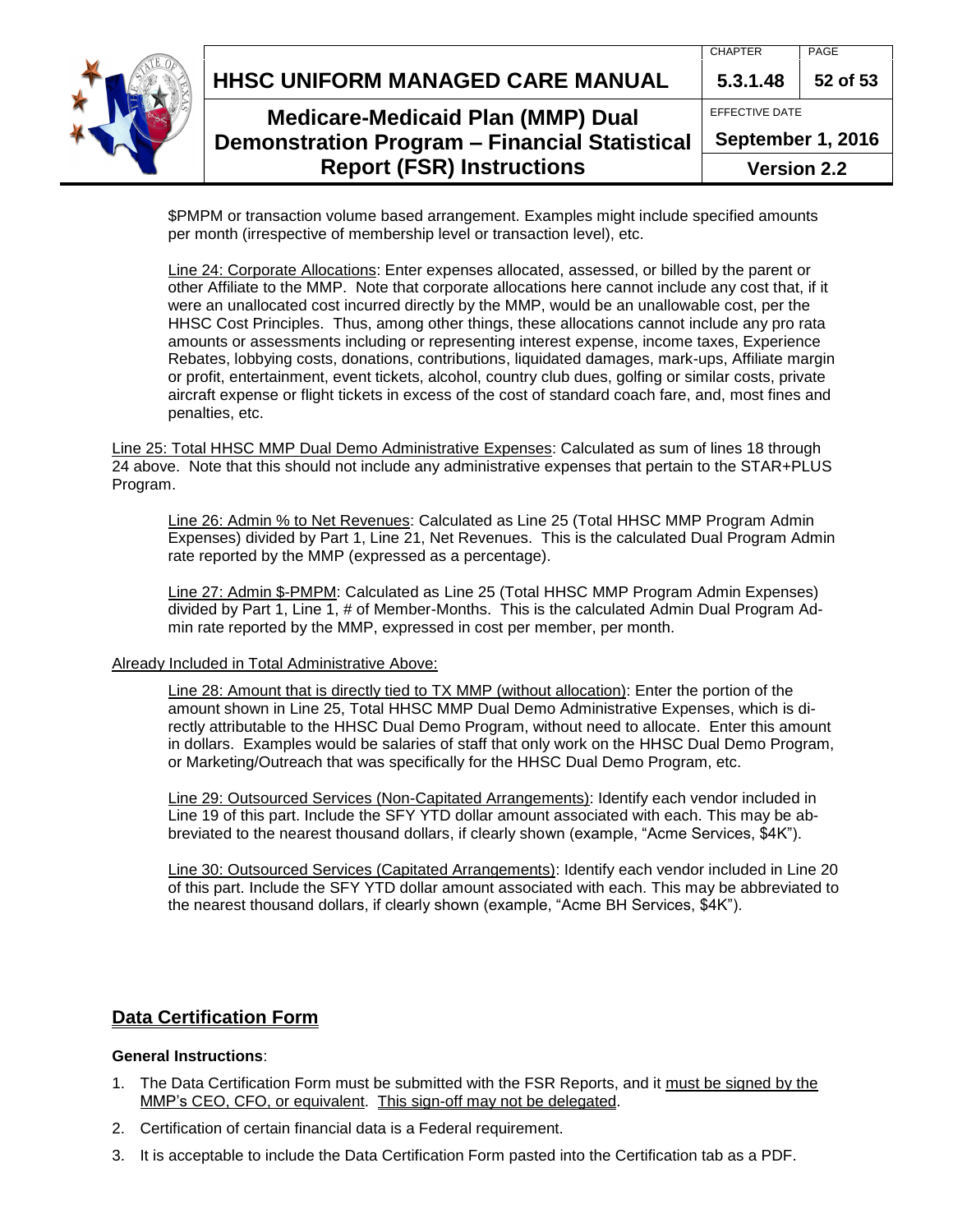$PMPM or transaction volume based arrangement. Examples might include specified amounts per month (irrespective of membership level or transaction level), etc.

Line 24: Corporate Allocations: Enter expenses allocated, assessed, or billed by the parent or other Affiliate to the MMP. Note that corporate allocations here cannot include any cost that, if it were an unallocated cost incurred directly by the MMP, would be an unallowable cost, per the HHSC Cost Principles. Thus, among other things, these allocations cannot include any pro rata amounts or assessments including or representing interest expense, income taxes, Experience Rebates, lobbying costs, donations, contributions, liquidated damages, mark-ups, Affiliate margin or profit, entertainment, event tickets, alcohol, country club dues, golfing or similar costs, private aircraft expense or flight tickets in excess of the cost of standard coach fare, and, most fines and penalties, etc.

Line 25: Total HHSC MMP Dual Demo Administrative Expenses: Calculated as sum of lines 18 through 24 above. Note that this should not include any administrative expenses that pertain to the STAR+PLUS Program.

Line 26: Admin % to Net Revenues: Calculated as Line 25 (Total HHSC MMP Program Admin Expenses) divided by Part 1, Line 21, Net Revenues. This is the calculated Dual Program Admin rate reported by the MMP (expressed as a percentage).

Line 27: Admin $-PMPM: Calculated as Line 25 (Total HHSC MMP Program Admin Expenses) divided by Part 1, Line 1, # of Member-Months. This is the calculated Admin Dual Program Admin rate reported by the MMP, expressed in cost per member, per month.

Already Included in Total Administrative Above:

Line 28: Amount that is directly tied to TX MMP (without allocation): Enter the portion of the amount shown in Line 25, Total HHSC MMP Dual Demo Administrative Expenses, which is directly attributable to the HHSC Dual Demo Program, without need to allocate. Enter this amount in dollars. Examples would be salaries of staff that only work on the HHSC Dual Demo Program, or Marketing/Outreach that was specifically for the HHSC Dual Demo Program, etc.

Line 29: Outsourced Services (Non-Capitated Arrangements): Identify each vendor included in Line 19 of this part. Include the SFY YTD dollar amount associated with each. This may be abbreviated to the nearest thousand dollars, if clearly shown (example, "Acme Services, $4K").

Line 30: Outsourced Services (Capitated Arrangements): Identify each vendor included in Line 20 of this part. Include the SFY YTD dollar amount associated with each. This may be abbreviated to the nearest thousand dollars, if clearly shown (example, "Acme BH Services, $4K").

## Data Certification Form

**General Instructions**:

1. The Data Certification Form must be submitted with the FSR Reports, and it must be signed by the MMP's CEO, CFO, or equivalent. This sign-off may not be delegated.
2. Certification of certain financial data is a Federal requirement.
3. It is acceptable to include the Data Certification Form pasted into the Certification tab as a PDF.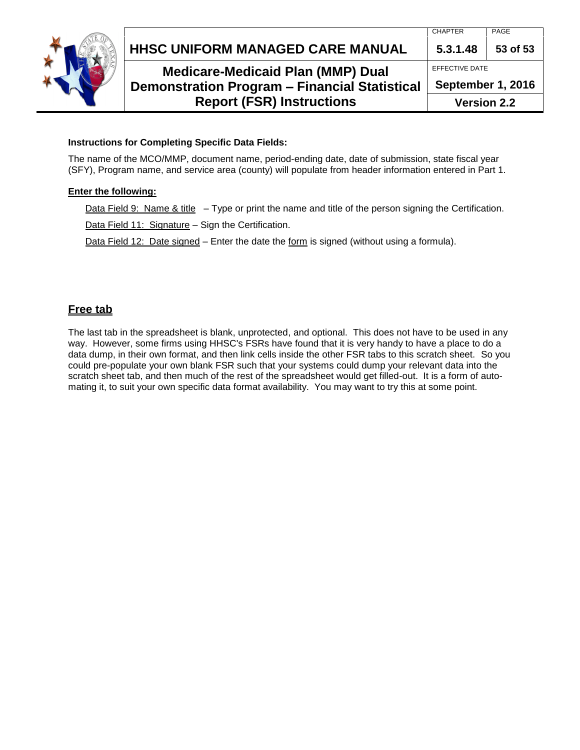**Instructions for Completing Specific Data Fields:**

The name of the MCO/MMP, document name, period-ending date, date of submission, state fiscal year (SFY), Program name, and service area (county) will populate from header information entered in Part 1.

**Enter the following:**

Data Field 9: Name & title – Type or print the name and title of the person signing the Certification.

Data Field 11: Signature – Sign the Certification.

Data Field 12: Date signed – Enter the date the form is signed (without using a formula).

## Free tab

The last tab in the spreadsheet is blank, unprotected, and optional. This does not have to be used in any way. However, some firms using HHSC's FSRs have found that it is very handy to have a place to do a data dump, in their own format, and then link cells inside the other FSR tabs to this scratch sheet. So you could pre-populate your own blank FSR such that your systems could dump your relevant data into the scratch sheet tab, and then much of the rest of the spreadsheet would get filled-out. It is a form of auto-mating it, to suit your own specific data format availability. You may want to try this at some point.